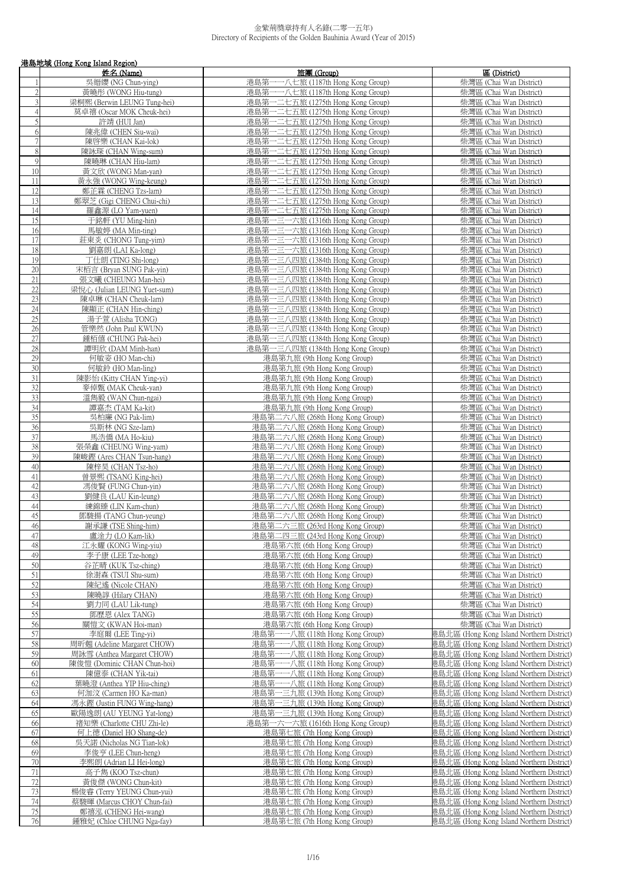# 金紫荊獎章持有人名錄(二零一五年)
Directory of Recipients of the Golden Bauhinia Award (Year of 2015)

## 港島地域 (Hong Kong Island Region)

| | 姓名 (Name) | 旅團 (Group) | 區 (District) |
|---|---|---|---|
| 1 | 吳縉纓 (NG Chun-ying) | 港島第一一八七旅 (1187th Hong Kong Group) | 柴灣區 (Chai Wan District) |
| 2 | 黃曉彤 (WONG Hiu-tung) | 港島第一一八七旅 (1187th Hong Kong Group) | 柴灣區 (Chai Wan District) |
| 3 | 梁桐熙 (Berwin LEUNG Tung-hei) | 港島第一二七五旅 (1275th Hong Kong Group) | 柴灣區 (Chai Wan District) |
| 4 | 莫卓禧 (Oscar MOK Cheuk-hei) | 港島第一二七五旅 (1275th Hong Kong Group) | 柴灣區 (Chai Wan District) |
| 5 | 許靖 (HUI Jan) | 港島第一二七五旅 (1275th Hong Kong Group) | 柴灣區 (Chai Wan District) |
| 6 | 陳兆偉 (CHEN Siu-wai) | 港島第一二七五旅 (1275th Hong Kong Group) | 柴灣區 (Chai Wan District) |
| 7 | 陳啓樂 (CHAN Kai-lok) | 港島第一二七五旅 (1275th Hong Kong Group) | 柴灣區 (Chai Wan District) |
| 8 | 陳詠琛 (CHAN Wing-sum) | 港島第一二七五旅 (1275th Hong Kong Group) | 柴灣區 (Chai Wan District) |
| 9 | 陳曉琳 (CHAN Hiu-lam) | 港島第一二七五旅 (1275th Hong Kong Group) | 柴灣區 (Chai Wan District) |
| 10 | 黃文欣 (WONG Man-yan) | 港島第一二七五旅 (1275th Hong Kong Group) | 柴灣區 (Chai Wan District) |
| 11 | 黃永強 (WONG Wing-keung) | 港島第一二七五旅 (1275th Hong Kong Group) | 柴灣區 (Chai Wan District) |
| 12 | 鄭芷霖 (CHENG Tzs-lam) | 港島第一二七五旅 (1275th Hong Kong Group) | 柴灣區 (Chai Wan District) |
| 13 | 鄭翠芝 (Gigi CHENG Chui-chi) | 港島第一二七五旅 (1275th Hong Kong Group) | 柴灣區 (Chai Wan District) |
| 14 | 羅鑫源 (LO Yam-yuen) | 港島第一二七五旅 (1275th Hong Kong Group) | 柴灣區 (Chai Wan District) |
| 15 | 于銘軒 (YU Ming-hin) | 港島第一三一六旅 (1316th Hong Kong Group) | 柴灣區 (Chai Wan District) |
| 16 | 馬敏婷 (MA Min-ting) | 港島第一三一六旅 (1316th Hong Kong Group) | 柴灣區 (Chai Wan District) |
| 17 | 莊東炎 (CHONG Tung-yim) | 港島第一三一六旅 (1316th Hong Kong Group) | 柴灣區 (Chai Wan District) |
| 18 | 劉嘉朗 (LAI Ka-long) | 港島第一三一六旅 (1316th Hong Kong Group) | 柴灣區 (Chai Wan District) |
| 19 | 丁仕朗 (TING Shi-long) | 港島第一三八四旅 (1384th Hong Kong Group) | 柴灣區 (Chai Wan District) |
| 20 | 宋栢言 (Bryan SUNG Pak-yin) | 港島第一三八四旅 (1384th Hong Kong Group) | 柴灣區 (Chai Wan District) |
| 21 | 張文曦 (CHEUNG Man-hei) | 港島第一三八四旅 (1384th Hong Kong Group) | 柴灣區 (Chai Wan District) |
| 22 | 梁悅心 (Julian LEUNG Yuet-sum) | 港島第一三八四旅 (1384th Hong Kong Group) | 柴灣區 (Chai Wan District) |
| 23 | 陳卓琳 (CHAN Cheuk-lam) | 港島第一三八四旅 (1384th Hong Kong Group) | 柴灣區 (Chai Wan District) |
| 24 | 陳顯正 (CHAN Hin-ching) | 港島第一三八四旅 (1384th Hong Kong Group) | 柴灣區 (Chai Wan District) |
| 25 | 湯子萱 (Alisha TONG) | 港島第一三八四旅 (1384th Hong Kong Group) | 柴灣區 (Chai Wan District) |
| 26 | 管樂然 (John Paul KWUN) | 港島第一三八四旅 (1384th Hong Kong Group) | 柴灣區 (Chai Wan District) |
| 27 | 鍾栢僖 (CHUNG Pak-hei) | 港島第一三八四旅 (1384th Hong Kong Group) | 柴灣區 (Chai Wan District) |
| 28 | 譚明欣 (DAM Minh-han) | 港島第一三八四旅 (1384th Hong Kong Group) | 柴灣區 (Chai Wan District) |
| 29 | 何敏姿 (HO Man-chi) | 港島第九旅 (9th Hong Kong Group) | 柴灣區 (Chai Wan District) |
| 30 | 何敏鈴 (HO Man-ling) | 港島第九旅 (9th Hong Kong Group) | 柴灣區 (Chai Wan District) |
| 31 | 陳影怡 (Kitty CHAN Ying-yi) | 港島第九旅 (9th Hong Kong Group) | 柴灣區 (Chai Wan District) |
| 32 | 麥倬甄 (MAK Cheuk-yan) | 港島第九旅 (9th Hong Kong Group) | 柴灣區 (Chai Wan District) |
| 33 | 溫雋毅 (WAN Chun-ngai) | 港島第九旅 (9th Hong Kong Group) | 柴灣區 (Chai Wan District) |
| 34 | 譚嘉杰 (TAM Ka-kit) | 港島第九旅 (9th Hong Kong Group) | 柴灣區 (Chai Wan District) |
| 35 | 吳柏廉 (NG Pak-lim) | 港島第二六八旅 (268th Hong Kong Group) | 柴灣區 (Chai Wan District) |
| 36 | 吳斯林 (NG Sze-lam) | 港島第二六八旅 (268th Hong Kong Group) | 柴灣區 (Chai Wan District) |
| 37 | 馬浩僑 (MA Ho-kiu) | 港島第二六八旅 (268th Hong Kong Group) | 柴灣區 (Chai Wan District) |
| 38 | 張榮鑫 (CHEUNG Wing-yam) | 港島第二六八旅 (268th Hong Kong Group) | 柴灣區 (Chai Wan District) |
| 39 | 陳峻鏗 (Ares CHAN Tsun-hang) | 港島第二六八旅 (268th Hong Kong Group) | 柴灣區 (Chai Wan District) |
| 40 | 陳梓昊 (CHAN Tsz-ho) | 港島第二六八旅 (268th Hong Kong Group) | 柴灣區 (Chai Wan District) |
| 41 | 曾景熙 (TSANG King-hei) | 港島第二六八旅 (268th Hong Kong Group) | 柴灣區 (Chai Wan District) |
| 42 | 馮俊賢 (FUNG Chun-yin) | 港島第二六八旅 (268th Hong Kong Group) | 柴灣區 (Chai Wan District) |
| 43 | 劉健良 (LAU Kin-leung) | 港島第二六八旅 (268th Hong Kong Group) | 柴灣區 (Chai Wan District) |
| 44 | 練錦臻 (LIN Kam-chun) | 港島第二六八旅 (268th Hong Kong Group) | 柴灣區 (Chai Wan District) |
| 45 | 鄧駿揚 (TANG Chun-yeung) | 港島第二六八旅 (268th Hong Kong Group) | 柴灣區 (Chai Wan District) |
| 46 | 謝承謙 (TSE Shing-him) | 港島第二六三旅 (263rd Hong Kong Group) | 柴灣區 (Chai Wan District) |
| 47 | 盧淦力 (LO Kam-lik) | 港島第二四三旅 (243rd Hong Kong Group) | 柴灣區 (Chai Wan District) |
| 48 | 江永耀 (KONG Wing-yiu) | 港島第六旅 (6th Hong Kong Group) | 柴灣區 (Chai Wan District) |
| 49 | 李子康 (LEE Tze-hong) | 港島第六旅 (6th Hong Kong Group) | 柴灣區 (Chai Wan District) |
| 50 | 谷芷晴 (KUK Tsz-ching) | 港島第六旅 (6th Hong Kong Group) | 柴灣區 (Chai Wan District) |
| 51 | 徐澍森 (TSUI Shu-sum) | 港島第六旅 (6th Hong Kong Group) | 柴灣區 (Chai Wan District) |
| 52 | 陳紀遙 (Nicole CHAN) | 港島第六旅 (6th Hong Kong Group) | 柴灣區 (Chai Wan District) |
| 53 | 陳曉諄 (Hilary CHAN) | 港島第六旅 (6th Hong Kong Group) | 柴灣區 (Chai Wan District) |
| 54 | 劉力同 (LAU Lik-tung) | 港島第六旅 (6th Hong Kong Group) | 柴灣區 (Chai Wan District) |
| 55 | 鄧歷恩 (Alex TANG) | 港島第六旅 (6th Hong Kong Group) | 柴灣區 (Chai Wan District) |
| 56 | 關愷文 (KWAN Hoi-man) | 港島第六旅 (6th Hong Kong Group) | 柴灣區 (Chai Wan District) |
| 57 | 李庭爾 (LEE Ting-yi) | 港島第一一八旅 (118th Hong Kong Group) | 港島北區 (Hong Kong Island Northern District) |
| 58 | 周昕翹 (Adeline Margaret CHOW) | 港島第一一八旅 (118th Hong Kong Group) | 港島北區 (Hong Kong Island Northern District) |
| 59 | 周詠雪 (Anthea Margaret CHOW) | 港島第一一八旅 (118th Hong Kong Group) | 港島北區 (Hong Kong Island Northern District) |
| 60 | 陳俊愷 (Dominic CHAN Chun-hoi) | 港島第一一八旅 (118th Hong Kong Group) | 港島北區 (Hong Kong Island Northern District) |
| 61 | 陳億泰 (CHAN Yik-tai) | 港島第一一八旅 (118th Hong Kong Group) | 港島北區 (Hong Kong Island Northern District) |
| 62 | 葉曉澄 (Anthea YIP Hiu-ching) | 港島第一一八旅 (118th Hong Kong Group) | 港島北區 (Hong Kong Island Northern District) |
| 63 | 何珈汶 (Carmen HO Ka-man) | 港島第一三九旅 (139th Hong Kong Group) | 港島北區 (Hong Kong Island Northern District) |
| 64 | 馮永鏗 (Justin FUNG Wing-hang) | 港島第一三九旅 (139th Hong Kong Group) | 港島北區 (Hong Kong Island Northern District) |
| 65 | 歐陽逸朗 (AU YEUNG Yat-long) | 港島第一三九旅 (139th Hong Kong Group) | 港島北區 (Hong Kong Island Northern District) |
| 66 | 褚知樂 (Charlotte CHU Zhi-le) | 港島第一六一六旅 (1616th Hong Kong Group) | 港島北區 (Hong Kong Island Northern District) |
| 67 | 何上德 (Daniel HO Shang-de) | 港島第七旅 (7th Hong Kong Group) | 港島北區 (Hong Kong Island Northern District) |
| 68 | 吳天諾 (Nicholas NG Tian-lok) | 港島第七旅 (7th Hong Kong Group) | 港島北區 (Hong Kong Island Northern District) |
| 69 | 李俊亨 (LEE Chun-heng) | 港島第七旅 (7th Hong Kong Group) | 港島北區 (Hong Kong Island Northern District) |
| 70 | 李熙朗 (Adrian LI Hei-long) | 港島第七旅 (7th Hong Kong Group) | 港島北區 (Hong Kong Island Northern District) |
| 71 | 高子雋 (KOO Tsz-chun) | 港島第七旅 (7th Hong Kong Group) | 港島北區 (Hong Kong Island Northern District) |
| 72 | 黃俊傑 (WONG Chun-kit) | 港島第七旅 (7th Hong Kong Group) | 港島北區 (Hong Kong Island Northern District) |
| 73 | 楊俊睿 (Terry YEUNG Chun-yui) | 港島第七旅 (7th Hong Kong Group) | 港島北區 (Hong Kong Island Northern District) |
| 74 | 蔡駿暉 (Marcus CHOY Chun-fai) | 港島第七旅 (7th Hong Kong Group) | 港島北區 (Hong Kong Island Northern District) |
| 75 | 鄭禧泓 (CHENG Hei-wang) | 港島第七旅 (7th Hong Kong Group) | 港島北區 (Hong Kong Island Northern District) |
| 76 | 鍾雅妃 (Chloe CHUNG Nga-fay) | 港島第七旅 (7th Hong Kong Group) | 港島北區 (Hong Kong Island Northern District) |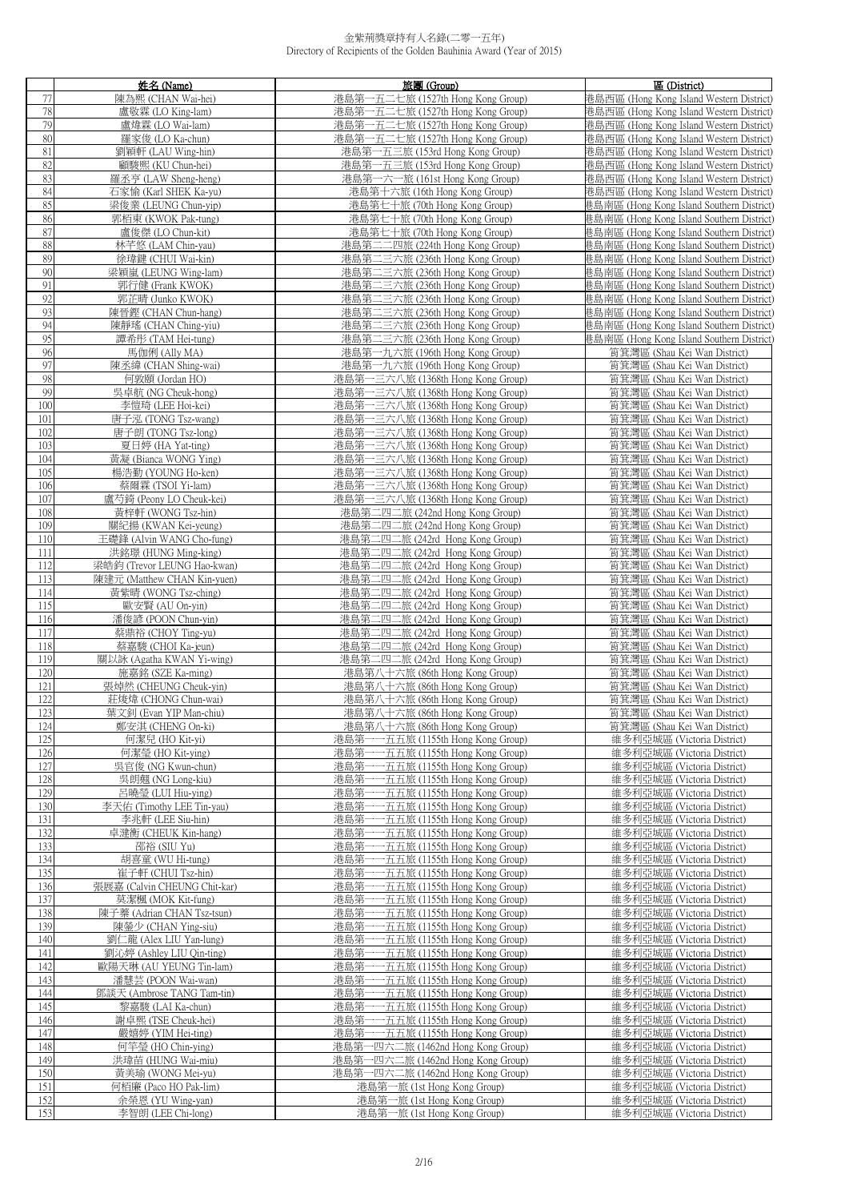| | 姓名 (Name) | 旅團 (Group) | 區 (District) |
|---|---|---|---|
| 77 | 陳為熙 (CHAN Wai-hei) | 港島第一五二七旅 (1527th Hong Kong Group) | 港島西區 (Hong Kong Island Western District) |
| 78 | 盧敬霖 (LO King-lam) | 港島第一五二七旅 (1527th Hong Kong Group) | 港島西區 (Hong Kong Island Western District) |
| 79 | 盧煒霖 (LO Wai-lam) | 港島第一五二七旅 (1527th Hong Kong Group) | 港島西區 (Hong Kong Island Western District) |
| 80 | 羅家俊 (LO Ka-chun) | 港島第一五二七旅 (1527th Hong Kong Group) | 港島西區 (Hong Kong Island Western District) |
| 81 | 劉穎軒 (LAU Wing-hin) | 港島第一五三旅 (153rd Hong Kong Group) | 港島西區 (Hong Kong Island Western District) |
| 82 | 顧駿熙 (KU Chun-hei) | 港島第一五三旅 (153rd Hong Kong Group) | 港島西區 (Hong Kong Island Western District) |
| 83 | 羅丞亨 (LAW Sheng-heng) | 港島第一六一旅 (161st Hong Kong Group) | 港島西區 (Hong Kong Island Western District) |
| 84 | 石家愉 (Karl SHEK Ka-yu) | 港島第十六旅 (16th Hong Kong Group) | 港島西區 (Hong Kong Island Western District) |
| 85 | 梁俊業 (LEUNG Chun-yip) | 港島第七十旅 (70th Hong Kong Group) | 港島南區 (Hong Kong Island Southern District) |
| 86 | 郭栢東 (KWOK Pak-tung) | 港島第七十旅 (70th Hong Kong Group) | 港島南區 (Hong Kong Island Southern District) |
| 87 | 盧俊傑 (LO Chun-kit) | 港島第七十旅 (70th Hong Kong Group) | 港島南區 (Hong Kong Island Southern District) |
| 88 | 林芊悠 (LAM Chin-yau) | 港島第二二四旅 (224th Hong Kong Group) | 港島南區 (Hong Kong Island Southern District) |
| 89 | 徐瑋鍵 (CHUI Wai-kin) | 港島第二三六旅 (236th Hong Kong Group) | 港島南區 (Hong Kong Island Southern District) |
| 90 | 梁穎嵐 (LEUNG Wing-lam) | 港島第二三六旅 (236th Hong Kong Group) | 港島南區 (Hong Kong Island Southern District) |
| 91 | 郭行健 (Frank KWOK) | 港島第二三六旅 (236th Hong Kong Group) | 港島南區 (Hong Kong Island Southern District) |
| 92 | 郭芷晴 (Junko KWOK) | 港島第二三六旅 (236th Hong Kong Group) | 港島南區 (Hong Kong Island Southern District) |
| 93 | 陳晉鏗 (CHAN Chun-hang) | 港島第二三六旅 (236th Hong Kong Group) | 港島南區 (Hong Kong Island Southern District) |
| 94 | 陳靜瑤 (CHAN Ching-yiu) | 港島第二三六旅 (236th Hong Kong Group) | 港島南區 (Hong Kong Island Southern District) |
| 95 | 譚希彤 (TAM Hei-tung) | 港島第二三六旅 (236th Hong Kong Group) | 港島南區 (Hong Kong Island Southern District) |
| 96 | 馬伽俐 (Ally MA) | 港島第一九六旅 (196th Hong Kong Group) | 筲箕灣區 (Shau Kei Wan District) |
| 97 | 陳丞緯 (CHAN Shing-wai) | 港島第一九六旅 (196th Hong Kong Group) | 筲箕灣區 (Shau Kei Wan District) |
| 98 | 何敦頤 (Jordan HO) | 港島第一三六八旅 (1368th Hong Kong Group) | 筲箕灣區 (Shau Kei Wan District) |
| 99 | 吳卓航 (NG Cheuk-hong) | 港島第一三六八旅 (1368th Hong Kong Group) | 筲箕灣區 (Shau Kei Wan District) |
| 100 | 李愷琦 (LEE Hoi-kei) | 港島第一三六八旅 (1368th Hong Kong Group) | 筲箕灣區 (Shau Kei Wan District) |
| 101 | 唐子泓 (TONG Tsz-wang) | 港島第一三六八旅 (1368th Hong Kong Group) | 筲箕灣區 (Shau Kei Wan District) |
| 102 | 唐子朗 (TONG Tsz-long) | 港島第一三六八旅 (1368th Hong Kong Group) | 筲箕灣區 (Shau Kei Wan District) |
| 103 | 夏日婷 (HA Yat-ting) | 港島第一三六八旅 (1368th Hong Kong Group) | 筲箕灣區 (Shau Kei Wan District) |
| 104 | 黃凝 (Bianca WONG Ying) | 港島第一三六八旅 (1368th Hong Kong Group) | 筲箕灣區 (Shau Kei Wan District) |
| 105 | 楊浩勤 (YOUNG Ho-ken) | 港島第一三六八旅 (1368th Hong Kong Group) | 筲箕灣區 (Shau Kei Wan District) |
| 106 | 蔡爾霖 (TSOI Yi-lam) | 港島第一三六八旅 (1368th Hong Kong Group) | 筲箕灣區 (Shau Kei Wan District) |
| 107 | 盧芍錡 (Peony LO Cheuk-kei) | 港島第一三六八旅 (1368th Hong Kong Group) | 筲箕灣區 (Shau Kei Wan District) |
| 108 | 黃梓軒 (WONG Tsz-hin) | 港島第二四二旅 (242nd Hong Kong Group) | 筲箕灣區 (Shau Kei Wan District) |
| 109 | 關紀揚 (KWAN Kei-yeung) | 港島第二四二旅 (242nd Hong Kong Group) | 筲箕灣區 (Shau Kei Wan District) |
| 110 | 王礎鋒 (Alvin WANG Cho-fung) | 港島第二四二旅 (242rd Hong Kong Group) | 筲箕灣區 (Shau Kei Wan District) |
| 111 | 洪銘景 (HUNG Ming-king) | 港島第二四二旅 (242rd Hong Kong Group) | 筲箕灣區 (Shau Kei Wan District) |
| 112 | 梁皓鈞 (Trevor LEUNG Hao-kwan) | 港島第二四二旅 (242rd Hong Kong Group) | 筲箕灣區 (Shau Kei Wan District) |
| 113 | 陳建元 (Matthew CHAN Kin-yuen) | 港島第二四二旅 (242rd Hong Kong Group) | 筲箕灣區 (Shau Kei Wan District) |
| 114 | 黃紫晴 (WONG Tsz-ching) | 港島第二四二旅 (242rd Hong Kong Group) | 筲箕灣區 (Shau Kei Wan District) |
| 115 | 歐安賢 (AU On-yin) | 港島第二四二旅 (242rd Hong Kong Group) | 筲箕灣區 (Shau Kei Wan District) |
| 116 | 潘俊諺 (POON Chun-yin) | 港島第二四二旅 (242rd Hong Kong Group) | 筲箕灣區 (Shau Kei Wan District) |
| 117 | 蔡鼎裕 (CHOY Ting-yu) | 港島第二四二旅 (242rd Hong Kong Group) | 筲箕灣區 (Shau Kei Wan District) |
| 118 | 蔡嘉駿 (CHOI Ka-jeun) | 港島第二四二旅 (242rd Hong Kong Group) | 筲箕灣區 (Shau Kei Wan District) |
| 119 | 關以詠 (Agatha KWAN Yi-wing) | 港島第二四二旅 (242rd Hong Kong Group) | 筲箕灣區 (Shau Kei Wan District) |
| 120 | 施嘉銘 (SZE Ka-ming) | 港島第八十六旅 (86th Hong Kong Group) | 筲箕灣區 (Shau Kei Wan District) |
| 121 | 張焯然 (CHEUNG Cheuk-yin) | 港島第八十六旅 (86th Hong Kong Group) | 筲箕灣區 (Shau Kei Wan District) |
| 122 | 莊竣煒 (CHONG Chun-wai) | 港島第八十六旅 (86th Hong Kong Group) | 筲箕灣區 (Shau Kei Wan District) |
| 123 | 葉文釗 (Evan YIP Man-chiu) | 港島第八十六旅 (86th Hong Kong Group) | 筲箕灣區 (Shau Kei Wan District) |
| 124 | 鄭安淇 (CHENG On-ki) | 港島第八十六旅 (86th Hong Kong Group) | 筲箕灣區 (Shau Kei Wan District) |
| 125 | 何潔兒 (HO Kit-yi) | 港島第一一五五旅 (1155th Hong Kong Group) | 維多利亞城區 (Victoria District) |
| 126 | 何潔瑩 (HO Kit-ying) | 港島第一一五五旅 (1155th Hong Kong Group) | 維多利亞城區 (Victoria District) |
| 127 | 吳官俊 (NG Kwun-chun) | 港島第一一五五旅 (1155th Hong Kong Group) | 維多利亞城區 (Victoria District) |
| 128 | 吳朗翹 (NG Long-kiu) | 港島第一一五五旅 (1155th Hong Kong Group) | 維多利亞城區 (Victoria District) |
| 129 | 呂曉瑩 (LUI Hiu-ying) | 港島第一一五五旅 (1155th Hong Kong Group) | 維多利亞城區 (Victoria District) |
| 130 | 李天佑 (Timothy LEE Tin-yau) | 港島第一一五五旅 (1155th Hong Kong Group) | 維多利亞城區 (Victoria District) |
| 131 | 李兆軒 (LEE Siu-hin) | 港島第一一五五旅 (1155th Hong Kong Group) | 維多利亞城區 (Victoria District) |
| 132 | 卓澺衡 (CHEUK Kin-hang) | 港島第一一五五旅 (1155th Hong Kong Group) | 維多利亞城區 (Victoria District) |
| 133 | 邵裕 (SIU Yu) | 港島第一一五五旅 (1155th Hong Kong Group) | 維多利亞城區 (Victoria District) |
| 134 | 胡喜童 (WU Hi-tung) | 港島第一一五五旅 (1155th Hong Kong Group) | 維多利亞城區 (Victoria District) |
| 135 | 崔子軒 (CHUI Tsz-hin) | 港島第一一五五旅 (1155th Hong Kong Group) | 維多利亞城區 (Victoria District) |
| 136 | 張展嘉 (Calvin CHEUNG Chit-kar) | 港島第一一五五旅 (1155th Hong Kong Group) | 維多利亞城區 (Victoria District) |
| 137 | 莫潔楓 (MOK Kit-fung) | 港島第一一五五旅 (1155th Hong Kong Group) | 維多利亞城區 (Victoria District) |
| 138 | 陳子蓁 (Adrian CHAN Tsz-tsun) | 港島第一一五五旅 (1155th Hong Kong Group) | 維多利亞城區 (Victoria District) |
| 139 | 陳瑩少 (CHAN Ying-siu) | 港島第一一五五旅 (1155th Hong Kong Group) | 維多利亞城區 (Victoria District) |
| 140 | 劉仁龍 (Alex LIU Yan-lung) | 港島第一一五五旅 (1155th Hong Kong Group) | 維多利亞城區 (Victoria District) |
| 141 | 劉沁婷 (Ashley LIU Qin-ting) | 港島第一一五五旅 (1155th Hong Kong Group) | 維多利亞城區 (Victoria District) |
| 142 | 歐陽天琳 (AU YEUNG Tin-lam) | 港島第一一五五旅 (1155th Hong Kong Group) | 維多利亞城區 (Victoria District) |
| 143 | 潘慧芸 (POON Wai-wan) | 港島第一一五五旅 (1155th Hong Kong Group) | 維多利亞城區 (Victoria District) |
| 144 | 鄧談天 (Ambrose TANG Tam-tin) | 港島第一一五五旅 (1155th Hong Kong Group) | 維多利亞城區 (Victoria District) |
| 145 | 黎嘉駿 (LAI Ka-chun) | 港島第一一五五旅 (1155th Hong Kong Group) | 維多利亞城區 (Victoria District) |
| 146 | 謝卓熙 (TSE Cheuk-hei) | 港島第一一五五旅 (1155th Hong Kong Group) | 維多利亞城區 (Victoria District) |
| 147 | 嚴囍婷 (YIM Hei-ting) | 港島第一一五五旅 (1155th Hong Kong Group) | 維多利亞城區 (Victoria District) |
| 148 | 何笒瑩 (HO Chin-ying) | 港島第一四六二旅 (1462nd Hong Kong Group) | 維多利亞城區 (Victoria District) |
| 149 | 洪瑋苗 (HUNG Wai-miu) | 港島第一四六二旅 (1462nd Hong Kong Group) | 維多利亞城區 (Victoria District) |
| 150 | 黃美瑜 (WONG Mei-yu) | 港島第一四六二旅 (1462nd Hong Kong Group) | 維多利亞城區 (Victoria District) |
| 151 | 何栢廉 (Paco HO Pak-lim) | 港島第一旅 (1st Hong Kong Group) | 維多利亞城區 (Victoria District) |
| 152 | 余榮恩 (YU Wing-yan) | 港島第一旅 (1st Hong Kong Group) | 維多利亞城區 (Victoria District) |
| 153 | 李智朗 (LEE Chi-long) | 港島第一旅 (1st Hong Kong Group) | 維多利亞城區 (Victoria District) |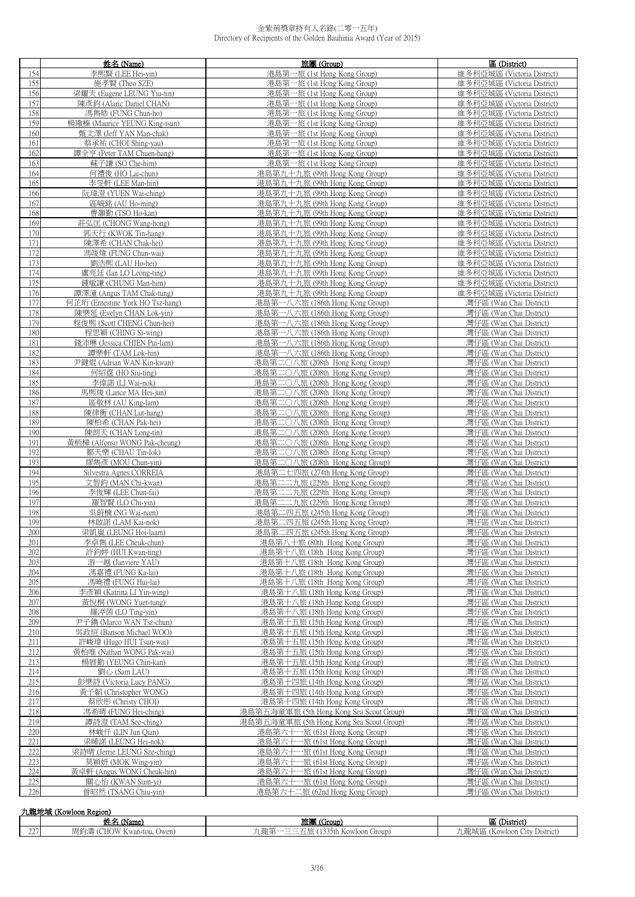金紫荊獎章持有人名錄(二零一五年)
Directory of Recipients of the Golden Bauhinia Award (Year of 2015)

| | 姓名 (Name) | 旅團 (Group) | 區 (District) |
|---|---|---|---|
| 154 | 李熙賢 (LEE Hei-yin) | 港島第一旅 (1st Hong Kong Group) | 維多利亞城區 (Victoria District) |
| 155 | 施孝賢 (Theo SZE) | 港島第一旅 (1st Hong Kong Group) | 維多利亞城區 (Victoria District) |
| 156 | 梁耀天 (Eugene LEUNG Yiu-tin) | 港島第一旅 (1st Hong Kong Group) | 維多利亞城區 (Victoria District) |
| 157 | 陳彥鈞 (Alaric Daniel CHAN) | 港島第一旅 (1st Hong Kong Group) | 維多利亞城區 (Victoria District) |
| 158 | 馮雋皓 (FUNG Chun-ho) | 港島第一旅 (1st Hong Kong Group) | 維多利亞城區 (Victoria District) |
| 159 | 楊璥榛 (Maurice YEUNG King-tsun) | 港島第一旅 (1st Hong Kong Group) | 維多利亞城區 (Victoria District) |
| 160 | 甄文澤 (Jeff YAN Man-chak) | 港島第一旅 (1st Hong Kong Group) | 維多利亞城區 (Victoria District) |
| 161 | 蔡承祐 (CHOI Shing-yau) | 港島第一旅 (1st Hong Kong Group) | 維多利亞城區 (Victoria District) |
| 162 | 譚全亨 (Peter TAM Chuen-hang) | 港島第一旅 (1st Hong Kong Group) | 維多利亞城區 (Victoria District) |
| 163 | 蘇子謙 (SO Che-him) | 港島第一旅 (1st Hong Kong Group) | 維多利亞城區 (Victoria District) |
| 164 | 何禮俊 (HO Lai-chun) | 港島第九十九旅 (99th Hong Kong Group) | 維多利亞城區 (Victoria District) |
| 165 | 李旻軒 (LEE Man-hin) | 港島第九十九旅 (99th Hong Kong Group) | 維多利亞城區 (Victoria District) |
| 166 | 阮瑋澄 (YUEN Wai-ching) | 港島第九十九旅 (99th Hong Kong Group) | 維多利亞城區 (Victoria District) |
| 167 | 區皜銘 (AU Ho-ming) | 港島第九十九旅 (99th Hong Kong Group) | 維多利亞城區 (Victoria District) |
| 168 | 曹灝勤 (TSO Ho-kan) | 港島第九十九旅 (99th Hong Kong Group) | 維多利亞城區 (Victoria District) |
| 169 | 莊弘匡 (CHONG Wang-hong) | 港島第九十九旅 (99th Hong Kong Group) | 維多利亞城區 (Victoria District) |
| 170 | 郭天行 (KWOK Tin-hang) | 港島第九十九旅 (99th Hong Kong Group) | 維多利亞城區 (Victoria District) |
| 171 | 陳澤希 (CHAN Chak-hei) | 港島第九十九旅 (99th Hong Kong Group) | 維多利亞城區 (Victoria District) |
| 172 | 馮竣瑋 (FUNG Chun-wai) | 港島第九十九旅 (99th Hong Kong Group) | 維多利亞城區 (Victoria District) |
| 173 | 劉浩熙 (LAU Ho-hei) | 港島第九十九旅 (99th Hong Kong Group) | 維多利亞城區 (Victoria District) |
| 174 | 盧亮廷 (Ian LO Leong-ting) | 港島第九十九旅 (99th Hong Kong Group) | 維多利亞城區 (Victoria District) |
| 175 | 鍾敏謙 (CHUNG Man-him) | 港島第九十九旅 (99th Hong Kong Group) | 維多利亞城區 (Victoria District) |
| 176 | 譚澤潼 (Angus TAM Chak-tung) | 港島第九十九旅 (99th Hong Kong Group) | 維多利亞城區 (Victoria District) |
| 177 | 何芷珩 (Ernestine York HO Tsz-hang) | 港島第一八六旅 (186th Hong Kong Group) | 灣仔區 (Wan Chai District) |
| 178 | 陳樂延 (Evelyn CHAN Lok-yin) | 港島第一八六旅 (186th Hong Kong Group) | 灣仔區 (Wan Chai District) |
| 179 | 程俊熙 (Scott CHENG Chun-hei) | 港島第一八六旅 (186th Hong Kong Group) | 灣仔區 (Wan Chai District) |
| 180 | 程思穎 (CHING Si-wing) | 港島第一八六旅 (186th Hong Kong Group) | 灣仔區 (Wan Chai District) |
| 181 | 錢沛琳 (Jessica CHIEN Pui-lam) | 港島第一八六旅 (186th Hong Kong Group) | 灣仔區 (Wan Chai District) |
| 182 | 譚樂軒 (TAM Lok-hin) | 港島第一八六旅 (186th Hong Kong Group) | 灣仔區 (Wan Chai District) |
| 183 | 尹鍵焜 (Adrian WAN Kin-kwan) | 港島第二〇八旅 (208th Hong Kong Group) | 灣仔區 (Wan Chai District) |
| 184 | 何紹霆 (HO Siu-ting) | 港島第二〇八旅 (208th Hong Kong Group) | 灣仔區 (Wan Chai District) |
| 185 | 李偉諾 (LI Wai-nok) | 港島第二〇八旅 (208th Hong Kong Group) | 灣仔區 (Wan Chai District) |
| 186 | 馬熙竣 (Lance MA Hei-jun) | 港島第二〇八旅 (208th Hong Kong Group) | 灣仔區 (Wan Chai District) |
| 187 | 區敬林 (AU King-lam) | 港島第二〇八旅 (208th Hong Kong Group) | 灣仔區 (Wan Chai District) |
| 188 | 陳律衡 (CHAN Lut-hang) | 港島第二〇八旅 (208th Hong Kong Group) | 灣仔區 (Wan Chai District) |
| 189 | 陳柏希 (CHAN Pak-hei) | 港島第二〇八旅 (208th Hong Kong Group) | 灣仔區 (Wan Chai District) |
| 190 | 陳朗天 (CHAN Long-tin) | 港島第二〇八旅 (208th Hong Kong Group) | 灣仔區 (Wan Chai District) |
| 191 | 黃栢樟 (Alfonso WONG Pak-cheung) | 港島第二〇八旅 (208th Hong Kong Group) | 灣仔區 (Wan Chai District) |
| 192 | 鄒天樂 (CHAU Tin-lok) | 港島第二〇八旅 (208th Hong Kong Group) | 灣仔區 (Wan Chai District) |
| 193 | 繆雋彥 (MOU Chun-yin) | 港島第二〇八旅 (208th Hong Kong Group) | 灣仔區 (Wan Chai District) |
| 194 | Silvestra Agnes CORREIA | 港島第二七四旅 (274th Hong Kong Group) | 灣仔區 (Wan Chai District) |
| 195 | 文智鈞 (MAN Chi-kwan) | 港島第二二九旅 (229th Hong Kong Group) | 灣仔區 (Wan Chai District) |
| 196 | 李俊輝 (LEE Chun-fai) | 港島第二二九旅 (229th Hong Kong Group) | 灣仔區 (Wan Chai District) |
| 197 | 羅智賢 (LO Chi-yin) | 港島第二二九旅 (229th Hong Kong Group) | 灣仔區 (Wan Chai District) |
| 198 | 吳蔚楠 (NG Wai-nam) | 港島第二四五旅 (245th Hong Kong Group) | 灣仔區 (Wan Chai District) |
| 199 | 林啟諾 (LAM Kai-nok) | 港島第二四五旅 (245th Hong Kong Group) | 灣仔區 (Wan Chai District) |
| 200 | 梁凱嵐 (LEUNG Hoi-laam) | 港島第二四五旅 (245th Hong Kong Group) | 灣仔區 (Wan Chai District) |
| 201 | 李卓雋 (LEE Cheuk-chun) | 港島第八十旅 (80th Hong Kong Group) | 灣仔區 (Wan Chai District) |
| 202 | 許鈞婷 (HUI Kwan-ting) | 港島第十八旅 (18th Hong Kong Group) | 灣仔區 (Wan Chai District) |
| 203 | 游一越 (Janviere YAU) | 港島第十八旅 (18th Hong Kong Group) | 灣仔區 (Wan Chai District) |
| 204 | 馮嘉禮 (FUNG Ka-lai) | 港島第十八旅 (18th Hong Kong Group) | 灣仔區 (Wan Chai District) |
| 205 | 馮曉禮 (FUNG Hui-lai) | 港島第十八旅 (18th Hong Kong Group) | 灣仔區 (Wan Chai District) |
| 206 | 李彥穎 (Katrina LI Yin-wing) | 港島第十八旅 (18th Hong Kong Group) | 灣仔區 (Wan Chai District) |
| 207 | 黃悅桐 (WONG Yuet-tung) | 港島第十八旅 (18th Hong Kong Group) | 灣仔區 (Wan Chai District) |
| 208 | 羅渟茵 (LO Ting-yin) | 港島第十八旅 (18th Hong Kong Group) | 灣仔區 (Wan Chai District) |
| 209 | 尹子雋 (Marco WAN Tsz-chun) | 港島第十五旅 (15th Hong Kong Group) | 灣仔區 (Wan Chai District) |
| 210 | 吳政垣 (Banson Michael WOO) | 港島第十五旅 (15th Hong Kong Group) | 灣仔區 (Wan Chai District) |
| 211 | 許峻瑋 (Hugo HUI Tsun-wai) | 港島第十五旅 (15th Hong Kong Group) | 灣仔區 (Wan Chai District) |
| 212 | 黃柏唯 (Nathan WONG Pak-wai) | 港島第十五旅 (15th Hong Kong Group) | 灣仔區 (Wan Chai District) |
| 213 | 楊展勤 (YEUNG Chin-kan) | 港島第十五旅 (15th Hong Kong Group) | 灣仔區 (Wan Chai District) |
| 214 | 劉心 (Sam LAU) | 港島第十五旅 (15th Hong Kong Group) | 灣仔區 (Wan Chai District) |
| 215 | 彭樂詩 (Victoria Lucy PANG) | 港島第十四旅 (14th Hong Kong Group) | 灣仔區 (Wan Chai District) |
| 216 | 黃子韜 (Christopher WONG) | 港島第十四旅 (14th Hong Kong Group) | 灣仔區 (Wan Chai District) |
| 217 | 蔡欣彤 (Christy CHOI) | 港島第十四旅 (14th Hong Kong Group) | 灣仔區 (Wan Chai District) |
| 218 | 馮希晴 (FUNG Hei-ching) | 港島第五海童軍旅 (5th Hong Kong Sea Scout Group) | 灣仔區 (Wan Chai District) |
| 219 | 譚詩澄 (TAM See-ching) | 港島第五海童軍旅 (5th Hong Kong Sea Scout Group) | 灣仔區 (Wan Chai District) |
| 220 | 林峻仟 (LIN Jun Qian) | 港島第六十一旅 (61st Hong Kong Group) | 灣仔區 (Wan Chai District) |
| 221 | 梁晞諾 (LEUNG Hei-nok) | 港島第六十一旅 (61st Hong Kong Group) | 灣仔區 (Wan Chai District) |
| 222 | 梁詩晴 (Jerrie LEUNG Sze-ching) | 港島第六十一旅 (61st Hong Kong Group) | 灣仔區 (Wan Chai District) |
| 223 | 莫穎妍 (MOK Wing-yin) | 港島第六十一旅 (61st Hong Kong Group) | 灣仔區 (Wan Chai District) |
| 224 | 黃卓軒 (Angus WONG Cheuk-hin) | 港島第六十一旅 (61st Hong Kong Group) | 灣仔區 (Wan Chai District) |
| 225 | 關心怡 (KWAN Sum-yi) | 港島第六十一旅 (61st Hong Kong Group) | 灣仔區 (Wan Chai District) |
| 226 | 曾昭然 (TSANG Chiu-yin) | 港島第六十二旅 (62nd Hong Kong Group) | 灣仔區 (Wan Chai District) |

## 九龍地域 (Kowloon Region)

| | 姓名 (Name) | 旅團 (Group) | 區 (District) |
|---|---|---|---|
| 227 | 周鈞濤 (CHOW Kwan-tou, Owen) | 九龍第一三三五旅 (1335th Kowloon Group) | 九龍城區 (Kowloon City District) |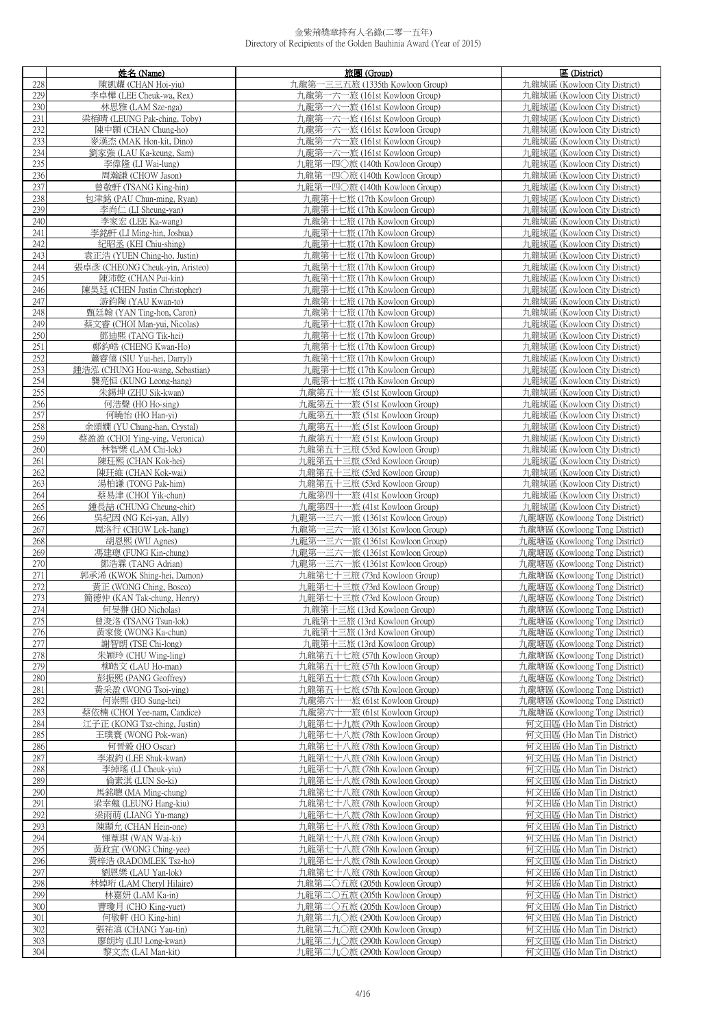金紫荊獎章持有人名錄(二零一五年)
Directory of Recipients of the Golden Bauhinia Award (Year of 2015)

| | 姓名 (Name) | 旅團 (Group) | 區 (District) |
|---|---|---|---|
| 228 | 陳凱耀 (CHAN Hoi-yiu) | 九龍第一三三五旅 (1335th Kowloon Group) | 九龍城區 (Kowloon City District) |
| 229 | 李卓樺 (LEE Cheuk-wa, Rex) | 九龍第一六一旅 (161st Kowloon Group) | 九龍城區 (Kowloon City District) |
| 230 | 林思雅 (LAM Sze-nga) | 九龍第一六一旅 (161st Kowloon Group) | 九龍城區 (Kowloon City District) |
| 231 | 梁栢晴 (LEUNG Pak-ching, Toby) | 九龍第一六一旅 (161st Kowloon Group) | 九龍城區 (Kowloon City District) |
| 232 | 陳中顥 (CHAN Chung-ho) | 九龍第一六一旅 (161st Kowloon Group) | 九龍城區 (Kowloon City District) |
| 233 | 麥漢杰 (MAK Hon-kit, Dino) | 九龍第一六一旅 (161st Kowloon Group) | 九龍城區 (Kowloon City District) |
| 234 | 劉家強 (LAU Ka-keung, Sam) | 九龍第一六一旅 (161st Kowloon Group) | 九龍城區 (Kowloon City District) |
| 235 | 李偉隆 (LI Wai-lung) | 九龍第一四〇旅 (140th Kowloon Group) | 九龍城區 (Kowloon City District) |
| 236 | 周瀚謙 (CHOW Jason) | 九龍第一四〇旅 (140th Kowloon Group) | 九龍城區 (Kowloon City District) |
| 237 | 曾敬軒 (TSANG King-hin) | 九龍第一四〇旅 (140th Kowloon Group) | 九龍城區 (Kowloon City District) |
| 238 | 包津銘 (PAU Chun-ming, Ryan) | 九龍第十七旅 (17th Kowloon Group) | 九龍城區 (Kowloon City District) |
| 239 | 李尚仁 (LI Sheung-yan) | 九龍第十七旅 (17th Kowloon Group) | 九龍城區 (Kowloon City District) |
| 240 | 李家宏 (LEE Ka-wang) | 九龍第十七旅 (17th Kowloon Group) | 九龍城區 (Kowloon City District) |
| 241 | 李銘軒 (LI Ming-hin, Joshua) | 九龍第十七旅 (17th Kowloon Group) | 九龍城區 (Kowloon City District) |
| 242 | 紀昭丞 (KEI Chiu-shing) | 九龍第十七旅 (17th Kowloon Group) | 九龍城區 (Kowloon City District) |
| 243 | 袁正浩 (YUEN Ching-ho, Justin) | 九龍第十七旅 (17th Kowloon Group) | 九龍城區 (Kowloon City District) |
| 244 | 張卓彥 (CHEONG Cheuk-yin, Aristeo) | 九龍第十七旅 (17th Kowloon Group) | 九龍城區 (Kowloon City District) |
| 245 | 陳沛乾 (CHAN Pui-kin) | 九龍第十七旅 (17th Kowloon Group) | 九龍城區 (Kowloon City District) |
| 246 | 陳昊廷 (CHEN Justin Christopher) | 九龍第十七旅 (17th Kowloon Group) | 九龍城區 (Kowloon City District) |
| 247 | 游鈞陶 (YAU Kwan-to) | 九龍第十七旅 (17th Kowloon Group) | 九龍城區 (Kowloon City District) |
| 248 | 甄廷翰 (YAN Ting-hon, Caron) | 九龍第十七旅 (17th Kowloon Group) | 九龍城區 (Kowloon City District) |
| 249 | 蔡文睿 (CHOI Man-yui, Nicolas) | 九龍第十七旅 (17th Kowloon Group) | 九龍城區 (Kowloon City District) |
| 250 | 鄧迪熙 (TANG Tik-hei) | 九龍第十七旅 (17th Kowloon Group) | 九龍城區 (Kowloon City District) |
| 251 | 鄭鈞皓 (CHENG Kwan-Ho) | 九龍第十七旅 (17th Kowloon Group) | 九龍城區 (Kowloon City District) |
| 252 | 蕭睿僖 (SIU Yui-hei, Darryl) | 九龍第十七旅 (17th Kowloon Group) | 九龍城區 (Kowloon City District) |
| 253 | 鍾浩泓 (CHUNG Hou-wang, Sebastian) | 九龍第十七旅 (17th Kowloon Group) | 九龍城區 (Kowloon City District) |
| 254 | 龔亮恒 (KUNG Leong-hang) | 九龍第十七旅 (17th Kowloon Group) | 九龍城區 (Kowloon City District) |
| 255 | 朱錫坤 (ZHU Sik-kwan) | 九龍第五十一旅 (51st Kowloon Group) | 九龍城區 (Kowloon City District) |
| 256 | 何浩聲 (HO Ho-sing) | 九龍第五十一旅 (51st Kowloon Group) | 九龍城區 (Kowloon City District) |
| 257 | 何曉怡 (HO Han-yi) | 九龍第五十一旅 (51st Kowloon Group) | 九龍城區 (Kowloon City District) |
| 258 | 余頌嫺 (YU Chung-han, Crystal) | 九龍第五十一旅 (51st Kowloon Group) | 九龍城區 (Kowloon City District) |
| 259 | 蔡盈盈 (CHOI Ying-ying, Veronica) | 九龍第五十一旅 (51st Kowloon Group) | 九龍城區 (Kowloon City District) |
| 260 | 林智樂 (LAM Chi-lok) | 九龍第五十三旅 (53rd Kowloon Group) | 九龍城區 (Kowloon City District) |
| 261 | 陳珏熙 (CHAN Kok-hei) | 九龍第五十三旅 (53rd Kowloon Group) | 九龍城區 (Kowloon City District) |
| 262 | 陳珏維 (CHAN Kok-wai) | 九龍第五十三旅 (53rd Kowloon Group) | 九龍城區 (Kowloon City District) |
| 263 | 湯柏謙 (TONG Pak-him) | 九龍第五十三旅 (53rd Kowloon Group) | 九龍城區 (Kowloon City District) |
| 264 | 蔡易津 (CHOI Yik-chun) | 九龍第四十一旅 (41st Kowloon Group) | 九龍城區 (Kowloon City District) |
| 265 | 鍾長喆 (CHUNG Cheung-chit) | 九龍第四十一旅 (41st Kowloon Group) | 九龍城區 (Kowloon City District) |
| 266 | 吳紀因 (NG Kei-yan, Ally) | 九龍第一三六一旅 (1361st Kowloon Group) | 九龍塘區 (Kowloong Tong District) |
| 267 | 周洛行 (CHOW Lok-hang) | 九龍第一三六一旅 (1361st Kowloon Group) | 九龍塘區 (Kowloong Tong District) |
| 268 | 胡恩熙 (WU Agnes) | 九龍第一三六一旅 (1361st Kowloon Group) | 九龍塘區 (Kowloong Tong District) |
| 269 | 馮建璁 (FUNG Kin-chung) | 九龍第一三六一旅 (1361st Kowloon Group) | 九龍塘區 (Kowloong Tong District) |
| 270 | 鄧浩霖 (TANG Adrian) | 九龍第一三六一旅 (1361st Kowloon Group) | 九龍塘區 (Kowloong Tong District) |
| 271 | 郭承浠 (KWOK Shing-hei, Damon) | 九龍第七十三旅 (73rd Kowloon Group) | 九龍塘區 (Kowloong Tong District) |
| 272 | 黃正 (WONG Ching, Bosco) | 九龍第七十三旅 (73rd Kowloon Group) | 九龍塘區 (Kowloong Tong District) |
| 273 | 簡德仲 (KAN Tak-chung, Henry) | 九龍第七十三旅 (73rd Kowloon Group) | 九龍塘區 (Kowloong Tong District) |
| 274 | 何旻翀 (HO Nicholas) | 九龍第十三旅 (13rd Kowloon Group) | 九龍塘區 (Kowloong Tong District) |
| 275 | 曾浚洛 (TSANG Tsun-lok) | 九龍第十三旅 (13rd Kowloon Group) | 九龍塘區 (Kowloong Tong District) |
| 276 | 黃家俊 (WONG Ka-chun) | 九龍第十三旅 (13rd Kowloon Group) | 九龍塘區 (Kowloong Tong District) |
| 277 | 謝智朗 (TSE Chi-long) | 九龍第十三旅 (13rd Kowloon Group) | 九龍塘區 (Kowloong Tong District) |
| 278 | 朱穎玲 (CHU Wing-ling) | 九龍第五十七旅 (57th Kowloon Group) | 九龍塘區 (Kowloong Tong District) |
| 279 | 柳皓文 (LAU Ho-man) | 九龍第五十七旅 (57th Kowloon Group) | 九龍塘區 (Kowloong Tong District) |
| 280 | 彭振熙 (PANG Geoffrey) | 九龍第五十七旅 (57th Kowloon Group) | 九龍塘區 (Kowloong Tong District) |
| 281 | 黃采盈 (WONG Tsoi-ying) | 九龍第五十七旅 (57th Kowloon Group) | 九龍塘區 (Kowloong Tong District) |
| 282 | 何崇熙 (HO Sung-hei) | 九龍第六十一旅 (61st Kowloon Group) | 九龍塘區 (Kowloong Tong District) |
| 283 | 蔡依楠 (CHOI Yee-nam, Candice) | 九龍第六十一旅 (61st Kowloon Group) | 九龍塘區 (Kowloong Tong District) |
| 284 | 江子正 (KONG Tsz-ching, Justin) | 九龍第七十九旅 (79th Kowloon Group) | 何文田區 (Ho Man Tin District) |
| 285 | 王璞寰 (WONG Pok-wan) | 九龍第七十八旅 (78th Kowloon Group) | 何文田區 (Ho Man Tin District) |
| 286 | 何晉毅 (HO Oscar) | 九龍第七十八旅 (78th Kowloon Group) | 何文田區 (Ho Man Tin District) |
| 287 | 李淑鈞 (LEE Shuk-kwan) | 九龍第七十八旅 (78th Kowloon Group) | 何文田區 (Ho Man Tin District) |
| 288 | 李綽瑤 (LI Cheuk-yiu) | 九龍第七十八旅 (78th Kowloon Group) | 何文田區 (Ho Man Tin District) |
| 289 | 倫素淇 (LUN So-ki) | 九龍第七十八旅 (78th Kowloon Group) | 何文田區 (Ho Man Tin District) |
| 290 | 馬銘聰 (MA Ming-chung) | 九龍第七十八旅 (78th Kowloon Group) | 何文田區 (Ho Man Tin District) |
| 291 | 梁幸翹 (LEUNG Hang-kiu) | 九龍第七十八旅 (78th Kowloon Group) | 何文田區 (Ho Man Tin District) |
| 292 | 梁雨萌 (LIANG Yu-mang) | 九龍第七十八旅 (78th Kowloon Group) | 何文田區 (Ho Man Tin District) |
| 293 | 陳顯允 (CHAN Hein-one) | 九龍第七十八旅 (78th Kowloon Group) | 何文田區 (Ho Man Tin District) |
| 294 | 惲葦琪 (WAN Wai-ki) | 九龍第七十八旅 (78th Kowloon Group) | 何文田區 (Ho Man Tin District) |
| 295 | 黃政宜 (WONG Ching-yee) | 九龍第七十八旅 (78th Kowloon Group) | 何文田區 (Ho Man Tin District) |
| 296 | 黃梓浩 (RADOMLEK Tsz-ho) | 九龍第七十八旅 (78th Kowloon Group) | 何文田區 (Ho Man Tin District) |
| 297 | 劉恩樂 (LAU Yan-lok) | 九龍第七十八旅 (78th Kowloon Group) | 何文田區 (Ho Man Tin District) |
| 298 | 林婥珩 (LAM Cheryl Hilaire) | 九龍第二〇五旅 (205th Kowloon Group) | 何文田區 (Ho Man Tin District) |
| 299 | 林嘉妍 (LAM Ka-in) | 九龍第二〇五旅 (205th Kowloon Group) | 何文田區 (Ho Man Tin District) |
| 300 | 曹瓊月 (CHO King-yuet) | 九龍第二〇五旅 (205th Kowloon Group) | 何文田區 (Ho Man Tin District) |
| 301 | 何敬軒 (HO King-hin) | 九龍第二九〇旅 (290th Kowloon Group) | 何文田區 (Ho Man Tin District) |
| 302 | 張祐滇 (CHANG Yau-tin) | 九龍第二九〇旅 (290th Kowloon Group) | 何文田區 (Ho Man Tin District) |
| 303 | 廖朗均 (LIU Long-kwan) | 九龍第二九〇旅 (290th Kowloon Group) | 何文田區 (Ho Man Tin District) |
| 304 | 黎文杰 (LAI Man-kit) | 九龍第二九〇旅 (290th Kowloon Group) | 何文田區 (Ho Man Tin District) |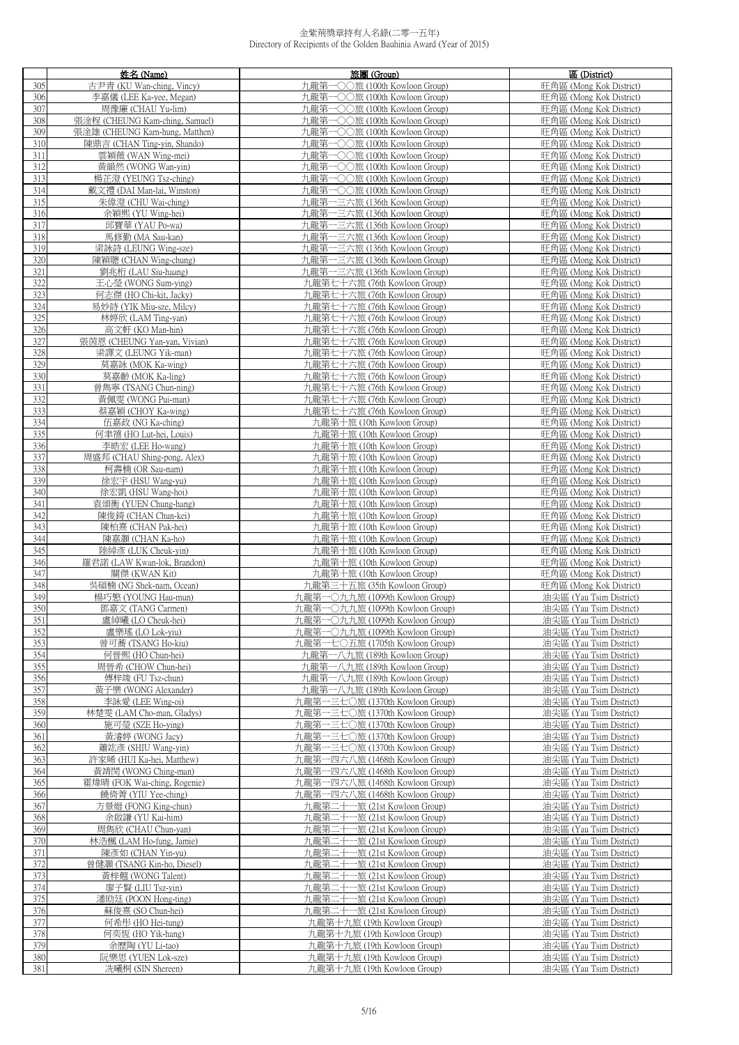金紫荊獎章持有人名錄(二零一五年)
Directory of Recipients of the Golden Bauhinia Award (Year of 2015)

| | 姓名 (Name) | 旅團 (Group) | 區 (District) |
|---|---|---|---|
| 305 | 古尹青 (KU Wan-ching, Vincy) | 九龍第一〇〇旅 (100th Kowloon Group) | 旺角區 (Mong Kok District) |
| 306 | 李嘉儀 (LEE Ka-yee, Megan) | 九龍第一〇〇旅 (100th Kowloon Group) | 旺角區 (Mong Kok District) |
| 307 | 周豫廉 (CHAU Yu-lim) | 九龍第一〇〇旅 (100th Kowloon Group) | 旺角區 (Mong Kok District) |
| 308 | 張淦程 (CHEUNG Kam-ching, Samuel) | 九龍第一〇〇旅 (100th Kowloon Group) | 旺角區 (Mong Kok District) |
| 309 | 張淦雄 (CHEUNG Kam-hung, Matthen) | 九龍第一〇〇旅 (100th Kowloon Group) | 旺角區 (Mong Kok District) |
| 310 | 陳鼎言 (CHAN Ting-yin, Shando) | 九龍第一〇〇旅 (100th Kowloon Group) | 旺角區 (Mong Kok District) |
| 311 | 雲穎薇 (WAN Wing-mei) | 九龍第一〇〇旅 (100th Kowloon Group) | 旺角區 (Mong Kok District) |
| 312 | 黃韻然 (WONG Wan-yin) | 九龍第一〇〇旅 (100th Kowloon Group) | 旺角區 (Mong Kok District) |
| 313 | 楊芷澄 (YEUNG Tsz-ching) | 九龍第一〇〇旅 (100th Kowloon Group) | 旺角區 (Mong Kok District) |
| 314 | 戴文禮 (DAI Man-lai, Winston) | 九龍第一〇〇旅 (100th Kowloon Group) | 旺角區 (Mong Kok District) |
| 315 | 朱偉澄 (CHU Wai-ching) | 九龍第一三六旅 (136th Kowloon Group) | 旺角區 (Mong Kok District) |
| 316 | 余穎熙 (YU Wing-hei) | 九龍第一三六旅 (136th Kowloon Group) | 旺角區 (Mong Kok District) |
| 317 | 邱寶華 (YAU Po-wa) | 九龍第一三六旅 (136th Kowloon Group) | 旺角區 (Mong Kok District) |
| 318 | 馬修勤 (MA Sau-kan) | 九龍第一三六旅 (136th Kowloon Group) | 旺角區 (Mong Kok District) |
| 319 | 梁詠詩 (LEUNG Wing-sze) | 九龍第一三六旅 (136th Kowloon Group) | 旺角區 (Mong Kok District) |
| 320 | 陳穎聰 (CHAN Wing-chung) | 九龍第一三六旅 (136th Kowloon Group) | 旺角區 (Mong Kok District) |
| 321 | 劉兆桁 (LAU Siu-haang) | 九龍第一三六旅 (136th Kowloon Group) | 旺角區 (Mong Kok District) |
| 322 | 王心瑩 (WONG Sum-ying) | 九龍第七十六旅 (76th Kowloon Group) | 旺角區 (Mong Kok District) |
| 323 | 何志傑 (HO Chi-kit, Jacky) | 九龍第七十六旅 (76th Kowloon Group) | 旺角區 (Mong Kok District) |
| 324 | 易妙詩 (YIK Miu-sze, Milcy) | 九龍第七十六旅 (76th Kowloon Group) | 旺角區 (Mong Kok District) |
| 325 | 林婷欣 (LAM Ting-yan) | 九龍第七十六旅 (76th Kowloon Group) | 旺角區 (Mong Kok District) |
| 326 | 高文軒 (KO Man-hin) | 九龍第七十六旅 (76th Kowloon Group) | 旺角區 (Mong Kok District) |
| 327 | 張茵恩 (CHEUNG Yan-yan, Vivian) | 九龍第七十六旅 (76th Kowloon Group) | 旺角區 (Mong Kok District) |
| 328 | 梁譯文 (LEUNG Yik-man) | 九龍第七十六旅 (76th Kowloon Group) | 旺角區 (Mong Kok District) |
| 329 | 莫嘉詠 (MOK Ka-wing) | 九龍第七十六旅 (76th Kowloon Group) | 旺角區 (Mong Kok District) |
| 330 | 莫嘉齡 (MOK Ka-ling) | 九龍第七十六旅 (76th Kowloon Group) | 旺角區 (Mong Kok District) |
| 331 | 曾雋寧 (TSANG Chun-ning) | 九龍第七十六旅 (76th Kowloon Group) | 旺角區 (Mong Kok District) |
| 332 | 黃佩雯 (WONG Pui-man) | 九龍第七十六旅 (76th Kowloon Group) | 旺角區 (Mong Kok District) |
| 333 | 蔡嘉穎 (CHOY Ka-wing) | 九龍第七十六旅 (76th Kowloon Group) | 旺角區 (Mong Kok District) |
| 334 | 伍嘉政 (NG Ka-ching) | 九龍第十旅 (10th Kowloon Group) | 旺角區 (Mong Kok District) |
| 335 | 何聿禧 (HO Lut-hei, Louis) | 九龍第十旅 (10th Kowloon Group) | 旺角區 (Mong Kok District) |
| 336 | 李晧宏 (LEE Ho-wang) | 九龍第十旅 (10th Kowloon Group) | 旺角區 (Mong Kok District) |
| 337 | 周盛邦 (CHAU Shing-pong, Alex) | 九龍第十旅 (10th Kowloon Group) | 旺角區 (Mong Kok District) |
| 338 | 柯壽楠 (OR Sau-nam) | 九龍第十旅 (10th Kowloon Group) | 旺角區 (Mong Kok District) |
| 339 | 徐宏宇 (HSU Wang-yu) | 九龍第十旅 (10th Kowloon Group) | 旺角區 (Mong Kok District) |
| 340 | 徐宏凱 (HSU Wang-hoi) | 九龍第十旅 (10th Kowloon Group) | 旺角區 (Mong Kok District) |
| 341 | 袁頌衡 (YUEN Chung-hang) | 九龍第十旅 (10th Kowloon Group) | 旺角區 (Mong Kok District) |
| 342 | 陳俊錡 (CHAN Chun-kei) | 九龍第十旅 (10th Kowloon Group) | 旺角區 (Mong Kok District) |
| 343 | 陳柏熹 (CHAN Pak-hei) | 九龍第十旅 (10th Kowloon Group) | 旺角區 (Mong Kok District) |
| 344 | 陳嘉灝 (CHAN Ka-ho) | 九龍第十旅 (10th Kowloon Group) | 旺角區 (Mong Kok District) |
| 345 | 陸綽彥 (LUK Cheuk-yin) | 九龍第十旅 (10th Kowloon Group) | 旺角區 (Mong Kok District) |
| 346 | 羅君諾 (LAW Kwan-lok, Brandon) | 九龍第十旅 (10th Kowloon Group) | 旺角區 (Mong Kok District) |
| 347 | 關傑 (KWAN Kit) | 九龍第十旅 (10th Kowloon Group) | 旺角區 (Mong Kok District) |
| 348 | 吳碩楠 (NG Shek-nam, Ocean) | 九龍第三十五旅 (35th Kowloon Group) | 旺角區 (Mong Kok District) |
| 349 | 楊巧懋 (YOUNG Hau-mun) | 九龍第一〇九九旅 (1099th Kowloon Group) | 油尖區 (Yau Tsim District) |
| 350 | 鄧嘉文 (TANG Carmen) | 九龍第一〇九九旅 (1099th Kowloon Group) | 油尖區 (Yau Tsim District) |
| 351 | 盧綽曦 (LO Cheuk-hei) | 九龍第一〇九九旅 (1099th Kowloon Group) | 油尖區 (Yau Tsim District) |
| 352 | 盧樂瑤 (LO Lok-yiu) | 九龍第一〇九九旅 (1099th Kowloon Group) | 油尖區 (Yau Tsim District) |
| 353 | 曾可蕎 (TSANG Ho-kiu) | 九龍第一七〇五旅 (1705th Kowloon Group) | 油尖區 (Yau Tsim District) |
| 354 | 何晉熙 (HO Chun-hei) | 九龍第一八九旅 (189th Kowloon Group) | 油尖區 (Yau Tsim District) |
| 355 | 周晉希 (CHOW Chun-hei) | 九龍第一八九旅 (189th Kowloon Group) | 油尖區 (Yau Tsim District) |
| 356 | 傅梓竣 (FU Tsz-chun) | 九龍第一八九旅 (189th Kowloon Group) | 油尖區 (Yau Tsim District) |
| 357 | 黃子樂 (WONG Alexander) | 九龍第一八九旅 (189th Kowloon Group) | 油尖區 (Yau Tsim District) |
| 358 | 李詠愛 (LEE Wing-oi) | 九龍第一三七〇旅 (1370th Kowloon Group) | 油尖區 (Yau Tsim District) |
| 359 | 林楚雯 (LAM Cho-man, Gladys) | 九龍第一三七〇旅 (1370th Kowloon Group) | 油尖區 (Yau Tsim District) |
| 360 | 施可瑩 (SZE Ho-ying) | 九龍第一三七〇旅 (1370th Kowloon Group) | 油尖區 (Yau Tsim District) |
| 361 | 黃濬婷 (WONG Jacy) | 九龍第一三七〇旅 (1370th Kowloon Group) | 油尖區 (Yau Tsim District) |
| 362 | 蕭竑彥 (SHIU Wang-yin) | 九龍第一三七〇旅 (1370th Kowloon Group) | 油尖區 (Yau Tsim District) |
| 363 | 許家晞 (HUI Ka-hei, Matthew) | 九龍第一四六八旅 (1468th Kowloon Group) | 油尖區 (Yau Tsim District) |
| 364 | 黃靖閔 (WONG Ching-man) | 九龍第一四六八旅 (1468th Kowloon Group) | 油尖區 (Yau Tsim District) |
| 365 | 霍煒晴 (FOK Wai-ching, Rogenie) | 九龍第一四六八旅 (1468th Kowloon Group) | 油尖區 (Yau Tsim District) |
| 366 | 饒倚菁 (YIU Yee-ching) | 九龍第一四六八旅 (1468th Kowloon Group) | 油尖區 (Yau Tsim District) |
| 367 | 方景縉 (FONG King-chun) | 九龍第二十一旅 (21st Kowloon Group) | 油尖區 (Yau Tsim District) |
| 368 | 余啟謙 (YU Kai-him) | 九龍第二十一旅 (21st Kowloon Group) | 油尖區 (Yau Tsim District) |
| 369 | 周雋欣 (CHAU Chun-yan) | 九龍第二十一旅 (21st Kowloon Group) | 油尖區 (Yau Tsim District) |
| 370 | 林浩楓 (LAM Ho-fung, Jamie) | 九龍第二十一旅 (21st Kowloon Group) | 油尖區 (Yau Tsim District) |
| 371 | 陳彥如 (CHAN Yin-yu) | 九龍第二十一旅 (21st Kowloon Group) | 油尖區 (Yau Tsim District) |
| 372 | 曾健灝 (TSANG Kin-ho, Diesel) | 九龍第二十一旅 (21st Kowloon Group) | 油尖區 (Yau Tsim District) |
| 373 | 黃梓翹 (WONG Talent) | 九龍第二十一旅 (21st Kowloon Group) | 油尖區 (Yau Tsim District) |
| 374 | 廖子賢 (LIU Tsz-yin) | 九龍第二十一旅 (21st Kowloon Group) | 油尖區 (Yau Tsim District) |
| 375 | 潘匡廷 (POON Hong-ting) | 九龍第二十一旅 (21st Kowloon Group) | 油尖區 (Yau Tsim District) |
| 376 | 蘇俊熹 (SO Chun-hei) | 九龍第二十一旅 (21st Kowloon Group) | 油尖區 (Yau Tsim District) |
| 377 | 何希彤 (HO Hei-tung) | 九龍第十九旅 (19th Kowloon Group) | 油尖區 (Yau Tsim District) |
| 378 | 何奕恆 (HO Yik-hang) | 九龍第十九旅 (19th Kowloon Group) | 油尖區 (Yau Tsim District) |
| 379 | 余歷陶 (YU Li-tao) | 九龍第十九旅 (19th Kowloon Group) | 油尖區 (Yau Tsim District) |
| 380 | 阮樂思 (YUEN Lok-sze) | 九龍第十九旅 (19th Kowloon Group) | 油尖區 (Yau Tsim District) |
| 381 | 冼曦桐 (SIN Shereen) | 九龍第十九旅 (19th Kowloon Group) | 油尖區 (Yau Tsim District) |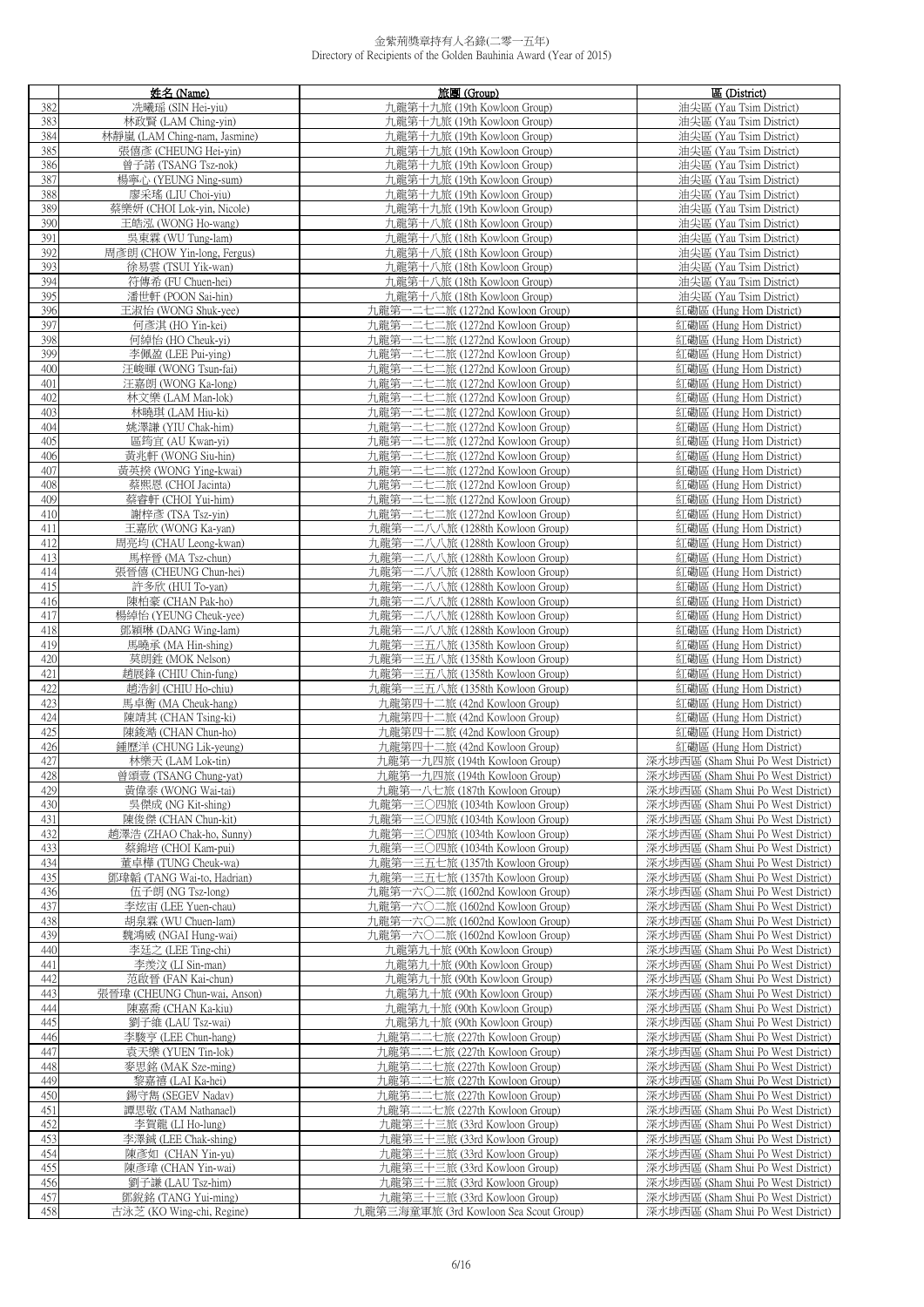金紫荊獎章持有人名錄(二零一五年)
Directory of Recipients of the Golden Bauhinia Award (Year of 2015)

| | 姓名 (Name) | 旅團 (Group) | 區 (District) |
|---|---|---|---|
| 382 | 冼曦瑤 (SIN Hei-yiu) | 九龍第十九旅 (19th Kowloon Group) | 油尖區 (Yau Tsim District) |
| 383 | 林政賢 (LAM Ching-yin) | 九龍第十九旅 (19th Kowloon Group) | 油尖區 (Yau Tsim District) |
| 384 | 林靜嵐 (LAM Ching-nam, Jasmine) | 九龍第十九旅 (19th Kowloon Group) | 油尖區 (Yau Tsim District) |
| 385 | 張僖彥 (CHEUNG Hei-yin) | 九龍第十九旅 (19th Kowloon Group) | 油尖區 (Yau Tsim District) |
| 386 | 曾子諾 (TSANG Tsz-nok) | 九龍第十九旅 (19th Kowloon Group) | 油尖區 (Yau Tsim District) |
| 387 | 楊寧心 (YEUNG Ning-sum) | 九龍第十九旅 (19th Kowloon Group) | 油尖區 (Yau Tsim District) |
| 388 | 廖采瑤 (LIU Choi-yiu) | 九龍第十九旅 (19th Kowloon Group) | 油尖區 (Yau Tsim District) |
| 389 | 蔡樂妍 (CHOI Lok-yin, Nicole) | 九龍第十九旅 (19th Kowloon Group) | 油尖區 (Yau Tsim District) |
| 390 | 王皓泓 (WONG Ho-wang) | 九龍第十八旅 (18th Kowloon Group) | 油尖區 (Yau Tsim District) |
| 391 | 吳東霖 (WU Tung-lam) | 九龍第十八旅 (18th Kowloon Group) | 油尖區 (Yau Tsim District) |
| 392 | 周彥朗 (CHOW Yin-long, Fergus) | 九龍第十八旅 (18th Kowloon Group) | 油尖區 (Yau Tsim District) |
| 393 | 徐易雲 (TSUI Yik-wan) | 九龍第十八旅 (18th Kowloon Group) | 油尖區 (Yau Tsim District) |
| 394 | 符傳希 (FU Chuen-hei) | 九龍第十八旅 (18th Kowloon Group) | 油尖區 (Yau Tsim District) |
| 395 | 潘世軒 (POON Sai-hin) | 九龍第十八旅 (18th Kowloon Group) | 油尖區 (Yau Tsim District) |
| 396 | 王淑怡 (WONG Shuk-yee) | 九龍第一二七二旅 (1272nd Kowloon Group) | 紅磡區 (Hung Hom District) |
| 397 | 何彥淇 (HO Yin-kei) | 九龍第一二七二旅 (1272nd Kowloon Group) | 紅磡區 (Hung Hom District) |
| 398 | 何綽怡 (HO Cheuk-yi) | 九龍第一二七二旅 (1272nd Kowloon Group) | 紅磡區 (Hung Hom District) |
| 399 | 李佩盈 (LEE Pui-ying) | 九龍第一二七二旅 (1272nd Kowloon Group) | 紅磡區 (Hung Hom District) |
| 400 | 汪峻暉 (WONG Tsun-fai) | 九龍第一二七二旅 (1272nd Kowloon Group) | 紅磡區 (Hung Hom District) |
| 401 | 汪嘉朗 (WONG Ka-long) | 九龍第一二七二旅 (1272nd Kowloon Group) | 紅磡區 (Hung Hom District) |
| 402 | 林文樂 (LAM Man-lok) | 九龍第一二七二旅 (1272nd Kowloon Group) | 紅磡區 (Hung Hom District) |
| 403 | 林曉琪 (LAM Hiu-ki) | 九龍第一二七二旅 (1272nd Kowloon Group) | 紅磡區 (Hung Hom District) |
| 404 | 姚澤謙 (YIU Chak-him) | 九龍第一二七二旅 (1272nd Kowloon Group) | 紅磡區 (Hung Hom District) |
| 405 | 區筠宜 (AU Kwan-yi) | 九龍第一二七二旅 (1272nd Kowloon Group) | 紅磡區 (Hung Hom District) |
| 406 | 黃兆軒 (WONG Siu-hin) | 九龍第一二七二旅 (1272nd Kowloon Group) | 紅磡區 (Hung Hom District) |
| 407 | 黃英揆 (WONG Ying-kwai) | 九龍第一二七二旅 (1272nd Kowloon Group) | 紅磡區 (Hung Hom District) |
| 408 | 蔡熙恩 (CHOI Jacinta) | 九龍第一二七二旅 (1272nd Kowloon Group) | 紅磡區 (Hung Hom District) |
| 409 | 蔡睿軒 (CHOI Yui-him) | 九龍第一二七二旅 (1272nd Kowloon Group) | 紅磡區 (Hung Hom District) |
| 410 | 謝梓彥 (TSA Tsz-yin) | 九龍第一二七二旅 (1272nd Kowloon Group) | 紅磡區 (Hung Hom District) |
| 411 | 王嘉欣 (WONG Ka-yan) | 九龍第一二八八旅 (1288th Kowloon Group) | 紅磡區 (Hung Hom District) |
| 412 | 周亮均 (CHAU Leong-kwan) | 九龍第一二八八旅 (1288th Kowloon Group) | 紅磡區 (Hung Hom District) |
| 413 | 馬梓晉 (MA Tsz-chun) | 九龍第一二八八旅 (1288th Kowloon Group) | 紅磡區 (Hung Hom District) |
| 414 | 張晉僖 (CHEUNG Chun-hei) | 九龍第一二八八旅 (1288th Kowloon Group) | 紅磡區 (Hung Hom District) |
| 415 | 許多欣 (HUI To-yan) | 九龍第一二八八旅 (1288th Kowloon Group) | 紅磡區 (Hung Hom District) |
| 416 | 陳柏豪 (CHAN Pak-ho) | 九龍第一二八八旅 (1288th Kowloon Group) | 紅磡區 (Hung Hom District) |
| 417 | 楊綽怡 (YEUNG Cheuk-yee) | 九龍第一二八八旅 (1288th Kowloon Group) | 紅磡區 (Hung Hom District) |
| 418 | 鄧穎琳 (DANG Wing-lam) | 九龍第一二八八旅 (1288th Kowloon Group) | 紅磡區 (Hung Hom District) |
| 419 | 馬曉承 (MA Hin-shing) | 九龍第一三五八旅 (1358th Kowloon Group) | 紅磡區 (Hung Hom District) |
| 420 | 莫朗甡 (MOK Nelson) | 九龍第一三五八旅 (1358th Kowloon Group) | 紅磡區 (Hung Hom District) |
| 421 | 趙展鋒 (CHIU Chin-fung) | 九龍第一三五八旅 (1358th Kowloon Group) | 紅磡區 (Hung Hom District) |
| 422 | 趙浩釗 (CHIU Ho-chiu) | 九龍第一三五八旅 (1358th Kowloon Group) | 紅磡區 (Hung Hom District) |
| 423 | 馬卓衡 (MA Cheuk-hang) | 九龍第四十二旅 (42nd Kowloon Group) | 紅磡區 (Hung Hom District) |
| 424 | 陳靖其 (CHAN Tsing-ki) | 九龍第四十二旅 (42nd Kowloon Group) | 紅磡區 (Hung Hom District) |
| 425 | 陳鋑澔 (CHAN Chun-ho) | 九龍第四十二旅 (42nd Kowloon Group) | 紅磡區 (Hung Hom District) |
| 426 | 鍾歷洋 (CHUNG Lik-yeung) | 九龍第四十二旅 (42nd Kowloon Group) | 紅磡區 (Hung Hom District) |
| 427 | 林樂天 (LAM Lok-tin) | 九龍第一九四旅 (194th Kowloon Group) | 深水埗西區 (Sham Shui Po West District) |
| 428 | 曾頌壹 (TSANG Chung-yat) | 九龍第一九四旅 (194th Kowloon Group) | 深水埗西區 (Sham Shui Po West District) |
| 429 | 黃偉泰 (WONG Wai-tai) | 九龍第一八七旅 (187th Kowloon Group) | 深水埗西區 (Sham Shui Po West District) |
| 430 | 吳傑成 (NG Kit-shing) | 九龍第一三〇四旅 (1034th Kowloon Group) | 深水埗西區 (Sham Shui Po West District) |
| 431 | 陳俊傑 (CHAN Chun-kit) | 九龍第一三〇四旅 (1034th Kowloon Group) | 深水埗西區 (Sham Shui Po West District) |
| 432 | 趙澤浩 (ZHAO Chak-ho, Sunny) | 九龍第一三〇四旅 (1034th Kowloon Group) | 深水埗西區 (Sham Shui Po West District) |
| 433 | 蔡錦培 (CHOI Kam-pui) | 九龍第一三〇四旅 (1034th Kowloon Group) | 深水埗西區 (Sham Shui Po West District) |
| 434 | 董卓樺 (TUNG Cheuk-wa) | 九龍第一三五七旅 (1357th Kowloon Group) | 深水埗西區 (Sham Shui Po West District) |
| 435 | 鄧瑋韜 (TANG Wai-to, Hadrian) | 九龍第一三五七旅 (1357th Kowloon Group) | 深水埗西區 (Sham Shui Po West District) |
| 436 | 伍子朗 (NG Tsz-long) | 九龍第一六〇二旅 (1602nd Kowloon Group) | 深水埗西區 (Sham Shui Po West District) |
| 437 | 李炫宙 (LEE Yuen-chau) | 九龍第一六〇二旅 (1602nd Kowloon Group) | 深水埗西區 (Sham Shui Po West District) |
| 438 | 胡泉霖 (WU Chuen-lam) | 九龍第一六〇二旅 (1602nd Kowloon Group) | 深水埗西區 (Sham Shui Po West District) |
| 439 | 魏鴻威 (NGAI Hung-wai) | 九龍第一六〇二旅 (1602nd Kowloon Group) | 深水埗西區 (Sham Shui Po West District) |
| 440 | 李廷之 (LEE Ting-chi) | 九龍第九十旅 (90th Kowloon Group) | 深水埗西區 (Sham Shui Po West District) |
| 441 | 李羨汶 (LI Sin-man) | 九龍第九十旅 (90th Kowloon Group) | 深水埗西區 (Sham Shui Po West District) |
| 442 | 范啟晉 (FAN Kai-chun) | 九龍第九十旅 (90th Kowloon Group) | 深水埗西區 (Sham Shui Po West District) |
| 443 | 張晉瑋 (CHEUNG Chun-wai, Anson) | 九龍第九十旅 (90th Kowloon Group) | 深水埗西區 (Sham Shui Po West District) |
| 444 | 陳嘉喬 (CHAN Ka-kiu) | 九龍第九十旅 (90th Kowloon Group) | 深水埗西區 (Sham Shui Po West District) |
| 445 | 劉子維 (LAU Tsz-wai) | 九龍第九十旅 (90th Kowloon Group) | 深水埗西區 (Sham Shui Po West District) |
| 446 | 李駿亨 (LEE Chun-hang) | 九龍第二二七旅 (227th Kowloon Group) | 深水埗西區 (Sham Shui Po West District) |
| 447 | 袁天樂 (YUEN Tin-lok) | 九龍第二二七旅 (227th Kowloon Group) | 深水埗西區 (Sham Shui Po West District) |
| 448 | 麥思銘 (MAK Sze-ming) | 九龍第二二七旅 (227th Kowloon Group) | 深水埗西區 (Sham Shui Po West District) |
| 449 | 黎嘉禧 (LAI Ka-hei) | 九龍第二二七旅 (227th Kowloon Group) | 深水埗西區 (Sham Shui Po West District) |
| 450 | 錫守雋 (SEGEV Nadav) | 九龍第二二七旅 (227th Kowloon Group) | 深水埗西區 (Sham Shui Po West District) |
| 451 | 譚思敬 (TAM Nathanael) | 九龍第二二七旅 (227th Kowloon Group) | 深水埗西區 (Sham Shui Po West District) |
| 452 | 李賀龍 (LI Ho-lung) | 九龍第三十三旅 (33rd Kowloon Group) | 深水埗西區 (Sham Shui Po West District) |
| 453 | 李澤鋮 (LEE Chak-shing) | 九龍第三十三旅 (33rd Kowloon Group) | 深水埗西區 (Sham Shui Po West District) |
| 454 | 陳彥如 (CHAN Yin-yu) | 九龍第三十三旅 (33rd Kowloon Group) | 深水埗西區 (Sham Shui Po West District) |
| 455 | 陳彥瑋 (CHAN Yin-wai) | 九龍第三十三旅 (33rd Kowloon Group) | 深水埗西區 (Sham Shui Po West District) |
| 456 | 劉子謙 (LAU Tsz-him) | 九龍第三十三旅 (33rd Kowloon Group) | 深水埗西區 (Sham Shui Po West District) |
| 457 | 鄧銳銘 (TANG Yui-ming) | 九龍第三十三旅 (33rd Kowloon Group) | 深水埗西區 (Sham Shui Po West District) |
| 458 | 古泳芝 (KO Wing-chi, Regine) | 九龍第三海童軍旅 (3rd Kowloon Sea Scout Group) | 深水埗西區 (Sham Shui Po West District) |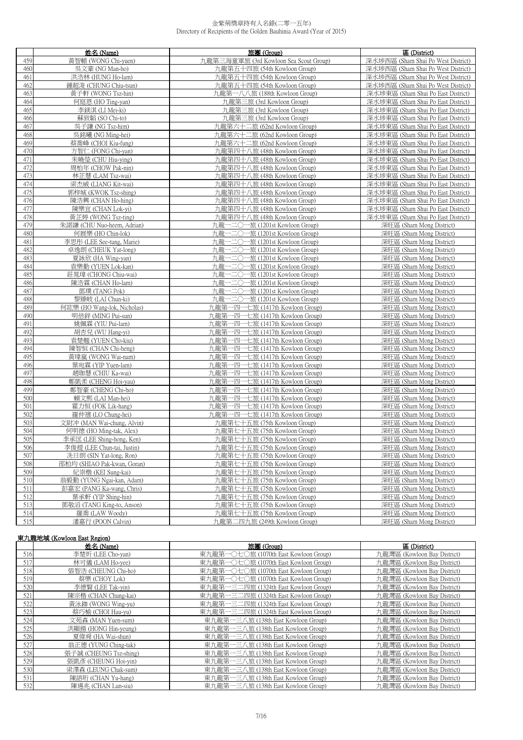金紫荊獎章持有人名錄(二零一五年)
Directory of Recipients of the Golden Bauhinia Award (Year of 2015)

| | 姓名 (Name) | 旅團 (Group) | 區 (District) |
|---|---|---|---|
| 459 | 黃智轅 (WONG Chi-yuen) | 九龍第三海童軍旅 (3rd Kowloon Sea Scout Group) | 深水埗西區 (Sham Shui Po West District) |
| 460 | 吳文豪 (NG Man-ho) | 九龍第五十四旅 (54th Kowloon Group) | 深水埗西區 (Sham Shui Po West District) |
| 461 | 洪浩林 (HUNG Ho-lam) | 九龍第五十四旅 (54th Kowloon Group) | 深水埗西區 (Sham Shui Po West District) |
| 462 | 鍾超浚 (CHUNG Chiu-tsun) | 九龍第五十四旅 (54th Kowloon Group) | 深水埗西區 (Sham Shui Po West District) |
| 463 | 黃子軒 (WONG Tsz-hin) | 九龍第一八八旅 (188th Kowloon Group) | 深水埗東區 (Sham Shui Po East District) |
| 464 | 何庭恩 (HO Ting-yan) | 九龍第三旅 (3rd Kowloon Group) | 深水埗東區 (Sham Shui Po East District) |
| 465 | 李鎂淇 (LI Mei-ki) | 九龍第三旅 (3rd Kowloon Group) | 深水埗東區 (Sham Shui Po East District) |
| 466 | 蘇致韜 (SO Chi-to) | 九龍第三旅 (3rd Kowloon Group) | 深水埗東區 (Sham Shui Po East District) |
| 467 | 吳子謙 (NG Tsz-him) | 九龍第六十二旅 (62nd Kowloon Group) | 深水埗東區 (Sham Shui Po East District) |
| 468 | 吳銘曦 (NG Ming-hei) | 九龍第六十二旅 (62nd Kowloon Group) | 深水埗東區 (Sham Shui Po East District) |
| 469 | 蔡喬峰 (CHOI Kiu-fung) | 九龍第六十二旅 (62nd Kowloon Group) | 深水埗東區 (Sham Shui Po East District) |
| 470 | 方智仁 (FONG Chi-yan) | 九龍第四十八旅 (48th Kowloon Group) | 深水埗東區 (Sham Shui Po East District) |
| 471 | 朱曉瑩 (CHU Hiu-ying) | 九龍第四十八旅 (48th Kowloon Group) | 深水埗東區 (Sham Shui Po East District) |
| 472 | 周柏年 (CHOW Pak-nin) | 九龍第四十八旅 (48th Kowloon Group) | 深水埗東區 (Sham Shui Po East District) |
| 473 | 林芷慧 (LAM Tsz-wai) | 九龍第四十八旅 (48th Kowloon Group) | 深水埗東區 (Sham Shui Po East District) |
| 474 | 梁杰威 (LIANG Kit-wai) | 九龍第四十八旅 (48th Kowloon Group) | 深水埗東區 (Sham Shui Po East District) |
| 475 | 郭梓城 (KWOK Tsz-shing) | 九龍第四十八旅 (48th Kowloon Group) | 深水埗東區 (Sham Shui Po East District) |
| 476 | 陳浩興 (CHAN Ho-hing) | 九龍第四十八旅 (48th Kowloon Group) | 深水埗東區 (Sham Shui Po East District) |
| 477 | 陳樂宜 (CHAN Lok-yi) | 九龍第四十八旅 (48th Kowloon Group) | 深水埗東區 (Sham Shui Po East District) |
| 478 | 黃芷婷 (WONG Tsz-ting) | 九龍第四十八旅 (48th Kowloon Group) | 深水埗東區 (Sham Shui Po East District) |
| 479 | 朱諾謙 (CHU Nuo-heem, Adrian) | 九龍一二〇一旅 (1201st Kowloon Group) | 深旺區 (Sham Mong District) |
| 480 | 何展樂 (HO Chin-lok) | 九龍一二〇一旅 (1201st Kowloon Group) | 深旺區 (Sham Mong District) |
| 481 | 李思彤 (LEE See-tung, Marie) | 九龍一二〇一旅 (1201st Kowloon Group) | 深旺區 (Sham Mong District) |
| 482 | 卓逸朗 (CHEUK Yat-long) | 九龍一二〇一旅 (1201st Kowloon Group) | 深旺區 (Sham Mong District) |
| 483 | 夏詠欣 (HA Wing-yan) | 九龍一二〇一旅 (1201st Kowloon Group) | 深旺區 (Sham Mong District) |
| 484 | 袁樂勤 (YUEN Lok-kan) | 九龍一二〇一旅 (1201st Kowloon Group) | 深旺區 (Sham Mong District) |
| 485 | 莊兆瑋 (CHONG Chiu-wai) | 九龍一二〇一旅 (1201st Kowloon Group) | 深旺區 (Sham Mong District) |
| 486 | 陳浩霖 (CHAN Ho-lam) | 九龍一二〇一旅 (1201st Kowloon Group) | 深旺區 (Sham Mong District) |
| 487 | 鄧璞 (TANG Pok) | 九龍一二〇一旅 (1201st Kowloon Group) | 深旺區 (Sham Mong District) |
| 488 | 黎臻岐 (LAI Chun-ki) | 九龍一二〇一旅 (1201st Kowloon Group) | 深旺區 (Sham Mong District) |
| 489 | 何竑樂 (HO Wang-lok, Nicholas) | 九龍第一四一七旅 (1417th Kowloon Group) | 深旺區 (Sham Mong District) |
| 490 | 明佰鋅 (MING Pui-sun) | 九龍第一四一七旅 (1417th Kowloon Group) | 深旺區 (Sham Mong District) |
| 491 | 姚佩霖 (YIU Pui-lam) | 九龍第一四一七旅 (1417th Kowloon Group) | 深旺區 (Sham Mong District) |
| 492 | 胡杏兒 (WU Hang-yi) | 九龍第一四一七旅 (1417th Kowloon Group) | 深旺區 (Sham Mong District) |
| 493 | 袁楚翹 (YUEN Cho-kiu) | 九龍第一四一七旅 (1417th Kowloon Group) | 深旺區 (Sham Mong District) |
| 494 | 陳智恒 (CHAN Chi-heng) | 九龍第一四一七旅 (1417th Kowloon Group) | 深旺區 (Sham Mong District) |
| 495 | 黃瑋嵐 (WONG Wai-nam) | 九龍第一四一七旅 (1417th Kowloon Group) | 深旺區 (Sham Mong District) |
| 496 | 葉宛霖 (YIP Yuen-lam) | 九龍第一四一七旅 (1417th Kowloon Group) | 深旺區 (Sham Mong District) |
| 497 | 趙珈慧 (CHIU Ka-wai) | 九龍第一四一七旅 (1417th Kowloon Group) | 深旺區 (Sham Mong District) |
| 498 | 鄭凱柔 (CHENG Hoi-yau) | 九龍第一四一七旅 (1417th Kowloon Group) | 深旺區 (Sham Mong District) |
| 499 | 鄭智豪 (CHENG Chi-ho) | 九龍第一四一七旅 (1417th Kowloon Group) | 深旺區 (Sham Mong District) |
| 500 | 賴文熙 (LAI Man-hei) | 九龍第一四一七旅 (1417th Kowloon Group) | 深旺區 (Sham Mong District) |
| 501 | 霍力恒 (FOK Lik-hang) | 九龍第一四一七旅 (1417th Kowloon Group) | 深旺區 (Sham Mong District) |
| 502 | 羅仲禧 (LO Chung-hei) | 九龍第一四一七旅 (1417th Kowloon Group) | 深旺區 (Sham Mong District) |
| 503 | 文尉冲 (MAN Wai-chung, Alvin) | 九龍第七十五旅 (75th Kowloon Group) | 深旺區 (Sham Mong District) |
| 504 | 何明德 (HO Ming-tak, Alex) | 九龍第七十五旅 (75th Kowloon Group) | 深旺區 (Sham Mong District) |
| 505 | 李承匡 (LEE Shing-hong, Ken) | 九龍第七十五旅 (75th Kowloon Group) | 深旺區 (Sham Mong District) |
| 506 | 李俊提 (LEE Chun-tai, Justin) | 九龍第七十五旅 (75th Kowloon Group) | 深旺區 (Sham Mong District) |
| 507 | 冼日朗 (SIN Yat-long, Ron) | 九龍第七十五旅 (75th Kowloon Group) | 深旺區 (Sham Mong District) |
| 508 | 邵柏均 (SHIAO Pak-kwan, Goran) | 九龍第七十五旅 (75th Kowloon Group) | 深旺區 (Sham Mong District) |
| 509 | 紀崇楷 (KEI Sung-kai) | 九龍第七十五旅 (75th Kowloon Group) | 深旺區 (Sham Mong District) |
| 510 | 翁毅勤 (YUNG Ngai-kan, Adam) | 九龍第七十五旅 (75th Kowloon Group) | 深旺區 (Sham Mong District) |
| 511 | 彭嘉宏 (PANG Ka-wang, Chris) | 九龍第七十五旅 (75th Kowloon Group) | 深旺區 (Sham Mong District) |
| 512 | 葉承軒 (YIP Shing-hin) | 九龍第七十五旅 (75th Kowloon Group) | 深旺區 (Sham Mong District) |
| 513 | 鄧敬滔 (TANG King-to, Anson) | 九龍第七十五旅 (75th Kowloon Group) | 深旺區 (Sham Mong District) |
| 514 | 羅喬 (LAW Woody) | 九龍第七十五旅 (75th Kowloon Group) | 深旺區 (Sham Mong District) |
| 515 | 潘嘉行 (POON Calvin) | 九龍第二四九旅 (249th Kowloon Group) | 深旺區 (Sham Mong District) |

## 東九龍地域 (Kowloon East Region)

| | 姓名 (Name) | 旅團 (Group) | 區 (District) |
|---|---|---|---|
| 516 | 李楚圻 (LEE Cho-yan) | 東九龍第一〇七〇旅 (1070th East Kowloon Group) | 九龍灣區 (Kowloon Bay District) |
| 517 | 林可儀 (LAM Ho-yee) | 東九龍第一〇七〇旅 (1070th East Kowloon Group) | 九龍灣區 (Kowloon Bay District) |
| 518 | 張智浩 (CHEUNG Chi-ho) | 東九龍第一〇七〇旅 (1070th East Kowloon Group) | 九龍灣區 (Kowloon Bay District) |
| 519 | 蔡樂 (CHOY Lok) | 東九龍第一〇七〇旅 (1070th East Kowloon Group) | 九龍灣區 (Kowloon Bay District) |
| 520 | 李德賢 (LEE Tak-yin) | 東九龍第一三二四旅 (1324th East Kowloon Group) | 九龍灣區 (Kowloon Bay District) |
| 521 | 陳宗楷 (CHAN Chung-kai) | 東九龍第一三二四旅 (1324th East Kowloon Group) | 九龍灣區 (Kowloon Bay District) |
| 522 | 黃泳鈾 (WONG Wing-yu) | 東九龍第一三二四旅 (1324th East Kowloon Group) | 九龍灣區 (Kowloon Bay District) |
| 523 | 蔡巧榆 (CHOI Hau-yu) | 東九龍第一三二四旅 (1324th East Kowloon Group) | 九龍灣區 (Kowloon Bay District) |
| 524 | 文苑森 (MAN Yuen-sum) | 東九龍第一三八旅 (138th East Kowloon Group) | 九龍灣區 (Kowloon Bay District) |
| 525 | 洪顯揚 (HONG Hin-yeung) | 東九龍第一三八旅 (138th East Kowloon Group) | 九龍灣區 (Kowloon Bay District) |
| 526 | 夏偉舜 (HA Wai-shun) | 東九龍第一三八旅 (138th East Kowloon Group) | 九龍灣區 (Kowloon Bay District) |
| 527 | 翁正德 (YUNG Ching-tak) | 東九龍第一三八旅 (138th East Kowloon Group) | 九龍灣區 (Kowloon Bay District) |
| 528 | 張子誠 (CHEUNG Tsz-shing) | 東九龍第一三八旅 (138th East Kowloon Group) | 九龍灣區 (Kowloon Bay District) |
| 529 | 張凱彥 (CHEUNG Hoi-yin) | 東九龍第一三八旅 (138th East Kowloon Group) | 九龍灣區 (Kowloon Bay District) |
| 530 | 梁澤森 (LEUNG Chak-sum) | 東九龍第一三八旅 (138th East Kowloon Group) | 九龍灣區 (Kowloon Bay District) |
| 531 | 陳諭珩 (CHAN Yu-hang) | 東九龍第一三八旅 (138th East Kowloon Group) | 九龍灣區 (Kowloon Bay District) |
| 532 | 陳遴兆 (CHAN Lun-siu) | 東九龍第一三八旅 (138th East Kowloon Group) | 九龍灣區 (Kowloon Bay District) |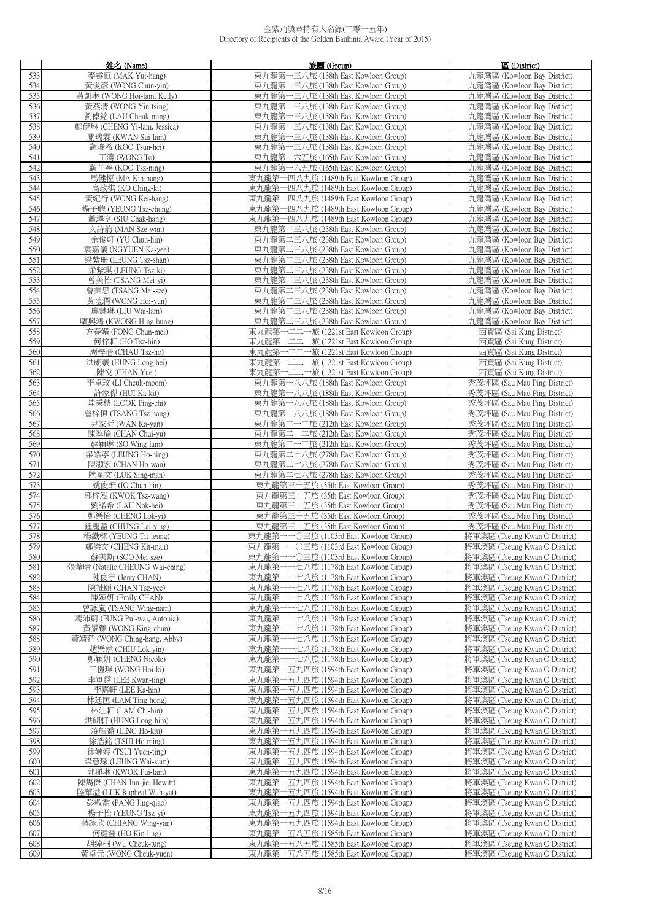| | 姓名 (Name) | 旅團 (Group) | 區 (District) |
|---|---|---|---|
| 533 | 麥睿恒 (MAK Yui-hang) | 東九龍第一三八旅 (138th East Kowloon Group) | 九龍灣區 (Kowloon Bay District) |
| 534 | 黃俊彥 (WONG Chun-yin) | 東九龍第一三八旅 (138th East Kowloon Group) | 九龍灣區 (Kowloon Bay District) |
| 535 | 黃凱琳 (WONG Hoi-lam, Kelly) | 東九龍第一三八旅 (138th East Kowloon Group) | 九龍灣區 (Kowloon Bay District) |
| 536 | 黃燕清 (WONG Yin-tsing) | 東九龍第一三八旅 (138th East Kowloon Group) | 九龍灣區 (Kowloon Bay District) |
| 537 | 劉倬銘 (LAU Cheuk-ming) | 東九龍第一三八旅 (138th East Kowloon Group) | 九龍灣區 (Kowloon Bay District) |
| 538 | 鄭伊琳 (CHENG Yi-lam, Jessica) | 東九龍第一三八旅 (138th East Kowloon Group) | 九龍灣區 (Kowloon Bay District) |
| 539 | 關瑞霖 (KWAN Sui-lam) | 東九龍第一三八旅 (138th East Kowloon Group) | 九龍灣區 (Kowloon Bay District) |
| 540 | 顧浚希 (KOO Tsun-hei) | 東九龍第一三八旅 (138th East Kowloon Group) | 九龍灣區 (Kowloon Bay District) |
| 541 | 王濤 (WONG To) | 東九龍第一六五旅 (165th East Kowloon Group) | 九龍灣區 (Kowloon Bay District) |
| 542 | 顧芷寧 (KOO Tsz-ning) | 東九龍第一六五旅 (165th East Kowloon Group) | 九龍灣區 (Kowloon Bay District) |
| 543 | 馬健恆 (MA Kin-hang) | 東九龍第一四八九旅 (1489th East Kowloon Group) | 九龍灣區 (Kowloon Bay District) |
| 544 | 高政棋 (KO Ching-ki) | 東九龍第一四八九旅 (1489th East Kowloon Group) | 九龍灣區 (Kowloon Bay District) |
| 545 | 黃紀行 (WONG Kei-hang) | 東九龍第一四八九旅 (1489th East Kowloon Group) | 九龍灣區 (Kowloon Bay District) |
| 546 | 楊子聰 (YEUNG Tsz-chung) | 東九龍第一四八九旅 (1489th East Kowloon Group) | 九龍灣區 (Kowloon Bay District) |
| 547 | 蕭澤亨 (SIU Chak-hang) | 東九龍第一四八九旅 (1489th East Kowloon Group) | 九龍灣區 (Kowloon Bay District) |
| 548 | 文詩韵 (MAN Sze-wan) | 東九龍第二三八旅 (238th East Kowloon Group) | 九龍灣區 (Kowloon Bay District) |
| 549 | 余俊軒 (YU Chun-hin) | 東九龍第二三八旅 (238th East Kowloon Group) | 九龍灣區 (Kowloon Bay District) |
| 550 | 袁嘉儀 (NGYUEN Ka-yee) | 東九龍第二三八旅 (238th East Kowloon Group) | 九龍灣區 (Kowloon Bay District) |
| 551 | 梁紫珊 (LEUNG Tsz-shan) | 東九龍第二三八旅 (238th East Kowloon Group) | 九龍灣區 (Kowloon Bay District) |
| 552 | 梁紫琪 (LEUNG Tsz-ki) | 東九龍第二三八旅 (238th East Kowloon Group) | 九龍灣區 (Kowloon Bay District) |
| 553 | 曾美怡 (TSANG Mei-yi) | 東九龍第二三八旅 (238th East Kowloon Group) | 九龍灣區 (Kowloon Bay District) |
| 554 | 曾美思 (TSANG Mei-sze) | 東九龍第二三八旅 (238th East Kowloon Group) | 九龍灣區 (Kowloon Bay District) |
| 555 | 黃愷潤 (WONG Hoi-yun) | 東九龍第二三八旅 (238th East Kowloon Group) | 九龍灣區 (Kowloon Bay District) |
| 556 | 廖慧琳 (LIU Wai-lam) | 東九龍第二三八旅 (238th East Kowloon Group) | 九龍灣區 (Kowloon Bay District) |
| 557 | 曠興鴻 (KWONG Hing-hung) | 東九龍第二三八旅 (238th East Kowloon Group) | 九龍灣區 (Kowloon Bay District) |
| 558 | 方春媚 (FONG Chun-mei) | 東九龍第一二二一旅 (1221st East Kowloon Group) | 西貢區 (Sai Kung District) |
| 559 | 何梓軒 (HO Tsz-hin) | 東九龍第一二二一旅 (1221st East Kowloon Group) | 西貢區 (Sai Kung District) |
| 560 | 周梓浩 (CHAU Tsz-ho) | 東九龍第一二二一旅 (1221st East Kowloon Group) | 西貢區 (Sai Kung District) |
| 561 | 洪朗羲 (HUNG Long-hei) | 東九龍第一二二一旅 (1221st East Kowloon Group) | 西貢區 (Sai Kung District) |
| 562 | 陳悅 (CHAN Yuet) | 東九龍第一二二一旅 (1221st East Kowloon Group) | 西貢區 (Sai Kung District) |
| 563 | 李卓玟 (LI Cheuk-moom) | 東九龍第一八八旅 (188th East Kowloon Group) | 秀茂坪區 (Sau Mau Ping District) |
| 564 | 許家傑 (HUI Ka-kit) | 東九龍第一八八旅 (188th East Kowloon Group) | 秀茂坪區 (Sau Mau Ping District) |
| 565 | 陸秉枝 (LOOK Ping-chi) | 東九龍第一八八旅 (188th East Kowloon Group) | 秀茂坪區 (Sau Mau Ping District) |
| 566 | 曾梓恒 (TSANG Tsz-hang) | 東九龍第一八八旅 (188th East Kowloon Group) | 秀茂坪區 (Sau Mau Ping District) |
| 567 | 尹家昕 (WAN Ka-yan) | 東九龍第二一二旅 (212th East Kowloon Group) | 秀茂坪區 (Sau Mau Ping District) |
| 568 | 陳翠瑜 (CHAN Chui-yu) | 東九龍第二一二旅 (212th East Kowloon Group) | 秀茂坪區 (Sau Mau Ping District) |
| 569 | 蘇穎琳 (SO Wing-lam) | 東九龍第二一二旅 (212th East Kowloon Group) | 秀茂坪區 (Sau Mau Ping District) |
| 570 | 梁皓寧 (LEUNG Ho-ning) | 東九龍第二七八旅 (278th East Kowloon Group) | 秀茂坪區 (Sau Mau Ping District) |
| 571 | 陳灝宏 (CHAN Ho-wan) | 東九龍第二七八旅 (278th East Kowloon Group) | 秀茂坪區 (Sau Mau Ping District) |
| 572 | 陸星文 (LUK Sing-man) | 東九龍第二七八旅 (278th East Kowloon Group) | 秀茂坪區 (Sau Mau Ping District) |
| 573 | 姚俊軒 (IO Chun-hin) | 東九龍第三十五旅 (35th East Kowloon Group) | 秀茂坪區 (Sau Mau Ping District) |
| 574 | 郭梓泓 (KWOK Tsz-wang) | 東九龍第三十五旅 (35th East Kowloon Group) | 秀茂坪區 (Sau Mau Ping District) |
| 575 | 劉諾希 (LAU Nok-hei) | 東九龍第三十五旅 (35th East Kowloon Group) | 秀茂坪區 (Sau Mau Ping District) |
| 576 | 鄭樂怡 (CHENG Lok-yi) | 東九龍第三十五旅 (35th East Kowloon Group) | 秀茂坪區 (Sau Mau Ping District) |
| 577 | 鍾麗盈 (CHUNG Lai-ying) | 東九龍第三十五旅 (35th East Kowloon Group) | 秀茂坪區 (Sau Mau Ping District) |
| 578 | 楊鐵樑 (YEUNG Tit-leung) | 東九龍第一一〇三旅 (1103rd East Kowloon Group) | 將軍澳區 (Tseung Kwan O District) |
| 579 | 鄭傑文 (CHENG Kit-man) | 東九龍第一一〇三旅 (1103rd East Kowloon Group) | 將軍澳區 (Tseung Kwan O District) |
| 580 | 蘇美斯 (SOO Mei-sze) | 東九龍第一一〇三旅 (1103rd East Kowloon Group) | 將軍澳區 (Tseung Kwan O District) |
| 581 | 張葦晴 (Natalie CHEUNG Wai-ching) | 東九龍第一一七八旅 (1178th East Kowloon Group) | 將軍澳區 (Tseung Kwan O District) |
| 582 | 陳俊宇 (Jerry CHAN) | 東九龍第一一七八旅 (1178th East Kowloon Group) | 將軍澳區 (Tseung Kwan O District) |
| 583 | 陳祉頤 (CHAN Tsz-yee) | 東九龍第一一七八旅 (1178th East Kowloon Group) | 將軍澳區 (Tseung Kwan O District) |
| 584 | 陳穎妍 (Emily CHAN) | 東九龍第一一七八旅 (1178th East Kowloon Group) | 將軍澳區 (Tseung Kwan O District) |
| 585 | 曾詠嵐 (TSANG Wing-nam) | 東九龍第一一七八旅 (1178th East Kowloon Group) | 將軍澳區 (Tseung Kwan O District) |
| 586 | 馮沛蔚 (FUNG Pui-wai, Antonia) | 東九龍第一一七八旅 (1178th East Kowloon Group) | 將軍澳區 (Tseung Kwan O District) |
| 587 | 黃景臻 (WONG King-chun) | 東九龍第一一七八旅 (1178th East Kowloon Group) | 將軍澳區 (Tseung Kwan O District) |
| 588 | 黃靖荇 (WONG Ching-hang, Abby) | 東九龍第一一七八旅 (1178th East Kowloon Group) | 將軍澳區 (Tseung Kwan O District) |
| 589 | 趙樂然 (CHIU Lok-yin) | 東九龍第一一七八旅 (1178th East Kowloon Group) | 將軍澳區 (Tseung Kwan O District) |
| 590 | 鄭穎妍 (CHENG Nicole) | 東九龍第一一七八旅 (1178th East Kowloon Group) | 將軍澳區 (Tseung Kwan O District) |
| 591 | 王愷琪 (WONG Hoi-ki) | 東九龍第一五九四旅 (1594th East Kowloon Group) | 將軍澳區 (Tseung Kwan O District) |
| 592 | 李軍霆 (LEE Kwan-ting) | 東九龍第一五九四旅 (1594th East Kowloon Group) | 將軍澳區 (Tseung Kwan O District) |
| 593 | 李嘉軒 (LEE Ka-hin) | 東九龍第一五九四旅 (1594th East Kowloon Group) | 將軍澳區 (Tseung Kwan O District) |
| 594 | 林廷匡 (LAM Ting-hong) | 東九龍第一五九四旅 (1594th East Kowloon Group) | 將軍澳區 (Tseung Kwan O District) |
| 595 | 林沚軒 (LAM Chi-hin) | 東九龍第一五九四旅 (1594th East Kowloon Group) | 將軍澳區 (Tseung Kwan O District) |
| 596 | 洪朗軒 (HUNG Long-him) | 東九龍第一五九四旅 (1594th East Kowloon Group) | 將軍澳區 (Tseung Kwan O District) |
| 597 | 凌皓喬 (LING Ho-kiu) | 東九龍第一五九四旅 (1594th East Kowloon Group) | 將軍澳區 (Tseung Kwan O District) |
| 598 | 徐浩銘 (TSUI Ho-ming) | 東九龍第一五九四旅 (1594th East Kowloon Group) | 將軍澳區 (Tseung Kwan O District) |
| 599 | 徐婉婷 (TSUI Yuen-ting) | 東九龍第一五九四旅 (1594th East Kowloon Group) | 將軍澳區 (Tseung Kwan O District) |
| 600 | 梁蕙琛 (LEUNG Wai-sum) | 東九龍第一五九四旅 (1594th East Kowloon Group) | 將軍澳區 (Tseung Kwan O District) |
| 601 | 郭珮琳 (KWOK Pui-lam) | 東九龍第一五九四旅 (1594th East Kowloon Group) | 將軍澳區 (Tseung Kwan O District) |
| 602 | 陳雋傑 (CHAN Jun-jie, Hewitt) | 東九龍第一五九四旅 (1594th East Kowloon Group) | 將軍澳區 (Tseung Kwan O District) |
| 603 | 陸華溢 (LUK Rapheal Wah-yat) | 東九龍第一五九四旅 (1594th East Kowloon Group) | 將軍澳區 (Tseung Kwan O District) |
| 604 | 彭敬喬 (PANG Jing-qiao) | 東九龍第一五九四旅 (1594th East Kowloon Group) | 將軍澳區 (Tseung Kwan O District) |
| 605 | 楊子怡 (YEUNG Tsz-yi) | 東九龍第一五九四旅 (1594th East Kowloon Group) | 將軍澳區 (Tseung Kwan O District) |
| 606 | 蔣詠欣 (CHIANG Wing-yan) | 東九龍第一五九四旅 (1594th East Kowloon Group) | 將軍澳區 (Tseung Kwan O District) |
| 607 | 何鍵靈 (HO Kin-ling) | 東九龍第一五八五旅 (1585th East Kowloon Group) | 將軍澳區 (Tseung Kwan O District) |
| 608 | 胡綽桐 (WU Cheuk-tung) | 東九龍第一五八五旅 (1585th East Kowloon Group) | 將軍澳區 (Tseung Kwan O District) |
| 609 | 黃卓元 (WONG Cheuk-yuen) | 東九龍第一五八五旅 (1585th East Kowloon Group) | 將軍澳區 (Tseung Kwan O District) |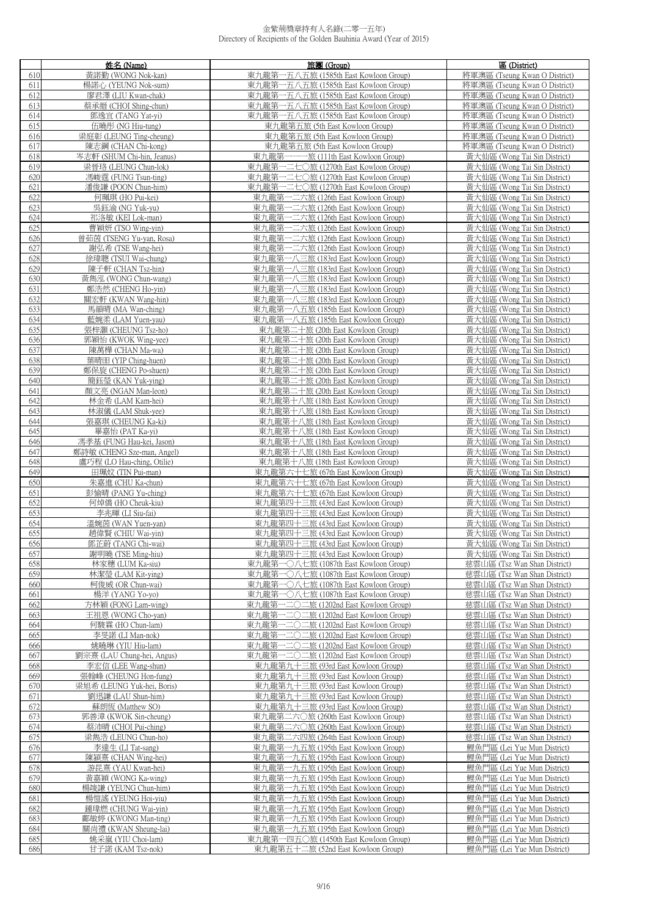金紫荊獎章持有人名錄(二零一五年)
Directory of Recipients of the Golden Bauhinia Award (Year of 2015)

| | 姓名 (Name) | 旅團 (Group) | 區 (District) |
|---|---|---|---|
| 610 | 黃諾勤 (WONG Nok-kan) | 東九龍第一五八五旅 (1585th East Kowloon Group) | 將軍澳區 (Tseung Kwan O District) |
| 611 | 楊諾心 (YEUNG Nok-sum) | 東九龍第一五八五旅 (1585th East Kowloon Group) | 將軍澳區 (Tseung Kwan O District) |
| 612 | 廖君澤 (LIU Kwan-chak) | 東九龍第一五八五旅 (1585th East Kowloon Group) | 將軍澳區 (Tseung Kwan O District) |
| 613 | 蔡承縉 (CHOI Shing-chun) | 東九龍第一五八五旅 (1585th East Kowloon Group) | 將軍澳區 (Tseung Kwan O District) |
| 614 | 鄧逸宜 (TANG Yat-yi) | 東九龍第一五八五旅 (1585th East Kowloon Group) | 將軍澳區 (Tseung Kwan O District) |
| 615 | 伍曉彤 (NG Hiu-tung) | 東九龍第五旅 (5th East Kowloon Group) | 將軍澳區 (Tseung Kwan O District) |
| 616 | 梁庭彰 (LEUNG Ting-cheung) | 東九龍第五旅 (5th East Kowloon Group) | 將軍澳區 (Tseung Kwan O District) |
| 617 | 陳志鋼 (CHAN Chi-kong) | 東九龍第五旅 (5th East Kowloon Group) | 將軍澳區 (Tseung Kwan O District) |
| 618 | 岑志軒 (SHUM Chi-hin, Jeanus) | 東九龍第一一一旅 (111th East Kowloon Group) | 黃大仙區 (Wong Tai Sin District) |
| 619 | 梁晉珞 (LEUNG Chun-lok) | 東九龍第一二七〇旅 (1270th East Kowloon Group) | 黃大仙區 (Wong Tai Sin District) |
| 620 | 馮峻霆 (FUNG Tsun-ting) | 東九龍第一二七〇旅 (1270th East Kowloon Group) | 黃大仙區 (Wong Tai Sin District) |
| 621 | 潘俊謙 (POON Chun-him) | 東九龍第一二七〇旅 (1270th East Kowloon Group) | 黃大仙區 (Wong Tai Sin District) |
| 622 | 何珮琪 (HO Pui-kei) | 東九龍第一二六旅 (126th East Kowloon Group) | 黃大仙區 (Wong Tai Sin District) |
| 623 | 吳鈺渝 (NG Yuk-yu) | 東九龍第一二六旅 (126th East Kowloon Group) | 黃大仙區 (Wong Tai Sin District) |
| 624 | 祁洛敏 (KEI Lok-man) | 東九龍第一二六旅 (126th East Kowloon Group) | 黃大仙區 (Wong Tai Sin District) |
| 625 | 曹穎妍 (TSO Wing-yin) | 東九龍第一二六旅 (126th East Kowloon Group) | 黃大仙區 (Wong Tai Sin District) |
| 626 | 曾茹茵 (TSENG Yu-yan, Rosa) | 東九龍第一二六旅 (126th East Kowloon Group) | 黃大仙區 (Wong Tai Sin District) |
| 627 | 謝弘希 (TSE Wang-hei) | 東九龍第一二六旅 (126th East Kowloon Group) | 黃大仙區 (Wong Tai Sin District) |
| 628 | 徐瑋聰 (TSUI Wai-chung) | 東九龍第一八三旅 (183rd East Kowloon Group) | 黃大仙區 (Wong Tai Sin District) |
| 629 | 陳子軒 (CHAN Tsz-hin) | 東九龍第一八三旅 (183rd East Kowloon Group) | 黃大仙區 (Wong Tai Sin District) |
| 630 | 黃雋泓 (WONG Chun-wang) | 東九龍第一八三旅 (183rd East Kowloon Group) | 黃大仙區 (Wong Tai Sin District) |
| 631 | 鄭浩然 (CHENG Ho-yin) | 東九龍第一八三旅 (183rd East Kowloon Group) | 黃大仙區 (Wong Tai Sin District) |
| 632 | 關宏軒 (KWAN Wang-hin) | 東九龍第一八三旅 (183rd East Kowloon Group) | 黃大仙區 (Wong Tai Sin District) |
| 633 | 馬韻晴 (MA Wan-ching) | 東九龍第一八五旅 (185th East Kowloon Group) | 黃大仙區 (Wong Tai Sin District) |
| 634 | 藍婉柔 (LAM Yuen-yau) | 東九龍第一八五旅 (185th East Kowloon Group) | 黃大仙區 (Wong Tai Sin District) |
| 635 | 張梓灝 (CHEUNG Tsz-ho) | 東九龍第二十旅 (20th East Kowloon Group) | 黃大仙區 (Wong Tai Sin District) |
| 636 | 郭穎怡 (KWOK Wing-yee) | 東九龍第二十旅 (20th East Kowloon Group) | 黃大仙區 (Wong Tai Sin District) |
| 637 | 陳萬樺 (CHAN Ma-wa) | 東九龍第二十旅 (20th East Kowloon Group) | 黃大仙區 (Wong Tai Sin District) |
| 638 | 葉晴田 (YIP Ching-huen) | 東九龍第二十旅 (20th East Kowloon Group) | 黃大仙區 (Wong Tai Sin District) |
| 639 | 鄭保旋 (CHENG Po-shuen) | 東九龍第二十旅 (20th East Kowloon Group) | 黃大仙區 (Wong Tai Sin District) |
| 640 | 簡鈺瑩 (KAN Yuk-ying) | 東九龍第二十旅 (20th East Kowloon Group) | 黃大仙區 (Wong Tai Sin District) |
| 641 | 顏文亮 (NGAN Man-leon) | 東九龍第二十旅 (20th East Kowloon Group) | 黃大仙區 (Wong Tai Sin District) |
| 642 | 林金希 (LAM Kam-hei) | 東九龍第十八旅 (18th East Kowloon Group) | 黃大仙區 (Wong Tai Sin District) |
| 643 | 林淑儀 (LAM Shuk-yee) | 東九龍第十八旅 (18th East Kowloon Group) | 黃大仙區 (Wong Tai Sin District) |
| 644 | 張嘉琪 (CHEUNG Ka-ki) | 東九龍第十八旅 (18th East Kowloon Group) | 黃大仙區 (Wong Tai Sin District) |
| 645 | 畢嘉怡 (PAT Ka-yi) | 東九龍第十八旅 (18th East Kowloon Group) | 黃大仙區 (Wong Tai Sin District) |
| 646 | 馮孝基 (FUNG Hau-kei, Jason) | 東九龍第十八旅 (18th East Kowloon Group) | 黃大仙區 (Wong Tai Sin District) |
| 647 | 鄭詩敏 (CHENG Sze-man, Angel) | 東九龍第十八旅 (18th East Kowloon Group) | 黃大仙區 (Wong Tai Sin District) |
| 648 | 盧巧程 (LO Hau-ching, Otilie) | 東九龍第十八旅 (18th East Kowloon Group) | 黃大仙區 (Wong Tai Sin District) |
| 649 | 田珮妏 (TIN Pui-man) | 東九龍第六十七旅 (67th East Kowloon Group) | 黃大仙區 (Wong Tai Sin District) |
| 650 | 朱嘉進 (CHU Ka-chun) | 東九龍第六十七旅 (67th East Kowloon Group) | 黃大仙區 (Wong Tai Sin District) |
| 651 | 彭愉晴 (PANG Yu-ching) | 東九龍第六十七旅 (67th East Kowloon Group) | 黃大仙區 (Wong Tai Sin District) |
| 652 | 何焯僑 (HO Cheuk-kiu) | 東九龍第四十三旅 (43rd East Kowloon Group) | 黃大仙區 (Wong Tai Sin District) |
| 653 | 李兆暉 (LI Siu-fai) | 東九龍第四十三旅 (43rd East Kowloon Group) | 黃大仙區 (Wong Tai Sin District) |
| 654 | 溫婉茵 (WAN Yuen-yan) | 東九龍第四十三旅 (43rd East Kowloon Group) | 黃大仙區 (Wong Tai Sin District) |
| 655 | 趙偉賢 (CHIU Wai-yin) | 東九龍第四十三旅 (43rd East Kowloon Group) | 黃大仙區 (Wong Tai Sin District) |
| 656 | 鄧芷蔚 (TANG Chi-wai) | 東九龍第四十三旅 (43rd East Kowloon Group) | 黃大仙區 (Wong Tai Sin District) |
| 657 | 謝明曉 (TSE Ming-hiu) | 東九龍第四十三旅 (43rd East Kowloon Group) | 黃大仙區 (Wong Tai Sin District) |
| 658 | 林家穗 (LUM Ka-siu) | 東九龍第一〇八七旅 (1087th East Kowloon Group) | 慈雲山區 (Tsz Wan Shan District) |
| 659 | 林潔瑩 (LAM Kit-ying) | 東九龍第一〇八七旅 (1087th East Kowloon Group) | 慈雲山區 (Tsz Wan Shan District) |
| 660 | 柯俊威 (OR Chun-wai) | 東九龍第一〇八七旅 (1087th East Kowloon Group) | 慈雲山區 (Tsz Wan Shan District) |
| 661 | 楊洋 (YANG Yo-yo) | 東九龍第一〇八七旅 (1087th East Kowloon Group) | 慈雲山區 (Tsz Wan Shan District) |
| 662 | 方林穎 (FONG Lam-wing) | 東九龍第一二〇二旅 (1202nd East Kowloon Group) | 慈雲山區 (Tsz Wan Shan District) |
| 663 | 王祖恩 (WONG Cho-yan) | 東九龍第一二〇二旅 (1202nd East Kowloon Group) | 慈雲山區 (Tsz Wan Shan District) |
| 664 | 何駿霖 (HO Chun-lam) | 東九龍第一二〇二旅 (1202nd East Kowloon Group) | 慈雲山區 (Tsz Wan Shan District) |
| 665 | 李旻諾 (LI Man-nok) | 東九龍第一二〇二旅 (1202nd East Kowloon Group) | 慈雲山區 (Tsz Wan Shan District) |
| 666 | 姚曉琳 (YIU Hiu-lam) | 東九龍第一二〇二旅 (1202nd East Kowloon Group) | 慈雲山區 (Tsz Wan Shan District) |
| 667 | 劉宗熹 (LAU Chung-hei, Angus) | 東九龍第一二〇二旅 (1202nd East Kowloon Group) | 慈雲山區 (Tsz Wan Shan District) |
| 668 | 李宏信 (LEE Wang-shun) | 東九龍第九十三旅 (93rd East Kowloon Group) | 慈雲山區 (Tsz Wan Shan District) |
| 669 | 張翰峰 (CHEUNG Hon-fung) | 東九龍第九十三旅 (93rd East Kowloon Group) | 慈雲山區 (Tsz Wan Shan District) |
| 670 | 梁旭希 (LEUNG Yuk-hei, Boris) | 東九龍第九十三旅 (93rd East Kowloon Group) | 慈雲山區 (Tsz Wan Shan District) |
| 671 | 劉迅謙 (LAU Shun-him) | 東九龍第九十三旅 (93rd East Kowloon Group) | 慈雲山區 (Tsz Wan Shan District) |
| 672 | 蘇朗恆 (Matthew SO) | 東九龍第九十三旅 (93rd East Kowloon Group) | 慈雲山區 (Tsz Wan Shan District) |
| 673 | 郭善漳 (KWOK Sin-cheung) | 東九龍第二六〇旅 (260th East Kowloon Group) | 慈雲山區 (Tsz Wan Shan District) |
| 674 | 蔡沛晴 (CHOI Pui-ching) | 東九龍第二六〇旅 (260th East Kowloon Group) | 慈雲山區 (Tsz Wan Shan District) |
| 675 | 梁雋浩 (LEUNG Chun-ho) | 東九龍第二六四旅 (264th East Kowloon Group) | 慈雲山區 (Tsz Wan Shan District) |
| 676 | 李達生 (LI Tat-sang) | 東九龍第一九五旅 (195th East Kowloon Group) | 鯉魚門區 (Lei Yue Mun District) |
| 677 | 陳穎熹 (CHAN Wing-hei) | 東九龍第一九五旅 (195th East Kowloon Group) | 鯉魚門區 (Lei Yue Mun District) |
| 678 | 游昆熹 (YAU Kwan-hei) | 東九龍第一九五旅 (195th East Kowloon Group) | 鯉魚門區 (Lei Yue Mun District) |
| 679 | 黃嘉穎 (WONG Ka-wing) | 東九龍第一九五旅 (195th East Kowloon Group) | 鯉魚門區 (Lei Yue Mun District) |
| 680 | 楊竣謙 (YEUNG Chun-him) | 東九龍第一九五旅 (195th East Kowloon Group) | 鯉魚門區 (Lei Yue Mun District) |
| 681 | 楊愷謠 (YEUNG Hoi-yiu) | 東九龍第一九五旅 (195th East Kowloon Group) | 鯉魚門區 (Lei Yue Mun District) |
| 682 | 鍾瑋燃 (CHUNG Wai-yin) | 東九龍第一九五旅 (195th East Kowloon Group) | 鯉魚門區 (Lei Yue Mun District) |
| 683 | 鄺敏婷 (KWONG Man-ting) | 東九龍第一九五旅 (195th East Kowloon Group) | 鯉魚門區 (Lei Yue Mun District) |
| 684 | 關尚禮 (KWAN Sheung-lai) | 東九龍第一九五旅 (195th East Kowloon Group) | 鯉魚門區 (Lei Yue Mun District) |
| 685 | 姚采嵐 (YIU Choi-lam) | 東九龍第一四五〇旅 (1450th East Kowloon Group) | 鯉魚門區 (Lei Yue Mun District) |
| 686 | 甘子諾 (KAM Tsz-nok) | 東九龍第五十二旅 (52nd East Kowloon Group) | 鯉魚門區 (Lei Yue Mun District) |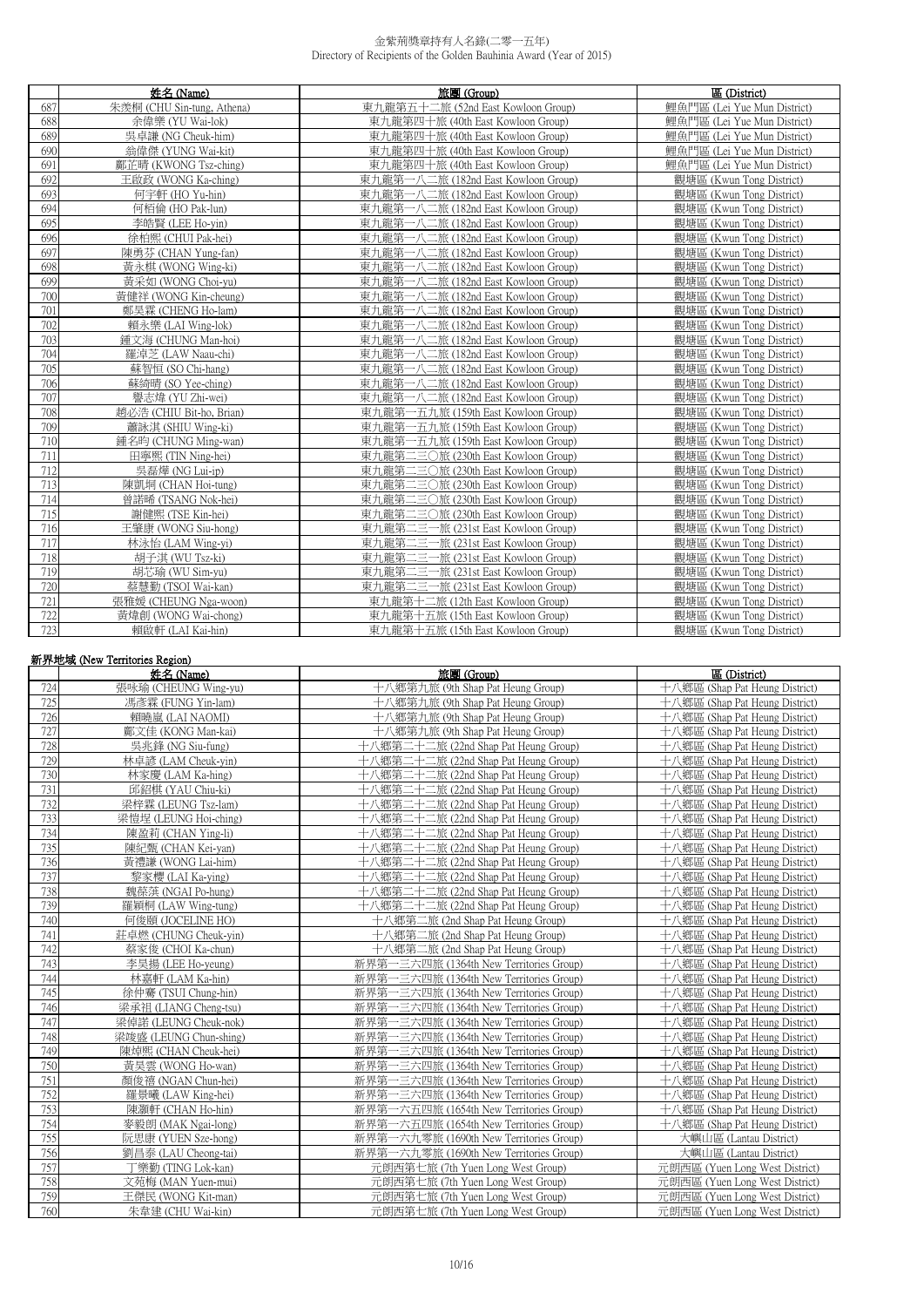金紫荊獎章持有人名錄(二零一五年)
Directory of Recipients of the Golden Bauhinia Award (Year of 2015)

| | 姓名 (Name) | 旅團 (Group) | 區 (District) |
|---|---|---|---|
| 687 | 朱羡桐 (CHU Sin-tung, Athena) | 東九龍第五十二旅 (52nd East Kowloon Group) | 鯉魚門區 (Lei Yue Mun District) |
| 688 | 余偉樂 (YU Wai-lok) | 東九龍第四十旅 (40th East Kowloon Group) | 鯉魚門區 (Lei Yue Mun District) |
| 689 | 吳卓謙 (NG Cheuk-him) | 東九龍第四十旅 (40th East Kowloon Group) | 鯉魚門區 (Lei Yue Mun District) |
| 690 | 翁偉傑 (YUNG Wai-kit) | 東九龍第四十旅 (40th East Kowloon Group) | 鯉魚門區 (Lei Yue Mun District) |
| 691 | 鄺芷晴 (KWONG Tsz-ching) | 東九龍第四十旅 (40th East Kowloon Group) | 鯉魚門區 (Lei Yue Mun District) |
| 692 | 王啟政 (WONG Ka-ching) | 東九龍第一八二旅 (182nd East Kowloon Group) | 觀塘區 (Kwun Tong District) |
| 693 | 何宇軒 (HO Yu-hin) | 東九龍第一八二旅 (182nd East Kowloon Group) | 觀塘區 (Kwun Tong District) |
| 694 | 何栢倫 (HO Pak-lun) | 東九龍第一八二旅 (182nd East Kowloon Group) | 觀塘區 (Kwun Tong District) |
| 695 | 李皓賢 (LEE Ho-yin) | 東九龍第一八二旅 (182nd East Kowloon Group) | 觀塘區 (Kwun Tong District) |
| 696 | 徐柏熙 (CHUI Pak-hei) | 東九龍第一八二旅 (182nd East Kowloon Group) | 觀塘區 (Kwun Tong District) |
| 697 | 陳勇芬 (CHAN Yung-fan) | 東九龍第一八二旅 (182nd East Kowloon Group) | 觀塘區 (Kwun Tong District) |
| 698 | 黃永棋 (WONG Wing-ki) | 東九龍第一八二旅 (182nd East Kowloon Group) | 觀塘區 (Kwun Tong District) |
| 699 | 黃采如 (WONG Choi-yu) | 東九龍第一八二旅 (182nd East Kowloon Group) | 觀塘區 (Kwun Tong District) |
| 700 | 黃健祥 (WONG Kin-cheung) | 東九龍第一八二旅 (182nd East Kowloon Group) | 觀塘區 (Kwun Tong District) |
| 701 | 鄭昊霖 (CHENG Ho-lam) | 東九龍第一八二旅 (182nd East Kowloon Group) | 觀塘區 (Kwun Tong District) |
| 702 | 賴永樂 (LAI Wing-lok) | 東九龍第一八二旅 (182nd East Kowloon Group) | 觀塘區 (Kwun Tong District) |
| 703 | 鍾文海 (CHUNG Man-hoi) | 東九龍第一八二旅 (182nd East Kowloon Group) | 觀塘區 (Kwun Tong District) |
| 704 | 羅淖芝 (LAW Naau-chi) | 東九龍第一八二旅 (182nd East Kowloon Group) | 觀塘區 (Kwun Tong District) |
| 705 | 蘇智恒 (SO Chi-hang) | 東九龍第一八二旅 (182nd East Kowloon Group) | 觀塘區 (Kwun Tong District) |
| 706 | 蘇綺晴 (SO Yee-ching) | 東九龍第一八二旅 (182nd East Kowloon Group) | 觀塘區 (Kwun Tong District) |
| 707 | 嚳志煒 (YU Zhi-wei) | 東九龍第一八二旅 (182nd East Kowloon Group) | 觀塘區 (Kwun Tong District) |
| 708 | 趙必浩 (CHIU Bit-ho, Brian) | 東九龍第一五九旅 (159th East Kowloon Group) | 觀塘區 (Kwun Tong District) |
| 709 | 蕭詠淇 (SHIU Wing-ki) | 東九龍第一五九旅 (159th East Kowloon Group) | 觀塘區 (Kwun Tong District) |
| 710 | 鍾名昀 (CHUNG Ming-wan) | 東九龍第一五九旅 (159th East Kowloon Group) | 觀塘區 (Kwun Tong District) |
| 711 | 田寧熙 (TIN Ning-hei) | 東九龍第二三〇旅 (230th East Kowloon Group) | 觀塘區 (Kwun Tong District) |
| 712 | 吳磊燁 (NG Lui-ip) | 東九龍第二三〇旅 (230th East Kowloon Group) | 觀塘區 (Kwun Tong District) |
| 713 | 陳凱桐 (CHAN Hoi-tung) | 東九龍第二三〇旅 (230th East Kowloon Group) | 觀塘區 (Kwun Tong District) |
| 714 | 曾諾晞 (TSANG Nok-hei) | 東九龍第二三〇旅 (230th East Kowloon Group) | 觀塘區 (Kwun Tong District) |
| 715 | 謝健熙 (TSE Kin-hei) | 東九龍第二三〇旅 (230th East Kowloon Group) | 觀塘區 (Kwun Tong District) |
| 716 | 王肇康 (WONG Siu-hong) | 東九龍第二三一旅 (231st East Kowloon Group) | 觀塘區 (Kwun Tong District) |
| 717 | 林泳怡 (LAM Wing-yi) | 東九龍第二三一旅 (231st East Kowloon Group) | 觀塘區 (Kwun Tong District) |
| 718 | 胡子淇 (WU Tsz-ki) | 東九龍第二三一旅 (231st East Kowloon Group) | 觀塘區 (Kwun Tong District) |
| 719 | 胡芯瑜 (WU Sim-yu) | 東九龍第二三一旅 (231st East Kowloon Group) | 觀塘區 (Kwun Tong District) |
| 720 | 蔡慧勤 (TSOI Wai-kan) | 東九龍第二三一旅 (231st East Kowloon Group) | 觀塘區 (Kwun Tong District) |
| 721 | 張雅媛 (CHEUNG Nga-woon) | 東九龍第十二旅 (12th East Kowloon Group) | 觀塘區 (Kwun Tong District) |
| 722 | 黃煒創 (WONG Wai-chong) | 東九龍第十五旅 (15th East Kowloon Group) | 觀塘區 (Kwun Tong District) |
| 723 | 賴啟軒 (LAI Kai-hin) | 東九龍第十五旅 (15th East Kowloon Group) | 觀塘區 (Kwun Tong District) |

## 新界地域 (New Territories Region)

| | 姓名 (Name) | 旅團 (Group) | 區 (District) |
|---|---|---|---|
| 724 | 張咏瑜 (CHEUNG Wing-yu) | 十八鄉第九旅 (9th Shap Pat Heung Group) | 十八鄉區 (Shap Pat Heung District) |
| 725 | 馮彥霖 (FUNG Yin-lam) | 十八鄉第九旅 (9th Shap Pat Heung Group) | 十八鄉區 (Shap Pat Heung District) |
| 726 | 賴曉嵐 (LAI NAOMI) | 十八鄉第九旅 (9th Shap Pat Heung Group) | 十八鄉區 (Shap Pat Heung District) |
| 727 | 鄺文佳 (KONG Man-kai) | 十八鄉第九旅 (9th Shap Pat Heung Group) | 十八鄉區 (Shap Pat Heung District) |
| 728 | 吳兆鋒 (NG Siu-fung) | 十八鄉第二十二旅 (22nd Shap Pat Heung Group) | 十八鄉區 (Shap Pat Heung District) |
| 729 | 林卓諺 (LAM Cheuk-yin) | 十八鄉第二十二旅 (22nd Shap Pat Heung Group) | 十八鄉區 (Shap Pat Heung District) |
| 730 | 林家慶 (LAM Ka-hing) | 十八鄉第二十二旅 (22nd Shap Pat Heung Group) | 十八鄉區 (Shap Pat Heung District) |
| 731 | 邱紹棋 (YAU Chiu-ki) | 十八鄉第二十二旅 (22nd Shap Pat Heung Group) | 十八鄉區 (Shap Pat Heung District) |
| 732 | 梁梓霖 (LEUNG Tsz-lam) | 十八鄉第二十二旅 (22nd Shap Pat Heung Group) | 十八鄉區 (Shap Pat Heung District) |
| 733 | 梁愷埕 (LEUNG Hoi-ching) | 十八鄉第二十二旅 (22nd Shap Pat Heung Group) | 十八鄉區 (Shap Pat Heung District) |
| 734 | 陳盈莉 (CHAN Ying-li) | 十八鄉第二十二旅 (22nd Shap Pat Heung Group) | 十八鄉區 (Shap Pat Heung District) |
| 735 | 陳紀甄 (CHAN Kei-yan) | 十八鄉第二十二旅 (22nd Shap Pat Heung Group) | 十八鄉區 (Shap Pat Heung District) |
| 736 | 黃禮謙 (WONG Lai-him) | 十八鄉第二十二旅 (22nd Shap Pat Heung Group) | 十八鄉區 (Shap Pat Heung District) |
| 737 | 黎家櫻 (LAI Ka-ying) | 十八鄉第二十二旅 (22nd Shap Pat Heung Group) | 十八鄉區 (Shap Pat Heung District) |
| 738 | 魏葆淇 (NGAI Po-hung) | 十八鄉第二十二旅 (22nd Shap Pat Heung Group) | 十八鄉區 (Shap Pat Heung District) |
| 739 | 羅穎桐 (LAW Wing-tung) | 十八鄉第二十二旅 (22nd Shap Pat Heung Group) | 十八鄉區 (Shap Pat Heung District) |
| 740 | 何俊頤 (JOCELINE HO) | 十八鄉第二旅 (2nd Shap Pat Heung Group) | 十八鄉區 (Shap Pat Heung District) |
| 741 | 莊卓燃 (CHUNG Cheuk-yin) | 十八鄉第二旅 (2nd Shap Pat Heung Group) | 十八鄉區 (Shap Pat Heung District) |
| 742 | 蔡家俊 (CHOI Ka-chun) | 十八鄉第二旅 (2nd Shap Pat Heung Group) | 十八鄉區 (Shap Pat Heung District) |
| 743 | 李昊揚 (LEE Ho-yeung) | 新界第一三六四旅 (1364th New Territories Group) | 十八鄉區 (Shap Pat Heung District) |
| 744 | 林嘉軒 (LAM Ka-hin) | 新界第一三六四旅 (1364th New Territories Group) | 十八鄉區 (Shap Pat Heung District) |
| 745 | 徐仲騫 (TSUI Chung-hin) | 新界第一三六四旅 (1364th New Territories Group) | 十八鄉區 (Shap Pat Heung District) |
| 746 | 梁承祖 (LIANG Cheng-tsu) | 新界第一三六四旅 (1364th New Territories Group) | 十八鄉區 (Shap Pat Heung District) |
| 747 | 梁倬諾 (LEUNG Cheuk-nok) | 新界第一三六四旅 (1364th New Territories Group) | 十八鄉區 (Shap Pat Heung District) |
| 748 | 梁竣盛 (LEUNG Chun-shing) | 新界第一三六四旅 (1364th New Territories Group) | 十八鄉區 (Shap Pat Heung District) |
| 749 | 陳焯熙 (CHAN Cheuk-hei) | 新界第一三六四旅 (1364th New Territories Group) | 十八鄉區 (Shap Pat Heung District) |
| 750 | 黃昊雲 (WONG Ho-wan) | 新界第一三六四旅 (1364th New Territories Group) | 十八鄉區 (Shap Pat Heung District) |
| 751 | 顏俊禧 (NGAN Chun-hei) | 新界第一三六四旅 (1364th New Territories Group) | 十八鄉區 (Shap Pat Heung District) |
| 752 | 羅景曦 (LAW King-hei) | 新界第一三六四旅 (1364th New Territories Group) | 十八鄉區 (Shap Pat Heung District) |
| 753 | 陳灝軒 (CHAN Ho-hin) | 新界第一六五四旅 (1654th New Territories Group) | 十八鄉區 (Shap Pat Heung District) |
| 754 | 麥毅朗 (MAK Ngai-long) | 新界第一六五四旅 (1654th New Territories Group) | 十八鄉區 (Shap Pat Heung District) |
| 755 | 阮思康 (YUEN Sze-hong) | 新界第一六九零旅 (1690th New Territories Group) | 大嶼山區 (Lantau District) |
| 756 | 劉昌泰 (LAU Cheong-tai) | 新界第一六九零旅 (1690th New Territories Group) | 大嶼山區 (Lantau District) |
| 757 | 丁樂勤 (TING Lok-kan) | 元朗西第七旅 (7th Yuen Long West Group) | 元朗西區 (Yuen Long West District) |
| 758 | 文苑梅 (MAN Yuen-mui) | 元朗西第七旅 (7th Yuen Long West Group) | 元朗西區 (Yuen Long West District) |
| 759 | 王傑民 (WONG Kit-man) | 元朗西第七旅 (7th Yuen Long West Group) | 元朗西區 (Yuen Long West District) |
| 760 | 朱韋建 (CHU Wai-kin) | 元朗西第七旅 (7th Yuen Long West Group) | 元朗西區 (Yuen Long West District) |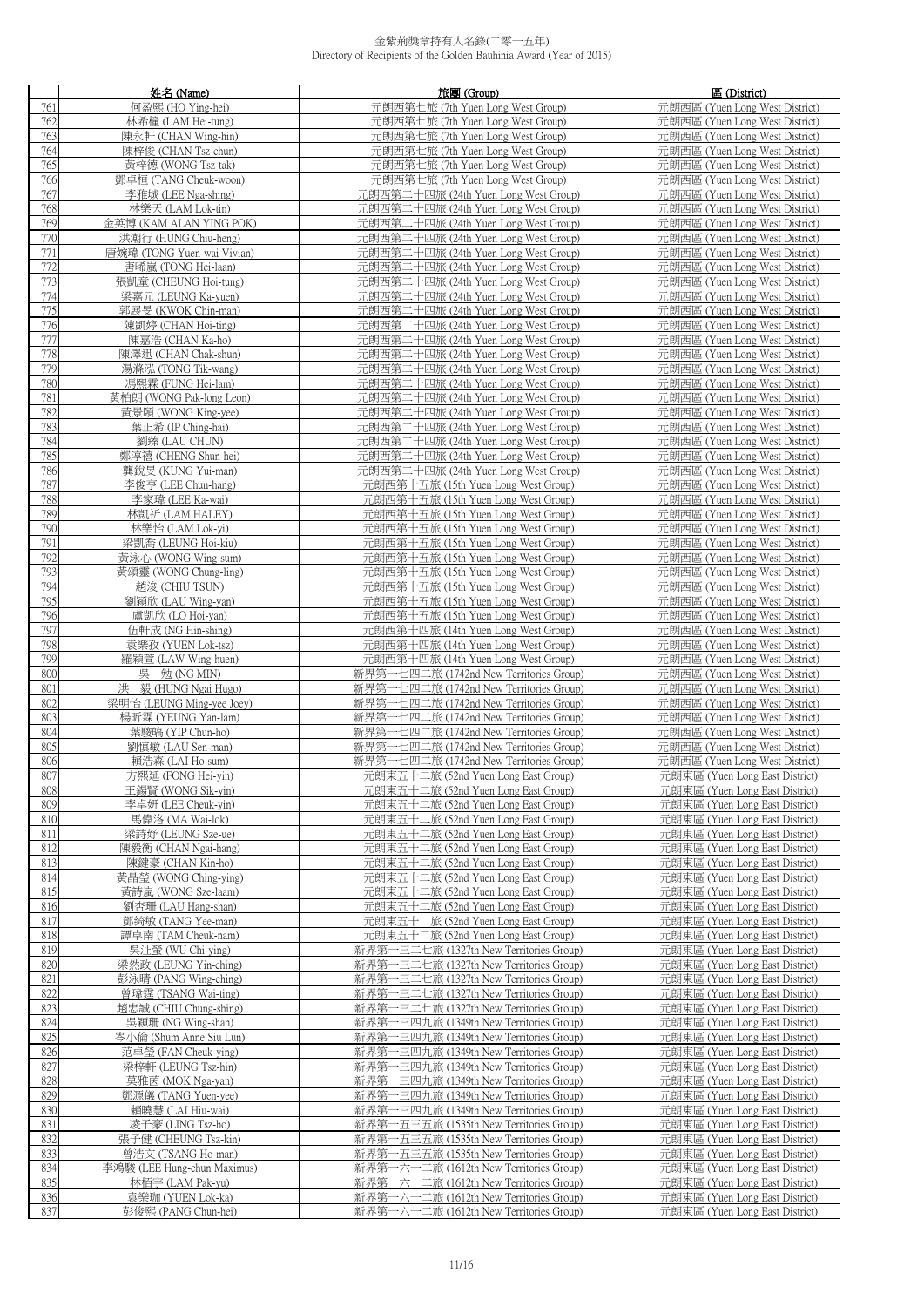| | 姓名 (Name) | 旅團 (Group) | 區 (District) |
|---|---|---|---|
| 761 | 何盈熙 (HO Ying-hei) | 元朗西第七旅 (7th Yuen Long West Group) | 元朗西區 (Yuen Long West District) |
| 762 | 林希橦 (LAM Hei-tung) | 元朗西第七旅 (7th Yuen Long West Group) | 元朗西區 (Yuen Long West District) |
| 763 | 陳永軒 (CHAN Wing-hin) | 元朗西第七旅 (7th Yuen Long West Group) | 元朗西區 (Yuen Long West District) |
| 764 | 陳梓俊 (CHAN Tsz-chun) | 元朗西第七旅 (7th Yuen Long West Group) | 元朗西區 (Yuen Long West District) |
| 765 | 黃梓德 (WONG Tsz-tak) | 元朗西第七旅 (7th Yuen Long West Group) | 元朗西區 (Yuen Long West District) |
| 766 | 鄧卓桓 (TANG Cheuk-woon) | 元朗西第七旅 (7th Yuen Long West Group) | 元朗西區 (Yuen Long West District) |
| 767 | 李雅城 (LEE Nga-shing) | 元朗西第二十四旅 (24th Yuen Long West Group) | 元朗西區 (Yuen Long West District) |
| 768 | 林樂天 (LAM Lok-tin) | 元朗西第二十四旅 (24th Yuen Long West Group) | 元朗西區 (Yuen Long West District) |
| 769 | 金英博 (KAM ALAN YING POK) | 元朗西第二十四旅 (24th Yuen Long West Group) | 元朗西區 (Yuen Long West District) |
| 770 | 洪潮行 (HUNG Chiu-heng) | 元朗西第二十四旅 (24th Yuen Long West Group) | 元朗西區 (Yuen Long West District) |
| 771 | 唐婉瑋 (TONG Yuen-wai Vivian) | 元朗西第二十四旅 (24th Yuen Long West Group) | 元朗西區 (Yuen Long West District) |
| 772 | 唐晞嵐 (TONG Hei-laan) | 元朗西第二十四旅 (24th Yuen Long West Group) | 元朗西區 (Yuen Long West District) |
| 773 | 張凱童 (CHEUNG Hoi-tung) | 元朗西第二十四旅 (24th Yuen Long West Group) | 元朗西區 (Yuen Long West District) |
| 774 | 梁嘉元 (LEUNG Ka-yuen) | 元朗西第二十四旅 (24th Yuen Long West Group) | 元朗西區 (Yuen Long West District) |
| 775 | 郭展旻 (KWOK Chin-man) | 元朗西第二十四旅 (24th Yuen Long West Group) | 元朗西區 (Yuen Long West District) |
| 776 | 陳凱婷 (CHAN Hoi-ting) | 元朗西第二十四旅 (24th Yuen Long West Group) | 元朗西區 (Yuen Long West District) |
| 777 | 陳嘉浩 (CHAN Ka-ho) | 元朗西第二十四旅 (24th Yuen Long West Group) | 元朗西區 (Yuen Long West District) |
| 778 | 陳澤迅 (CHAN Chak-shun) | 元朗西第二十四旅 (24th Yuen Long West Group) | 元朗西區 (Yuen Long West District) |
| 779 | 湯滌泓 (TONG Tik-wang) | 元朗西第二十四旅 (24th Yuen Long West Group) | 元朗西區 (Yuen Long West District) |
| 780 | 馮熙霖 (FUNG Hei-lam) | 元朗西第二十四旅 (24th Yuen Long West Group) | 元朗西區 (Yuen Long West District) |
| 781 | 黃柏朗 (WONG Pak-long Leon) | 元朗西第二十四旅 (24th Yuen Long West Group) | 元朗西區 (Yuen Long West District) |
| 782 | 黃景頤 (WONG King-yee) | 元朗西第二十四旅 (24th Yuen Long West Group) | 元朗西區 (Yuen Long West District) |
| 783 | 葉正希 (IP Ching-hai) | 元朗西第二十四旅 (24th Yuen Long West Group) | 元朗西區 (Yuen Long West District) |
| 784 | 劉臻 (LAU CHUN) | 元朗西第二十四旅 (24th Yuen Long West Group) | 元朗西區 (Yuen Long West District) |
| 785 | 鄭淳禧 (CHENG Shun-hei) | 元朗西第二十四旅 (24th Yuen Long West Group) | 元朗西區 (Yuen Long West District) |
| 786 | 龔銳旻 (KUNG Yui-man) | 元朗西第二十四旅 (24th Yuen Long West Group) | 元朗西區 (Yuen Long West District) |
| 787 | 李俊亨 (LEE Chun-hang) | 元朗西第十五旅 (15th Yuen Long West Group) | 元朗西區 (Yuen Long West District) |
| 788 | 李家瑋 (LEE Ka-wai) | 元朗西第十五旅 (15th Yuen Long West Group) | 元朗西區 (Yuen Long West District) |
| 789 | 林凱祈 (LAM HALEY) | 元朗西第十五旅 (15th Yuen Long West Group) | 元朗西區 (Yuen Long West District) |
| 790 | 林樂怡 (LAM Lok-yi) | 元朗西第十五旅 (15th Yuen Long West Group) | 元朗西區 (Yuen Long West District) |
| 791 | 梁凱喬 (LEUNG Hoi-kiu) | 元朗西第十五旅 (15th Yuen Long West Group) | 元朗西區 (Yuen Long West District) |
| 792 | 黃泳心 (WONG Wing-sum) | 元朗西第十五旅 (15th Yuen Long West Group) | 元朗西區 (Yuen Long West District) |
| 793 | 黃頌靈 (WONG Chung-ling) | 元朗西第十五旅 (15th Yuen Long West Group) | 元朗西區 (Yuen Long West District) |
| 794 | 趙浚 (CHIU TSUN) | 元朗西第十五旅 (15th Yuen Long West Group) | 元朗西區 (Yuen Long West District) |
| 795 | 劉穎欣 (LAU Wing-yan) | 元朗西第十五旅 (15th Yuen Long West Group) | 元朗西區 (Yuen Long West District) |
| 796 | 盧凱欣 (LO Hoi-yan) | 元朗西第十五旅 (15th Yuen Long West Group) | 元朗西區 (Yuen Long West District) |
| 797 | 伍軒成 (NG Hin-shing) | 元朗西第十四旅 (14th Yuen Long West Group) | 元朗西區 (Yuen Long West District) |
| 798 | 袁樂孜 (YUEN Lok-tsz) | 元朗西第十四旅 (14th Yuen Long West Group) | 元朗西區 (Yuen Long West District) |
| 799 | 羅穎萱 (LAW Wing-huen) | 元朗西第十四旅 (14th Yuen Long West Group) | 元朗西區 (Yuen Long West District) |
| 800 | 吳　勉 (NG MIN) | 新界第一七四二旅 (1742nd New Territories Group) | 元朗西區 (Yuen Long West District) |
| 801 | 洪　毅 (HUNG Ngai Hugo) | 新界第一七四二旅 (1742nd New Territories Group) | 元朗西區 (Yuen Long West District) |
| 802 | 梁明怡 (LEUNG Ming-yee Joey) | 新界第一七四二旅 (1742nd New Territories Group) | 元朗西區 (Yuen Long West District) |
| 803 | 楊昕霖 (YEUNG Yan-lam) | 新界第一七四二旅 (1742nd New Territories Group) | 元朗西區 (Yuen Long West District) |
| 804 | 葉駿皜 (YIP Chun-ho) | 新界第一七四二旅 (1742nd New Territories Group) | 元朗西區 (Yuen Long West District) |
| 805 | 劉慎敏 (LAU Sen-man) | 新界第一七四二旅 (1742nd New Territories Group) | 元朗西區 (Yuen Long West District) |
| 806 | 賴浩森 (LAI Ho-sum) | 新界第一七四二旅 (1742nd New Territories Group) | 元朗西區 (Yuen Long West District) |
| 807 | 方熙延 (FONG Hei-yin) | 元朗東五十二旅 (52nd Yuen Long East Group) | 元朗東區 (Yuen Long East District) |
| 808 | 王錫賢 (WONG Sik-yin) | 元朗東五十二旅 (52nd Yuen Long East Group) | 元朗東區 (Yuen Long East District) |
| 809 | 李卓妍 (LEE Cheuk-yin) | 元朗東五十二旅 (52nd Yuen Long East Group) | 元朗東區 (Yuen Long East District) |
| 810 | 馬偉洛 (MA Wai-lok) | 元朗東五十二旅 (52nd Yuen Long East Group) | 元朗東區 (Yuen Long East District) |
| 811 | 梁詩妤 (LEUNG Sze-ue) | 元朗東五十二旅 (52nd Yuen Long East Group) | 元朗東區 (Yuen Long East District) |
| 812 | 陳毅衡 (CHAN Ngai-hang) | 元朗東五十二旅 (52nd Yuen Long East Group) | 元朗東區 (Yuen Long East District) |
| 813 | 陳鍵豪 (CHAN Kin-ho) | 元朗東五十二旅 (52nd Yuen Long East Group) | 元朗東區 (Yuen Long East District) |
| 814 | 黃晶瑩 (WONG Ching-ying) | 元朗東五十二旅 (52nd Yuen Long East Group) | 元朗東區 (Yuen Long East District) |
| 815 | 黃詩嵐 (WONG Sze-laam) | 元朗東五十二旅 (52nd Yuen Long East Group) | 元朗東區 (Yuen Long East District) |
| 816 | 劉杏珊 (LAU Hang-shan) | 元朗東五十二旅 (52nd Yuen Long East Group) | 元朗東區 (Yuen Long East District) |
| 817 | 鄧綺敏 (TANG Yee-man) | 元朗東五十二旅 (52nd Yuen Long East Group) | 元朗東區 (Yuen Long East District) |
| 818 | 譚卓南 (TAM Cheuk-nam) | 元朗東五十二旅 (52nd Yuen Long East Group) | 元朗東區 (Yuen Long East District) |
| 819 | 吳沚瑩 (WU Chi-ying) | 新界第一三二七旅 (1327th New Territories Group) | 元朗東區 (Yuen Long East District) |
| 820 | 梁然政 (LEUNG Yin-ching) | 新界第一三二七旅 (1327th New Territories Group) | 元朗東區 (Yuen Long East District) |
| 821 | 彭泳晴 (PANG Wing-ching) | 新界第一三二七旅 (1327th New Territories Group) | 元朗東區 (Yuen Long East District) |
| 822 | 曾瑋霆 (TSANG Wai-ting) | 新界第一三二七旅 (1327th New Territories Group) | 元朗東區 (Yuen Long East District) |
| 823 | 趙忠誠 (CHIU Chung-shing) | 新界第一三二七旅 (1327th New Territories Group) | 元朗東區 (Yuen Long East District) |
| 824 | 吳穎珊 (NG Wing-shan) | 新界第一三四九旅 (1349th New Territories Group) | 元朗東區 (Yuen Long East District) |
| 825 | 岑小倫 (Shum Anne Siu Lun) | 新界第一三四九旅 (1349th New Territories Group) | 元朗東區 (Yuen Long East District) |
| 826 | 范卓瑩 (FAN Cheuk-ying) | 新界第一三四九旅 (1349th New Territories Group) | 元朗東區 (Yuen Long East District) |
| 827 | 梁梓軒 (LEUNG Tsz-hin) | 新界第一三四九旅 (1349th New Territories Group) | 元朗東區 (Yuen Long East District) |
| 828 | 莫雅茵 (MOK Nga-yan) | 新界第一三四九旅 (1349th New Territories Group) | 元朗東區 (Yuen Long East District) |
| 829 | 鄧源儀 (TANG Yuen-yee) | 新界第一三四九旅 (1349th New Territories Group) | 元朗東區 (Yuen Long East District) |
| 830 | 賴曉慧 (LAI Hiu-wai) | 新界第一三四九旅 (1349th New Territories Group) | 元朗東區 (Yuen Long East District) |
| 831 | 凌子豪 (LING Tsz-ho) | 新界第一五三五旅 (1535th New Territories Group) | 元朗東區 (Yuen Long East District) |
| 832 | 張子健 (CHEUNG Tsz-kin) | 新界第一五三五旅 (1535th New Territories Group) | 元朗東區 (Yuen Long East District) |
| 833 | 曾浩文 (TSANG Ho-man) | 新界第一五三五旅 (1535th New Territories Group) | 元朗東區 (Yuen Long East District) |
| 834 | 李鴻駿 (LEE Hung-chun Maximus) | 新界第一六一二旅 (1612th New Territories Group) | 元朗東區 (Yuen Long East District) |
| 835 | 林栢宇 (LAM Pak-yu) | 新界第一六一二旅 (1612th New Territories Group) | 元朗東區 (Yuen Long East District) |
| 836 | 袁樂珈 (YUEN Lok-ka) | 新界第一六一二旅 (1612th New Territories Group) | 元朗東區 (Yuen Long East District) |
| 837 | 彭俊熙 (PANG Chun-hei) | 新界第一六一二旅 (1612th New Territories Group) | 元朗東區 (Yuen Long East District) |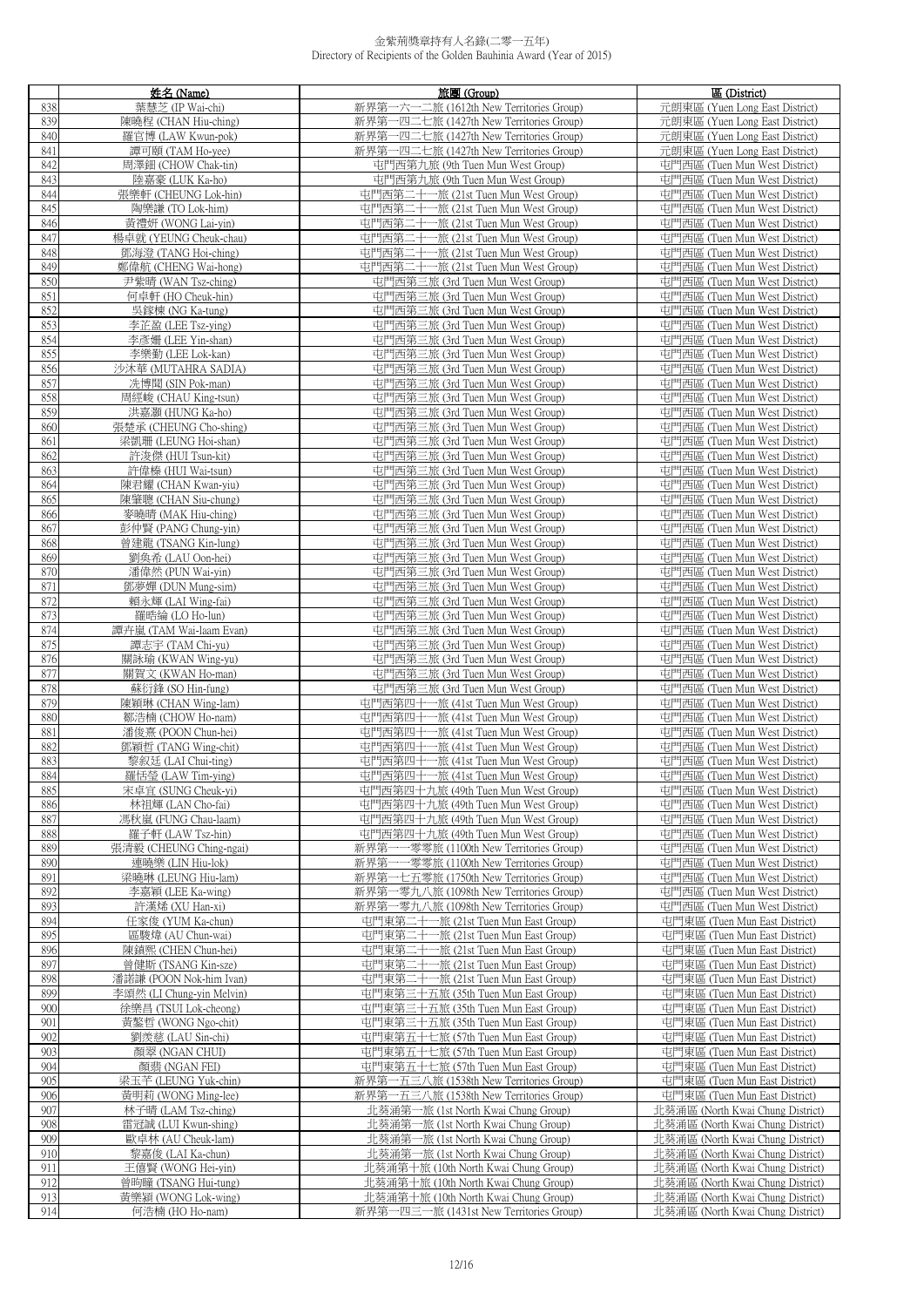# 金紫荊獎章持有人名錄(二零一五年)
Directory of Recipients of the Golden Bauhinia Award (Year of 2015)

| | 姓名 (Name) | 旅團 (Group) | 區 (District) |
|---|---|---|---|
| 838 | 葉慧芝 (IP Wai-chi) | 新界第一六一二旅 (1612th New Territories Group) | 元朗東區 (Yuen Long East District) |
| 839 | 陳曉程 (CHAN Hiu-ching) | 新界第一四二七旅 (1427th New Territories Group) | 元朗東區 (Yuen Long East District) |
| 840 | 羅官博 (LAW Kwun-pok) | 新界第一四二七旅 (1427th New Territories Group) | 元朗東區 (Yuen Long East District) |
| 841 | 譚可頤 (TAM Ho-yee) | 新界第一四二七旅 (1427th New Territories Group) | 元朗東區 (Yuen Long East District) |
| 842 | 周澤鈿 (CHOW Chak-tin) | 屯門西第九旅 (9th Tuen Mun West Group) | 屯門西區 (Tuen Mun West District) |
| 843 | 陸嘉豪 (LUK Ka-ho) | 屯門西第九旅 (9th Tuen Mun West Group) | 屯門西區 (Tuen Mun West District) |
| 844 | 張樂軒 (CHEUNG Lok-hin) | 屯門西第二十一旅 (21st Tuen Mun West Group) | 屯門西區 (Tuen Mun West District) |
| 845 | 陶樂謙 (TO Lok-him) | 屯門西第二十一旅 (21st Tuen Mun West Group) | 屯門西區 (Tuen Mun West District) |
| 846 | 黃禮妍 (WONG Lai-yin) | 屯門西第二十一旅 (21st Tuen Mun West Group) | 屯門西區 (Tuen Mun West District) |
| 847 | 楊卓�星 (YEUNG Cheuk-chau) | 屯門西第二十一旅 (21st Tuen Mun West Group) | 屯門西區 (Tuen Mun West District) |
| 848 | 鄧海澄 (TANG Hoi-ching) | 屯門西第二十一旅 (21st Tuen Mun West Group) | 屯門西區 (Tuen Mun West District) |
| 849 | 鄭偉航 (CHENG Wai-hong) | 屯門西第二十一旅 (21st Tuen Mun West Group) | 屯門西區 (Tuen Mun West District) |
| 850 | 尹紫晴 (WAN Tsz-ching) | 屯門西第三旅 (3rd Tuen Mun West Group) | 屯門西區 (Tuen Mun West District) |
| 851 | 何卓軒 (HO Cheuk-hin) | 屯門西第三旅 (3rd Tuen Mun West Group) | 屯門西區 (Tuen Mun West District) |
| 852 | 吳嘉棟 (NG Ka-tung) | 屯門西第三旅 (3rd Tuen Mun West Group) | 屯門西區 (Tuen Mun West District) |
| 853 | 李芷盈 (LEE Tsz-ying) | 屯門西第三旅 (3rd Tuen Mun West Group) | 屯門西區 (Tuen Mun West District) |
| 854 | 李彥姍 (LEE Yin-shan) | 屯門西第三旅 (3rd Tuen Mun West Group) | 屯門西區 (Tuen Mun West District) |
| 855 | 李樂勤 (LEE Lok-kan) | 屯門西第三旅 (3rd Tuen Mun West Group) | 屯門西區 (Tuen Mun West District) |
| 856 | 沙沐華 (MUTAHRA SADIA) | 屯門西第三旅 (3rd Tuen Mun West Group) | 屯門西區 (Tuen Mun West District) |
| 857 | 冼博閩 (SIN Pok-man) | 屯門西第三旅 (3rd Tuen Mun West Group) | 屯門西區 (Tuen Mun West District) |
| 858 | 周經峻 (CHAU King-tsun) | 屯門西第三旅 (3rd Tuen Mun West Group) | 屯門西區 (Tuen Mun West District) |
| 859 | 洪嘉灝 (HUNG Ka-ho) | 屯門西第三旅 (3rd Tuen Mun West Group) | 屯門西區 (Tuen Mun West District) |
| 860 | 張楚承 (CHEUNG Cho-shing) | 屯門西第三旅 (3rd Tuen Mun West Group) | 屯門西區 (Tuen Mun West District) |
| 861 | 梁凱珊 (LEUNG Hoi-shan) | 屯門西第三旅 (3rd Tuen Mun West Group) | 屯門西區 (Tuen Mun West District) |
| 862 | 許浚傑 (HUI Tsun-kit) | 屯門西第三旅 (3rd Tuen Mun West Group) | 屯門西區 (Tuen Mun West District) |
| 863 | 許偉榛 (HUI Wai-tsun) | 屯門西第三旅 (3rd Tuen Mun West Group) | 屯門西區 (Tuen Mun West District) |
| 864 | 陳君耀 (CHAN Kwan-yiu) | 屯門西第三旅 (3rd Tuen Mun West Group) | 屯門西區 (Tuen Mun West District) |
| 865 | 陳肇聰 (CHAN Siu-chung) | 屯門西第三旅 (3rd Tuen Mun West Group) | 屯門西區 (Tuen Mun West District) |
| 866 | 麥曉晴 (MAK Hiu-ching) | 屯門西第三旅 (3rd Tuen Mun West Group) | 屯門西區 (Tuen Mun West District) |
| 867 | 彭仲賢 (PANG Chung-yin) | 屯門西第三旅 (3rd Tuen Mun West Group) | 屯門西區 (Tuen Mun West District) |
| 868 | 曾建龍 (TSANG Kin-lung) | 屯門西第三旅 (3rd Tuen Mun West Group) | 屯門西區 (Tuen Mun West District) |
| 869 | 劉奐希 (LAU Oon-hei) | 屯門西第三旅 (3rd Tuen Mun West Group) | 屯門西區 (Tuen Mun West District) |
| 870 | 潘偉然 (PUN Wai-yin) | 屯門西第三旅 (3rd Tuen Mun West Group) | 屯門西區 (Tuen Mun West District) |
| 871 | 鄧夢嬋 (DUN Mung-sim) | 屯門西第三旅 (3rd Tuen Mun West Group) | 屯門西區 (Tuen Mun West District) |
| 872 | 賴永輝 (LAI Wing-fai) | 屯門西第三旅 (3rd Tuen Mun West Group) | 屯門西區 (Tuen Mun West District) |
| 873 | 羅晧綸 (LO Ho-lun) | 屯門西第三旅 (3rd Tuen Mun West Group) | 屯門西區 (Tuen Mun West District) |
| 874 | 譚卉嵐 (TAM Wai-laam Evan) | 屯門西第三旅 (3rd Tuen Mun West Group) | 屯門西區 (Tuen Mun West District) |
| 875 | 譚志宇 (TAM Chi-yu) | 屯門西第三旅 (3rd Tuen Mun West Group) | 屯門西區 (Tuen Mun West District) |
| 876 | 關詠瑜 (KWAN Wing-yu) | 屯門西第三旅 (3rd Tuen Mun West Group) | 屯門西區 (Tuen Mun West District) |
| 877 | 關賀文 (KWAN Ho-man) | 屯門西第三旅 (3rd Tuen Mun West Group) | 屯門西區 (Tuen Mun West District) |
| 878 | 蘇衍鋒 (SO Hin-fung) | 屯門西第三旅 (3rd Tuen Mun West Group) | 屯門西區 (Tuen Mun West District) |
| 879 | 陳穎琳 (CHAN Wing-lam) | 屯門西第四十一旅 (41st Tuen Mun West Group) | 屯門西區 (Tuen Mun West District) |
| 880 | 鄒浩楠 (CHOW Ho-nam) | 屯門西第四十一旅 (41st Tuen Mun West Group) | 屯門西區 (Tuen Mun West District) |
| 881 | 潘俊熹 (POON Chun-hei) | 屯門西第四十一旅 (41st Tuen Mun West Group) | 屯門西區 (Tuen Mun West District) |
| 882 | 鄧穎哲 (TANG Wing-chit) | 屯門西第四十一旅 (41st Tuen Mun West Group) | 屯門西區 (Tuen Mun West District) |
| 883 | 黎叙廷 (LAI Chui-ting) | 屯門西第四十一旅 (41st Tuen Mun West Group) | 屯門西區 (Tuen Mun West District) |
| 884 | 羅恬瑩 (LAW Tim-ying) | 屯門西第四十一旅 (41st Tuen Mun West Group) | 屯門西區 (Tuen Mun West District) |
| 885 | 宋卓宜 (SUNG Cheuk-yi) | 屯門西第四十九旅 (49th Tuen Mun West Group) | 屯門西區 (Tuen Mun West District) |
| 886 | 林祖輝 (LAN Cho-fai) | 屯門西第四十九旅 (49th Tuen Mun West Group) | 屯門西區 (Tuen Mun West District) |
| 887 | 馮秋嵐 (FUNG Chau-laam) | 屯門西第四十九旅 (49th Tuen Mun West Group) | 屯門西區 (Tuen Mun West District) |
| 888 | 羅子軒 (LAW Tsz-hin) | 屯門西第四十九旅 (49th Tuen Mun West Group) | 屯門西區 (Tuen Mun West District) |
| 889 | 張清毅 (CHEUNG Ching-ngai) | 新界第一一零零旅 (1100th New Territories Group) | 屯門西區 (Tuen Mun West District) |
| 890 | 連曉樂 (LIN Hiu-lok) | 新界第一一零零旅 (1100th New Territories Group) | 屯門西區 (Tuen Mun West District) |
| 891 | 梁曉琳 (LEUNG Hiu-lam) | 新界第一七五零旅 (1750th New Territories Group) | 屯門西區 (Tuen Mun West District) |
| 892 | 李嘉穎 (LEE Ka-wing) | 新界第一零九八旅 (1098th New Territories Group) | 屯門西區 (Tuen Mun West District) |
| 893 | 許漢琋 (XU Han-xi) | 新界第一零九八旅 (1098th New Territories Group) | 屯門西區 (Tuen Mun West District) |
| 894 | 任家俊 (YUM Ka-chun) | 屯門東第二十一旅 (21st Tuen Mun East Group) | 屯門東區 (Tuen Mun East District) |
| 895 | 區駿煒 (AU Chun-wai) | 屯門東第二十一旅 (21st Tuen Mun East Group) | 屯門東區 (Tuen Mun East District) |
| 896 | 陳鎮熙 (CHEN Chun-hei) | 屯門東第二十一旅 (21st Tuen Mun East Group) | 屯門東區 (Tuen Mun East District) |
| 897 | 曾健斯 (TSANG Kin-sze) | 屯門東第二十一旅 (21st Tuen Mun East Group) | 屯門東區 (Tuen Mun East District) |
| 898 | 潘諾謙 (POON Nok-him Ivan) | 屯門東第二十一旅 (21st Tuen Mun East Group) | 屯門東區 (Tuen Mun East District) |
| 899 | 李頌然 (LI Chung-yin Melvin) | 屯門東第三十五旅 (35th Tuen Mun East Group) | 屯門東區 (Tuen Mun East District) |
| 900 | 徐樂昌 (TSUI Lok-cheong) | 屯門東第三十五旅 (35th Tuen Mun East Group) | 屯門東區 (Tuen Mun East District) |
| 901 | 黃鰲哲 (WONG Ngo-chit) | 屯門東第三十五旅 (35th Tuen Mun East Group) | 屯門東區 (Tuen Mun East District) |
| 902 | 劉羨慈 (LAU Sin-chi) | 屯門東第五十七旅 (57th Tuen Mun East Group) | 屯門東區 (Tuen Mun East District) |
| 903 | 顏翠 (NGAN CHUI) | 屯門東第五十七旅 (57th Tuen Mun East Group) | 屯門東區 (Tuen Mun East District) |
| 904 | 顏翡 (NGAN FEI) | 屯門東第五十七旅 (57th Tuen Mun East Group) | 屯門東區 (Tuen Mun East District) |
| 905 | 梁玉芊 (LEUNG Yuk-chin) | 新界第一五三八旅 (1538th New Territories Group) | 屯門東區 (Tuen Mun East District) |
| 906 | 黃明莉 (WONG Ming-lee) | 新界第一五三八旅 (1538th New Territories Group) | 屯門東區 (Tuen Mun East District) |
| 907 | 林子晴 (LAM Tsz-ching) | 北葵涌第一旅 (1st North Kwai Chung Group) | 北葵涌區 (North Kwai Chung District) |
| 908 | 雷冠誠 (LUI Kwun-shing) | 北葵涌第一旅 (1st North Kwai Chung Group) | 北葵涌區 (North Kwai Chung District) |
| 909 | 歐卓林 (AU Cheuk-lam) | 北葵涌第一旅 (1st North Kwai Chung Group) | 北葵涌區 (North Kwai Chung District) |
| 910 | 黎嘉俊 (LAI Ka-chun) | 北葵涌第一旅 (1st North Kwai Chung Group) | 北葵涌區 (North Kwai Chung District) |
| 911 | 王僖賢 (WONG Hei-yin) | 北葵涌第十旅 (10th North Kwai Chung Group) | 北葵涌區 (North Kwai Chung District) |
| 912 | 曾昫瞳 (TSANG Hui-tung) | 北葵涌第十旅 (10th North Kwai Chung Group) | 北葵涌區 (North Kwai Chung District) |
| 913 | 黃樂穎 (WONG Lok-wing) | 北葵涌第十旅 (10th North Kwai Chung Group) | 北葵涌區 (North Kwai Chung District) |
| 914 | 何浩楠 (HO Ho-nam) | 新界第一四三一旅 (1431st New Territories Group) | 北葵涌區 (North Kwai Chung District) |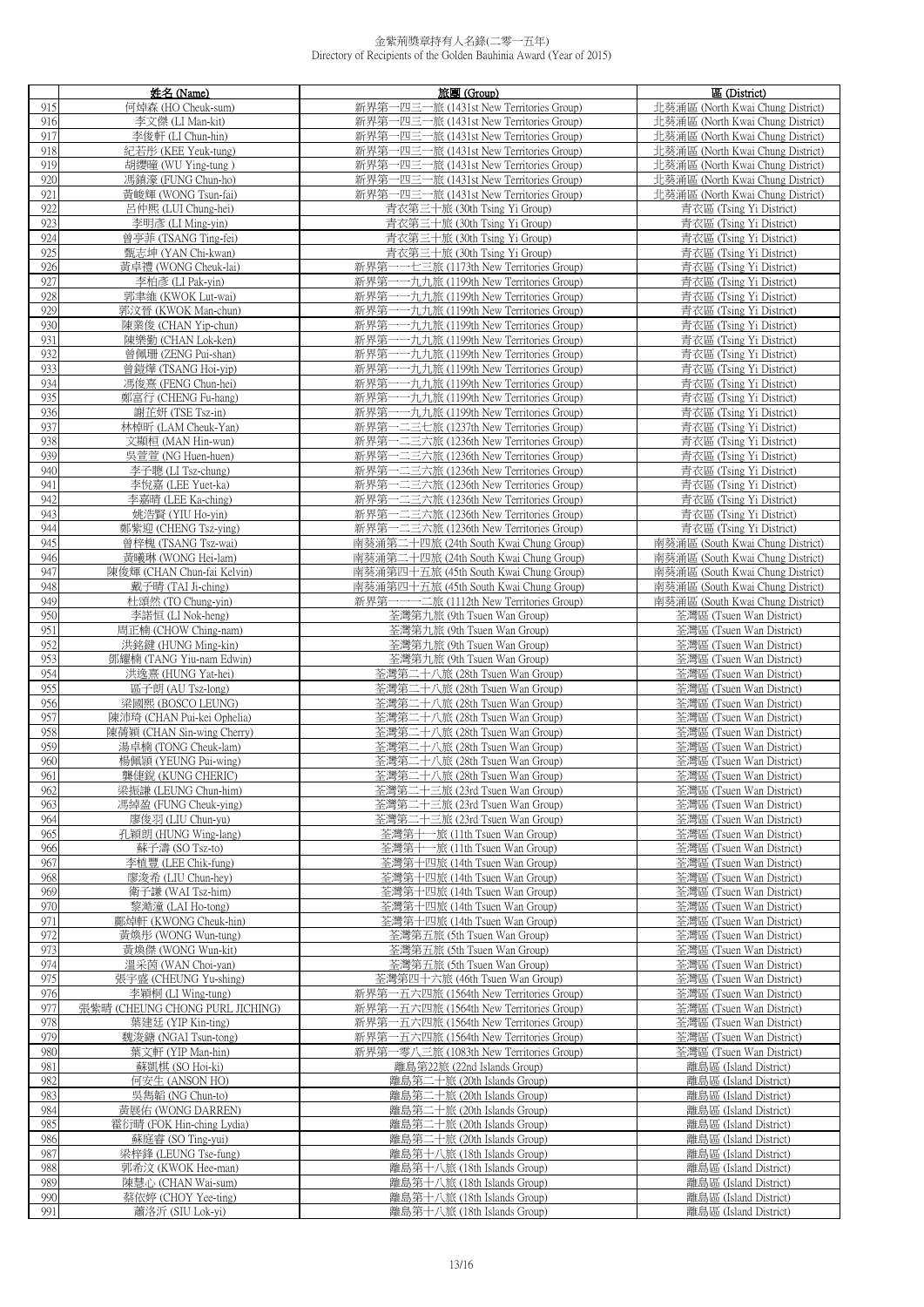金紫荊獎章持有人名錄(二零一五年)
Directory of Recipients of the Golden Bauhinia Award (Year of 2015)

| | 姓名 (Name) | 旅團 (Group) | 區 (District) |
|---|---|---|---|
| 915 | 何焯森 (HO Cheuk-sum) | 新界第一四三一旅 (1431st New Territories Group) | 北葵涌區 (North Kwai Chung District) |
| 916 | 李文傑 (LI Man-kit) | 新界第一四三一旅 (1431st New Territories Group) | 北葵涌區 (North Kwai Chung District) |
| 917 | 李俊軒 (LI Chun-hin) | 新界第一四三一旅 (1431st New Territories Group) | 北葵涌區 (North Kwai Chung District) |
| 918 | 紀若彤 (KEE Yeuk-tung) | 新界第一四三一旅 (1431st New Territories Group) | 北葵涌區 (North Kwai Chung District) |
| 919 | 胡瓔疃 (WU Ying-tung ) | 新界第一四三一旅 (1431st New Territories Group) | 北葵涌區 (North Kwai Chung District) |
| 920 | 馮鎮濠 (FUNG Chun-ho) | 新界第一四三一旅 (1431st New Territories Group) | 北葵涌區 (North Kwai Chung District) |
| 921 | 黃峻輝 (WONG Tsun-fai) | 新界第一四三一旅 (1431st New Territories Group) | 北葵涌區 (North Kwai Chung District) |
| 922 | 呂仲熙 (LUI Chung-hei) | 青衣第三十旅 (30th Tsing Yi Group) | 青衣區 (Tsing Yi District) |
| 923 | 李明彥 (LI Ming-yin) | 青衣第三十旅 (30th Tsing Yi Group) | 青衣區 (Tsing Yi District) |
| 924 | 曾亭菲 (TSANG Ting-fei) | 青衣第三十旅 (30th Tsing Yi Group) | 青衣區 (Tsing Yi District) |
| 925 | 甄志坤 (YAN Chi-kwan) | 青衣第三十旅 (30th Tsing Yi Group) | 青衣區 (Tsing Yi District) |
| 926 | 黃卓禮 (WONG Cheuk-lai) | 新界第一一七三旅 (1173th New Territories Group) | 青衣區 (Tsing Yi District) |
| 927 | 李柏彥 (LI Pak-yin) | 新界第一一九九旅 (1199th New Territories Group) | 青衣區 (Tsing Yi District) |
| 928 | 郭聿維 (KWOK Lut-wai) | 新界第一一九九旅 (1199th New Territories Group) | 青衣區 (Tsing Yi District) |
| 929 | 郭汶晉 (KWOK Man-chun) | 新界第一一九九旅 (1199th New Territories Group) | 青衣區 (Tsing Yi District) |
| 930 | 陳業俊 (CHAN Yip-chun) | 新界第一一九九旅 (1199th New Territories Group) | 青衣區 (Tsing Yi District) |
| 931 | 陳樂勤 (CHAN Lok-ken) | 新界第一一九九旅 (1199th New Territories Group) | 青衣區 (Tsing Yi District) |
| 932 | 曾佩珊 (ZENG Pui-shan) | 新界第一一九九旅 (1199th New Territories Group) | 青衣區 (Tsing Yi District) |
| 933 | 曾鎧燁 (TSANG Hoi-yip) | 新界第一一九九旅 (1199th New Territories Group) | 青衣區 (Tsing Yi District) |
| 934 | 馮俊熹 (FENG Chun-hei) | 新界第一一九九旅 (1199th New Territories Group) | 青衣區 (Tsing Yi District) |
| 935 | 鄭富行 (CHENG Fu-hang) | 新界第一一九九旅 (1199th New Territories Group) | 青衣區 (Tsing Yi District) |
| 936 | 謝芷妍 (TSE Tsz-in) | 新界第一一九九旅 (1199th New Territories Group) | 青衣區 (Tsing Yi District) |
| 937 | 林棹昕 (LAM Cheuk-Yan) | 新界第一二三七旅 (1237th New Territories Group) | 青衣區 (Tsing Yi District) |
| 938 | 文顯桓 (MAN Hin-wun) | 新界第一二三六旅 (1236th New Territories Group) | 青衣區 (Tsing Yi District) |
| 939 | 吳萱萱 (NG Huen-huen) | 新界第一二三六旅 (1236th New Territories Group) | 青衣區 (Tsing Yi District) |
| 940 | 李子聰 (LI Tsz-chung) | 新界第一二三六旅 (1236th New Territories Group) | 青衣區 (Tsing Yi District) |
| 941 | 李悅嘉 (LEE Yuet-ka) | 新界第一二三六旅 (1236th New Territories Group) | 青衣區 (Tsing Yi District) |
| 942 | 李嘉晴 (LEE Ka-ching) | 新界第一二三六旅 (1236th New Territories Group) | 青衣區 (Tsing Yi District) |
| 943 | 姚浩賢 (YIU Ho-yin) | 新界第一二三六旅 (1236th New Territories Group) | 青衣區 (Tsing Yi District) |
| 944 | 鄭紫迎 (CHENG Tsz-ying) | 新界第一二三六旅 (1236th New Territories Group) | 青衣區 (Tsing Yi District) |
| 945 | 曾梓槐 (TSANG Tsz-wai) | 南葵涌第二十四旅 (24th South Kwai Chung Group) | 南葵涌區 (South Kwai Chung District) |
| 946 | 黃曦琳 (WONG Hei-lam) | 南葵涌第二十四旅 (24th South Kwai Chung Group) | 南葵涌區 (South Kwai Chung District) |
| 947 | 陳俊輝 (CHAN Chun-fai Kelvin) | 南葵涌第四十五旅 (45th South Kwai Chung Group) | 南葵涌區 (South Kwai Chung District) |
| 948 | 戴子晴 (TAI Ji-ching) | 南葵涌第四十五旅 (45th South Kwai Chung Group) | 南葵涌區 (South Kwai Chung District) |
| 949 | 杜頌然 (TO Chung-yin) | 新界第一一一二旅 (1112th New Territories Group) | 南葵涌區 (South Kwai Chung District) |
| 950 | 李諾恒 (LI Nok-heng) | 荃灣第九旅 (9th Tsuen Wan Group) | 荃灣區 (Tsuen Wan District) |
| 951 | 周正楠 (CHOW Ching-nam) | 荃灣第九旅 (9th Tsuen Wan Group) | 荃灣區 (Tsuen Wan District) |
| 952 | 洪銘鍵 (HUNG Ming-kin) | 荃灣第九旅 (9th Tsuen Wan Group) | 荃灣區 (Tsuen Wan District) |
| 953 | 鄧耀楠 (TANG Yiu-nam Edwin) | 荃灣第九旅 (9th Tsuen Wan Group) | 荃灣區 (Tsuen Wan District) |
| 954 | 洪逸熹 (HUNG Yat-hei) | 荃灣第二十八旅 (28th Tsuen Wan Group) | 荃灣區 (Tsuen Wan District) |
| 955 | 區子朗 (AU Tsz-long) | 荃灣第二十八旅 (28th Tsuen Wan Group) | 荃灣區 (Tsuen Wan District) |
| 956 | 梁國熙 (BOSCO LEUNG) | 荃灣第二十八旅 (28th Tsuen Wan Group) | 荃灣區 (Tsuen Wan District) |
| 957 | 陳沛琦 (CHAN Pui-kei Ophelia) | 荃灣第二十八旅 (28th Tsuen Wan Group) | 荃灣區 (Tsuen Wan District) |
| 958 | 陳蒨穎 (CHAN Sin-wing Cherry) | 荃灣第二十八旅 (28th Tsuen Wan Group) | 荃灣區 (Tsuen Wan District) |
| 959 | 湯卓楠 (TONG Cheuk-lam) | 荃灣第二十八旅 (28th Tsuen Wan Group) | 荃灣區 (Tsuen Wan District) |
| 960 | 楊佩潁 (YEUNG Pui-wing) | 荃灣第二十八旅 (28th Tsuen Wan Group) | 荃灣區 (Tsuen Wan District) |
| 961 | 龔健銳 (KUNG CHERIC) | 荃灣第二十八旅 (28th Tsuen Wan Group) | 荃灣區 (Tsuen Wan District) |
| 962 | 梁振謙 (LEUNG Chun-him) | 荃灣第二十三旅 (23rd Tsuen Wan Group) | 荃灣區 (Tsuen Wan District) |
| 963 | 馮綽盈 (FUNG Cheuk-ying) | 荃灣第二十三旅 (23rd Tsuen Wan Group) | 荃灣區 (Tsuen Wan District) |
| 964 | 廖俊羽 (LIU Chun-yu) | 荃灣第二十三旅 (23rd Tsuen Wan Group) | 荃灣區 (Tsuen Wan District) |
| 965 | 孔穎朗 (HUNG Wing-lang) | 荃灣第十一旅 (11th Tsuen Wan Group) | 荃灣區 (Tsuen Wan District) |
| 966 | 蘇子濤 (SO Tsz-to) | 荃灣第十一旅 (11th Tsuen Wan Group) | 荃灣區 (Tsuen Wan District) |
| 967 | 李植豐 (LEE Chik-fung) | 荃灣第十四旅 (14th Tsuen Wan Group) | 荃灣區 (Tsuen Wan District) |
| 968 | 廖浚希 (LIU Chun-hey) | 荃灣第十四旅 (14th Tsuen Wan Group) | 荃灣區 (Tsuen Wan District) |
| 969 | 衛子謙 (WAI Tsz-him) | 荃灣第十四旅 (14th Tsuen Wan Group) | 荃灣區 (Tsuen Wan District) |
| 970 | 黎澔潼 (LAI Ho-tong) | 荃灣第十四旅 (14th Tsuen Wan Group) | 荃灣區 (Tsuen Wan District) |
| 971 | 鄺焯軒 (KWONG Cheuk-hin) | 荃灣第十四旅 (14th Tsuen Wan Group) | 荃灣區 (Tsuen Wan District) |
| 972 | 黃煥彤 (WONG Wun-tung) | 荃灣第五旅 (5th Tsuen Wan Group) | 荃灣區 (Tsuen Wan District) |
| 973 | 黃煥傑 (WONG Wun-kit) | 荃灣第五旅 (5th Tsuen Wan Group) | 荃灣區 (Tsuen Wan District) |
| 974 | 溫采茵 (WAN Choi-yan) | 荃灣第五旅 (5th Tsuen Wan Group) | 荃灣區 (Tsuen Wan District) |
| 975 | 張宇盛 (CHEUNG Yu-shing) | 荃灣第四十六旅 (46th Tsuen Wan Group) | 荃灣區 (Tsuen Wan District) |
| 976 | 李穎桐 (LI Wing-tung) | 新界第一五六四旅 (1564th New Territories Group) | 荃灣區 (Tsuen Wan District) |
| 977 | 張紫晴 (CHEUNG CHONG PURL JICHING) | 新界第一五六四旅 (1564th New Territories Group) | 荃灣區 (Tsuen Wan District) |
| 978 | 葉建廷 (YIP Kin-ting) | 新界第一五六四旅 (1564th New Territories Group) | 荃灣區 (Tsuen Wan District) |
| 979 | 魏浚鏜 (NGAI Tsun-tong) | 新界第一五六四旅 (1564th New Territories Group) | 荃灣區 (Tsuen Wan District) |
| 980 | 葉文軒 (YIP Man-hin) | 新界第一零八三旅 (1083th New Territories Group) | 荃灣區 (Tsuen Wan District) |
| 981 | 蘇凱棋 (SO Hoi-ki) | 離島第22旅 (22nd Islands Group) | 離島區 (Island District) |
| 982 | 何安生 (ANSON HO) | 離島第二十旅 (20th Islands Group) | 離島區 (Island District) |
| 983 | 吳雋韜 (NG Chun-to) | 離島第二十旅 (20th Islands Group) | 離島區 (Island District) |
| 984 | 黃展佑 (WONG DARREN) | 離島第二十旅 (20th Islands Group) | 離島區 (Island District) |
| 985 | 霍衍晴 (FOK Hin-ching Lydia) | 離島第二十旅 (20th Islands Group) | 離島區 (Island District) |
| 986 | 蘇庭睿 (SO Ting-yui) | 離島第二十旅 (20th Islands Group) | 離島區 (Island District) |
| 987 | 梁梓鋒 (LEUNG Tse-fung) | 離島第十八旅 (18th Islands Group) | 離島區 (Island District) |
| 988 | 郭希汶 (KWOK Hee-man) | 離島第十八旅 (18th Islands Group) | 離島區 (Island District) |
| 989 | 陳慧心 (CHAN Wai-sum) | 離島第十八旅 (18th Islands Group) | 離島區 (Island District) |
| 990 | 蔡依婷 (CHOY Yee-ting) | 離島第十八旅 (18th Islands Group) | 離島區 (Island District) |
| 991 | 蕭洛沂 (SIU Lok-yi) | 離島第十八旅 (18th Islands Group) | 離島區 (Island District) |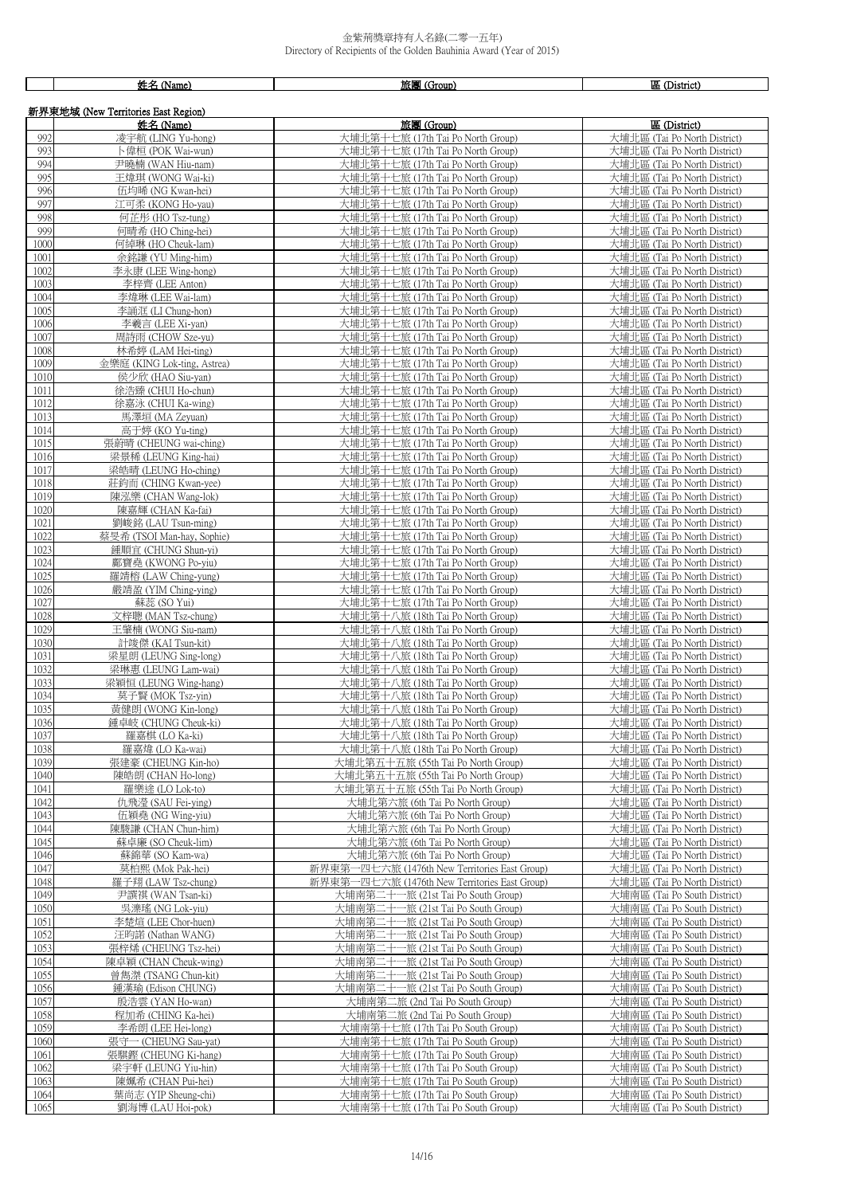金紫荊獎章持有人名錄(二零一五年)
Directory of Recipients of the Golden Bauhinia Award (Year of 2015)

| | 姓名 (Name) | 旅團 (Group) | 區 (District) |
|---|---|---|---|

新界東地域 (New Territories East Region)

| | 姓名 (Name) | 旅團 (Group) | 區 (District) |
|---|---|---|---|
| 992 | 凌宇航 (LING Yu-hong) | 大埔北第十七旅 (17th Tai Po North Group) | 大埔北區 (Tai Po North District) |
| 993 | 卜偉桓 (POK Wai-wun) | 大埔北第十七旅 (17th Tai Po North Group) | 大埔北區 (Tai Po North District) |
| 994 | 尹曉楠 (WAN Hiu-nam) | 大埔北第十七旅 (17th Tai Po North Group) | 大埔北區 (Tai Po North District) |
| 995 | 王煒琪 (WONG Wai-ki) | 大埔北第十七旅 (17th Tai Po North Group) | 大埔北區 (Tai Po North District) |
| 996 | 伍均晞 (NG Kwan-hei) | 大埔北第十七旅 (17th Tai Po North Group) | 大埔北區 (Tai Po North District) |
| 997 | 江可柔 (KONG Ho-yau) | 大埔北第十七旅 (17th Tai Po North Group) | 大埔北區 (Tai Po North District) |
| 998 | 何芷彤 (HO Tsz-tung) | 大埔北第十七旅 (17th Tai Po North Group) | 大埔北區 (Tai Po North District) |
| 999 | 何晴希 (HO Ching-hei) | 大埔北第十七旅 (17th Tai Po North Group) | 大埔北區 (Tai Po North District) |
| 1000 | 何綽琳 (HO Cheuk-lam) | 大埔北第十七旅 (17th Tai Po North Group) | 大埔北區 (Tai Po North District) |
| 1001 | 余銘謙 (YU Ming-him) | 大埔北第十七旅 (17th Tai Po North Group) | 大埔北區 (Tai Po North District) |
| 1002 | 李永康 (LEE Wing-hong) | 大埔北第十七旅 (17th Tai Po North Group) | 大埔北區 (Tai Po North District) |
| 1003 | 李梓齊 (LEE Anton) | 大埔北第十七旅 (17th Tai Po North Group) | 大埔北區 (Tai Po North District) |
| 1004 | 李煒琳 (LEE Wai-lam) | 大埔北第十七旅 (17th Tai Po North Group) | 大埔北區 (Tai Po North District) |
| 1005 | 李誦涯 (LI Chung-hon) | 大埔北第十七旅 (17th Tai Po North Group) | 大埔北區 (Tai Po North District) |
| 1006 | 李羲言 (LEE Xi-yan) | 大埔北第十七旅 (17th Tai Po North Group) | 大埔北區 (Tai Po North District) |
| 1007 | 周詩雨 (CHOW Sze-yu) | 大埔北第十七旅 (17th Tai Po North Group) | 大埔北區 (Tai Po North District) |
| 1008 | 林希婷 (LAM Hei-ting) | 大埔北第十七旅 (17th Tai Po North Group) | 大埔北區 (Tai Po North District) |
| 1009 | 金樂庭 (KING Lok-ting, Astrea) | 大埔北第十七旅 (17th Tai Po North Group) | 大埔北區 (Tai Po North District) |
| 1010 | 侯少欣 (HAO Siu-yan) | 大埔北第十七旅 (17th Tai Po North Group) | 大埔北區 (Tai Po North District) |
| 1011 | 徐浩臻 (CHUI Ho-chun) | 大埔北第十七旅 (17th Tai Po North Group) | 大埔北區 (Tai Po North District) |
| 1012 | 徐嘉泳 (CHUI Ka-wing) | 大埔北第十七旅 (17th Tai Po North Group) | 大埔北區 (Tai Po North District) |
| 1013 | 馬澤垣 (MA Zeyuan) | 大埔北第十七旅 (17th Tai Po North Group) | 大埔北區 (Tai Po North District) |
| 1014 | 高于婷 (KO Yu-ting) | 大埔北第十七旅 (17th Tai Po North Group) | 大埔北區 (Tai Po North District) |
| 1015 | 張蔚晴 (CHEUNG wai-ching) | 大埔北第十七旅 (17th Tai Po North Group) | 大埔北區 (Tai Po North District) |
| 1016 | 梁景稀 (LEUNG King-hai) | 大埔北第十七旅 (17th Tai Po North Group) | 大埔北區 (Tai Po North District) |
| 1017 | 梁皓晴 (LEUNG Ho-ching) | 大埔北第十七旅 (17th Tai Po North Group) | 大埔北區 (Tai Po North District) |
| 1018 | 莊鈞而 (CHING Kwan-yee) | 大埔北第十七旅 (17th Tai Po North Group) | 大埔北區 (Tai Po North District) |
| 1019 | 陳泓樂 (CHAN Wang-lok) | 大埔北第十七旅 (17th Tai Po North Group) | 大埔北區 (Tai Po North District) |
| 1020 | 陳嘉輝 (CHAN Ka-fai) | 大埔北第十七旅 (17th Tai Po North Group) | 大埔北區 (Tai Po North District) |
| 1021 | 劉峻銘 (LAU Tsun-ming) | 大埔北第十七旅 (17th Tai Po North Group) | 大埔北區 (Tai Po North District) |
| 1022 | 蔡旻希 (TSOI Man-hay, Sophie) | 大埔北第十七旅 (17th Tai Po North Group) | 大埔北區 (Tai Po North District) |
| 1023 | 鍾順宜 (CHUNG Shun-yi) | 大埔北第十七旅 (17th Tai Po North Group) | 大埔北區 (Tai Po North District) |
| 1024 | 鄺寶堯 (KWONG Po-yiu) | 大埔北第十七旅 (17th Tai Po North Group) | 大埔北區 (Tai Po North District) |
| 1025 | 羅靖榕 (LAW Ching-yung) | 大埔北第十七旅 (17th Tai Po North Group) | 大埔北區 (Tai Po North District) |
| 1026 | 嚴靖盈 (YIM Ching-ying) | 大埔北第十七旅 (17th Tai Po North Group) | 大埔北區 (Tai Po North District) |
| 1027 | 蘇蕊 (SO Yui) | 大埔北第十七旅 (17th Tai Po North Group) | 大埔北區 (Tai Po North District) |
| 1028 | 文梓聰 (MAN Tsz-chung) | 大埔北第十八旅 (18th Tai Po North Group) | 大埔北區 (Tai Po North District) |
| 1029 | 王肇楠 (WONG Siu-nam) | 大埔北第十八旅 (18th Tai Po North Group) | 大埔北區 (Tai Po North District) |
| 1030 | 計竣傑 (KAI Tsun-kit) | 大埔北第十八旅 (18th Tai Po North Group) | 大埔北區 (Tai Po North District) |
| 1031 | 梁星朗 (LEUNG Sing-long) | 大埔北第十八旅 (18th Tai Po North Group) | 大埔北區 (Tai Po North District) |
| 1032 | 梁琳惠 (LEUNG Lam-wai) | 大埔北第十八旅 (18th Tai Po North Group) | 大埔北區 (Tai Po North District) |
| 1033 | 梁穎恒 (LEUNG Wing-hang) | 大埔北第十八旅 (18th Tai Po North Group) | 大埔北區 (Tai Po North District) |
| 1034 | 莫子賢 (MOK Tsz-yin) | 大埔北第十八旅 (18th Tai Po North Group) | 大埔北區 (Tai Po North District) |
| 1035 | 黃健朗 (WONG Kin-long) | 大埔北第十八旅 (18th Tai Po North Group) | 大埔北區 (Tai Po North District) |
| 1036 | 鍾卓岐 (CHUNG Cheuk-ki) | 大埔北第十八旅 (18th Tai Po North Group) | 大埔北區 (Tai Po North District) |
| 1037 | 羅嘉棋 (LO Ka-ki) | 大埔北第十八旅 (18th Tai Po North Group) | 大埔北區 (Tai Po North District) |
| 1038 | 羅嘉煒 (LO Ka-wai) | 大埔北第十八旅 (18th Tai Po North Group) | 大埔北區 (Tai Po North District) |
| 1039 | 張建豪 (CHEUNG Kin-ho) | 大埔北第五十五旅 (55th Tai Po North Group) | 大埔北區 (Tai Po North District) |
| 1040 | 陳皓朗 (CHAN Ho-long) | 大埔北第五十五旅 (55th Tai Po North Group) | 大埔北區 (Tai Po North District) |
| 1041 | 羅樂途 (LO Lok-to) | 大埔北第五十五旅 (55th Tai Po North Group) | 大埔北區 (Tai Po North District) |
| 1042 | 仇飛瀅 (SAU Fei-ying) | 大埔北第六旅 (6th Tai Po North Group) | 大埔北區 (Tai Po North District) |
| 1043 | 伍穎堯 (NG Wing-yiu) | 大埔北第六旅 (6th Tai Po North Group) | 大埔北區 (Tai Po North District) |
| 1044 | 陳駿謙 (CHAN Chun-him) | 大埔北第六旅 (6th Tai Po North Group) | 大埔北區 (Tai Po North District) |
| 1045 | 蘇卓廉 (SO Cheuk-lim) | 大埔北第六旅 (6th Tai Po North Group) | 大埔北區 (Tai Po North District) |
| 1046 | 蘇錦華 (SO Kam-wa) | 大埔北第六旅 (6th Tai Po North Group) | 大埔北區 (Tai Po North District) |
| 1047 | 莫柏熙 (Mok Pak-hei) | 新界東第一四七六旅 (1476th New Territories East Group) | 大埔北區 (Tai Po North District) |
| 1048 | 羅子翔 (LAW Tsz-chung) | 新界東第一四七六旅 (1476th New Territories East Group) | 大埔北區 (Tai Po North District) |
| 1049 | 尹讚祺 (WAN Tsan-ki) | 大埔南第二十一旅 (21st Tai Po South Group) | 大埔南區 (Tai Po South District) |
| 1050 | 吳濼瑤 (NG Lok-yiu) | 大埔南第二十一旅 (21st Tai Po South Group) | 大埔南區 (Tai Po South District) |
| 1051 | 李楚煊 (LEE Chor-huen) | 大埔南第二十一旅 (21st Tai Po South Group) | 大埔南區 (Tai Po South District) |
| 1052 | 汪昀諾 (Nathan WANG) | 大埔南第二十一旅 (21st Tai Po South Group) | 大埔南區 (Tai Po South District) |
| 1053 | 張梓烯 (CHEUNG Tsz-hei) | 大埔南第二十一旅 (21st Tai Po South Group) | 大埔南區 (Tai Po South District) |
| 1054 | 陳卓穎 (CHAN Cheuk-wing) | 大埔南第二十一旅 (21st Tai Po South Group) | 大埔南區 (Tai Po South District) |
| 1055 | 曾雋潔 (TSANG Chun-kit) | 大埔南第二十一旅 (21st Tai Po South Group) | 大埔南區 (Tai Po South District) |
| 1056 | 鍾漢瑜 (Edison CHUNG) | 大埔南第二十一旅 (21st Tai Po South Group) | 大埔南區 (Tai Po South District) |
| 1057 | 殷浩雲 (YAN Ho-wan) | 大埔南第二旅 (2nd Tai Po South Group) | 大埔南區 (Tai Po South District) |
| 1058 | 程加希 (CHING Ka-hei) | 大埔南第二旅 (2nd Tai Po South Group) | 大埔南區 (Tai Po South District) |
| 1059 | 李希朗 (LEE Hei-long) | 大埔南第十七旅 (17th Tai Po South Group) | 大埔南區 (Tai Po South District) |
| 1060 | 張守一 (CHEUNG Sau-yat) | 大埔南第十七旅 (17th Tai Po South Group) | 大埔南區 (Tai Po South District) |
| 1061 | 張騏鏗 (CHEUNG Ki-hang) | 大埔南第十七旅 (17th Tai Po South Group) | 大埔南區 (Tai Po South District) |
| 1062 | 梁宇軒 (LEUNG Yiu-hin) | 大埔南第十七旅 (17th Tai Po South Group) | 大埔南區 (Tai Po South District) |
| 1063 | 陳姵希 (CHAN Pui-hei) | 大埔南第十七旅 (17th Tai Po South Group) | 大埔南區 (Tai Po South District) |
| 1064 | 葉尚志 (YIP Sheung-chi) | 大埔南第十七旅 (17th Tai Po South Group) | 大埔南區 (Tai Po South District) |
| 1065 | 劉海博 (LAU Hoi-pok) | 大埔南第十七旅 (17th Tai Po South Group) | 大埔南區 (Tai Po South District) |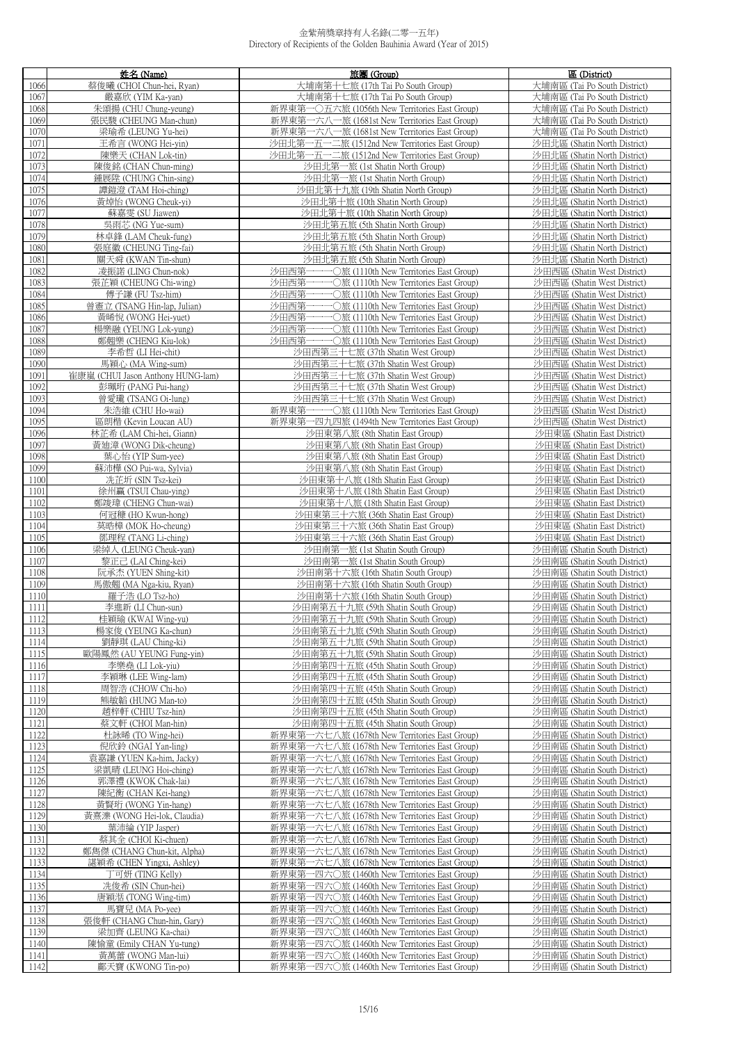金紫荊獎章持有人名錄(二零一五年)
Directory of Recipients of the Golden Bauhinia Award (Year of 2015)

| | 姓名 (Name) | 旅團 (Group) | 區 (District) |
|---|---|---|---|
| 1066 | 蔡俊曦 (CHOI Chun-hei, Ryan) | 大埔南第十七旅 (17th Tai Po South Group) | 大埔南區 (Tai Po South District) |
| 1067 | 嚴嘉欣 (YIM Ka-yan) | 大埔南第十七旅 (17th Tai Po South Group) | 大埔南區 (Tai Po South District) |
| 1068 | 朱頌揚 (CHU Chung-yeung) | 新界東第一〇五六旅 (1056th New Territories East Group) | 大埔南區 (Tai Po South District) |
| 1069 | 張民駿 (CHEUNG Man-chun) | 新界東第一六八一旅 (1681st New Territories East Group) | 大埔南區 (Tai Po South District) |
| 1070 | 梁瑜希 (LEUNG Yu-hei) | 新界東第一六八一旅 (1681st New Territories East Group) | 大埔南區 (Tai Po South District) |
| 1071 | 王希言 (WONG Hei-yin) | 沙田北第一五一二旅 (1512nd New Territories East Group) | 沙田北區 (Shatin North District) |
| 1072 | 陳樂天 (CHAN Lok-tin) | 沙田北第一五一二旅 (1512nd New Territories East Group) | 沙田北區 (Shatin North District) |
| 1073 | 陳俊銘 (CHAN Chun-ming) | 沙田北第一旅 (1st Shatin North Group) | 沙田北區 (Shatin North District) |
| 1074 | 鍾展陞 (CHUNG Chin-sing) | 沙田北第一旅 (1st Shatin North Group) | 沙田北區 (Shatin North District) |
| 1075 | 譚鎧澄 (TAM Hoi-ching) | 沙田北第十九旅 (19th Shatin North Group) | 沙田北區 (Shatin North District) |
| 1076 | 黃焯怡 (WONG Cheuk-yi) | 沙田北第十旅 (10th Shatin North Group) | 沙田北區 (Shatin North District) |
| 1077 | 蘇嘉雯 (SU Jiawen) | 沙田北第十旅 (10th Shatin North Group) | 沙田北區 (Shatin North District) |
| 1078 | 吳雨芯 (NG Yue-sum) | 沙田北第五旅 (5th Shatin North Group) | 沙田北區 (Shatin North District) |
| 1079 | 林卓鋒 (LAM Cheuk-fung) | 沙田北第五旅 (5th Shatin North Group) | 沙田北區 (Shatin North District) |
| 1080 | 張庭徽 (CHEUNG Ting-fai) | 沙田北第五旅 (5th Shatin North Group) | 沙田北區 (Shatin North District) |
| 1081 | 關天舜 (KWAN Tin-shun) | 沙田北第五旅 (5th Shatin North Group) | 沙田北區 (Shatin North District) |
| 1082 | 凌振諾 (LING Chun-nok) | 沙田西第一一一〇旅 (1110th New Territories East Group) | 沙田西區 (Shatin West District) |
| 1083 | 張芷穎 (CHEUNG Chi-wing) | 沙田西第一一一〇旅 (1110th New Territories East Group) | 沙田西區 (Shatin West District) |
| 1084 | 傅子謙 (FU Tsz-him) | 沙田西第一一一〇旅 (1110th New Territories East Group) | 沙田西區 (Shatin West District) |
| 1085 | 曾憲立 (TSANG Hin-lap, Julian) | 沙田西第一一一〇旅 (1110th New Territories East Group) | 沙田西區 (Shatin West District) |
| 1086 | 黃晞悅 (WONG Hei-yuet) | 沙田西第一一一〇旅 (1110th New Territories East Group) | 沙田西區 (Shatin West District) |
| 1087 | 楊樂融 (YEUNG Lok-yung) | 沙田西第一一一〇旅 (1110th New Territories East Group) | 沙田西區 (Shatin West District) |
| 1088 | 鄭翹樂 (CHENG Kiu-lok) | 沙田西第一一一〇旅 (1110th New Territories East Group) | 沙田西區 (Shatin West District) |
| 1089 | 李希哲 (LI Hei-chit) | 沙田西第三十七旅 (37th Shatin West Group) | 沙田西區 (Shatin West District) |
| 1090 | 馬穎心 (MA Wing-sum) | 沙田西第三十七旅 (37th Shatin West Group) | 沙田西區 (Shatin West District) |
| 1091 | 崔康嵐 (CHUI Jason Anthony HUNG-lam) | 沙田西第三十七旅 (37th Shatin West Group) | 沙田西區 (Shatin West District) |
| 1092 | 彭珮珩 (PANG Pui-hang) | 沙田西第三十七旅 (37th Shatin West Group) | 沙田西區 (Shatin West District) |
| 1093 | 曾愛瓏 (TSANG Oi-lung) | 沙田西第三十七旅 (37th Shatin West Group) | 沙田西區 (Shatin West District) |
| 1094 | 朱浩維 (CHU Ho-wai) | 新界東第一一一〇旅 (1110th New Territories East Group) | 沙田西區 (Shatin West District) |
| 1095 | 區朗楷 (Kevin Loucan AU) | 新界東第一四九四旅 (1494th New Territories East Group) | 沙田西區 (Shatin West District) |
| 1096 | 林芷希 (LAM Chi-hei, Giann) | 沙田東第八旅 (8th Shatin East Group) | 沙田東區 (Shatin East District) |
| 1097 | 黃廸漳 (WONG Dik-cheung) | 沙田東第八旅 (8th Shatin East Group) | 沙田東區 (Shatin East District) |
| 1098 | 葉心怡 (YIP Sum-yee) | 沙田東第八旅 (8th Shatin East Group) | 沙田東區 (Shatin East District) |
| 1099 | 蘇沛樺 (SO Pui-wa, Sylvia) | 沙田東第八旅 (8th Shatin East Group) | 沙田東區 (Shatin East District) |
| 1100 | 冼芷圻 (SIN Tsz-kei) | 沙田東第十八旅 (18th Shatin East Group) | 沙田東區 (Shatin East District) |
| 1101 | 徐州贏 (TSUI Chau-ying) | 沙田東第十八旅 (18th Shatin East Group) | 沙田東區 (Shatin East District) |
| 1102 | 鄭竣瑋 (CHENG Chun-wai) | 沙田東第十八旅 (18th Shatin East Group) | 沙田東區 (Shatin East District) |
| 1103 | 何冠糠 (HO Kwun-hong) | 沙田東第三十六旅 (36th Shatin East Group) | 沙田東區 (Shatin East District) |
| 1104 | 莫晧樟 (MOK Ho-cheung) | 沙田東第三十六旅 (36th Shatin East Group) | 沙田東區 (Shatin East District) |
| 1105 | 鄧理程 (TANG Li-ching) | 沙田東第三十六旅 (36th Shatin East Group) | 沙田東區 (Shatin East District) |
| 1106 | 梁綽人 (LEUNG Cheuk-yan) | 沙田南第一旅 (1st Shatin South Group) | 沙田南區 (Shatin South District) |
| 1107 | 黎正己 (LAI Ching-kei) | 沙田南第一旅 (1st Shatin South Group) | 沙田南區 (Shatin South District) |
| 1108 | 阮承杰 (YUEN Shing-kit) | 沙田南第十六旅 (16th Shatin South Group) | 沙田南區 (Shatin South District) |
| 1109 | 馬傲翹 (MA Nga-kiu, Ryan) | 沙田南第十六旅 (16th Shatin South Group) | 沙田南區 (Shatin South District) |
| 1110 | 羅子浩 (LO Tsz-ho) | 沙田南第十六旅 (16th Shatin South Group) | 沙田南區 (Shatin South District) |
| 1111 | 李進新 (LI Chun-sun) | 沙田南第五十九旅 (59th Shatin South Group) | 沙田南區 (Shatin South District) |
| 1112 | 桂穎瑜 (KWAI Wing-yu) | 沙田南第五十九旅 (59th Shatin South Group) | 沙田南區 (Shatin South District) |
| 1113 | 楊家俊 (YEUNG Ka-chun) | 沙田南第五十九旅 (59th Shatin South Group) | 沙田南區 (Shatin South District) |
| 1114 | 劉靜琪 (LAU Ching-ki) | 沙田南第五十九旅 (59th Shatin South Group) | 沙田南區 (Shatin South District) |
| 1115 | 歐陽鳳然 (AU YEUNG Fung-yin) | 沙田南第五十九旅 (59th Shatin South Group) | 沙田南區 (Shatin South District) |
| 1116 | 李樂堯 (LI Lok-yiu) | 沙田南第四十五旅 (45th Shatin South Group) | 沙田南區 (Shatin South District) |
| 1117 | 李穎琳 (LEE Wing-lam) | 沙田南第四十五旅 (45th Shatin South Group) | 沙田南區 (Shatin South District) |
| 1118 | 周智浩 (CHOW Chi-ho) | 沙田南第四十五旅 (45th Shatin South Group) | 沙田南區 (Shatin South District) |
| 1119 | 熊敏韜 (HUNG Man-to) | 沙田南第四十五旅 (45th Shatin South Group) | 沙田南區 (Shatin South District) |
| 1120 | 趙梓軒 (CHIU Tsz-hin) | 沙田南第四十五旅 (45th Shatin South Group) | 沙田南區 (Shatin South District) |
| 1121 | 蔡文軒 (CHOI Man-hin) | 沙田南第四十五旅 (45th Shatin South Group) | 沙田南區 (Shatin South District) |
| 1122 | 杜詠晞 (TO Wing-hei) | 新界東第一六七八旅 (1678th New Territories East Group) | 沙田南區 (Shatin South District) |
| 1123 | 倪欣鈴 (NGAI Yan-ling) | 新界東第一六七八旅 (1678th New Territories East Group) | 沙田南區 (Shatin South District) |
| 1124 | 袁嘉謙 (YUEN Ka-him, Jacky) | 新界東第一六七八旅 (1678th New Territories East Group) | 沙田南區 (Shatin South District) |
| 1125 | 梁凱晴 (LEUNG Hoi-ching) | 新界東第一六七八旅 (1678th New Territories East Group) | 沙田南區 (Shatin South District) |
| 1126 | 郭澤禮 (KWOK Chak-lai) | 新界東第一六七八旅 (1678th New Territories East Group) | 沙田南區 (Shatin South District) |
| 1127 | 陳紀衡 (CHAN Kei-hang) | 新界東第一六七八旅 (1678th New Territories East Group) | 沙田南區 (Shatin South District) |
| 1128 | 黃賢珩 (WONG Yin-hang) | 新界東第一六七八旅 (1678th New Territories East Group) | 沙田南區 (Shatin South District) |
| 1129 | 黃熹濼 (WONG Hei-lok, Claudia) | 新界東第一六七八旅 (1678th New Territories East Group) | 沙田南區 (Shatin South District) |
| 1130 | 葉沛綸 (YIP Jasper) | 新界東第一六七八旅 (1678th New Territories East Group) | 沙田南區 (Shatin South District) |
| 1131 | 蔡其全 (CHOI Ki-chuen) | 新界東第一六七八旅 (1678th New Territories East Group) | 沙田南區 (Shatin South District) |
| 1132 | 鄭雋傑 (CHANG Chun-kit, Alpha) | 新界東第一六七八旅 (1678th New Territories East Group) | 沙田南區 (Shatin South District) |
| 1133 | 諶穎希 (CHEN Yingxi, Ashley) | 新界東第一六七八旅 (1678th New Territories East Group) | 沙田南區 (Shatin South District) |
| 1134 | 丁可妍 (TING Kelly) | 新界東第一四六〇旅 (1460th New Territories East Group) | 沙田南區 (Shatin South District) |
| 1135 | 冼俊希 (SIN Chun-hei) | 新界東第一四六〇旅 (1460th New Territories East Group) | 沙田南區 (Shatin South District) |
| 1136 | 唐穎湉 (TONG Wing-tim) | 新界東第一四六〇旅 (1460th New Territories East Group) | 沙田南區 (Shatin South District) |
| 1137 | 馬寶兒 (MA Po-yee) | 新界東第一四六〇旅 (1460th New Territories East Group) | 沙田南區 (Shatin South District) |
| 1138 | 張俊軒 (CHANG Chun-hin, Gary) | 新界東第一四六〇旅 (1460th New Territories East Group) | 沙田南區 (Shatin South District) |
| 1139 | 梁加齊 (LEUNG Ka-chai) | 新界東第一四六〇旅 (1460th New Territories East Group) | 沙田南區 (Shatin South District) |
| 1140 | 陳愉童 (Emily CHAN Yu-tung) | 新界東第一四六〇旅 (1460th New Territories East Group) | 沙田南區 (Shatin South District) |
| 1141 | 黃萬蕾 (WONG Man-lui) | 新界東第一四六〇旅 (1460th New Territories East Group) | 沙田南區 (Shatin South District) |
| 1142 | 鄺天寶 (KWONG Tin-po) | 新界東第一四六〇旅 (1460th New Territories East Group) | 沙田南區 (Shatin South District) |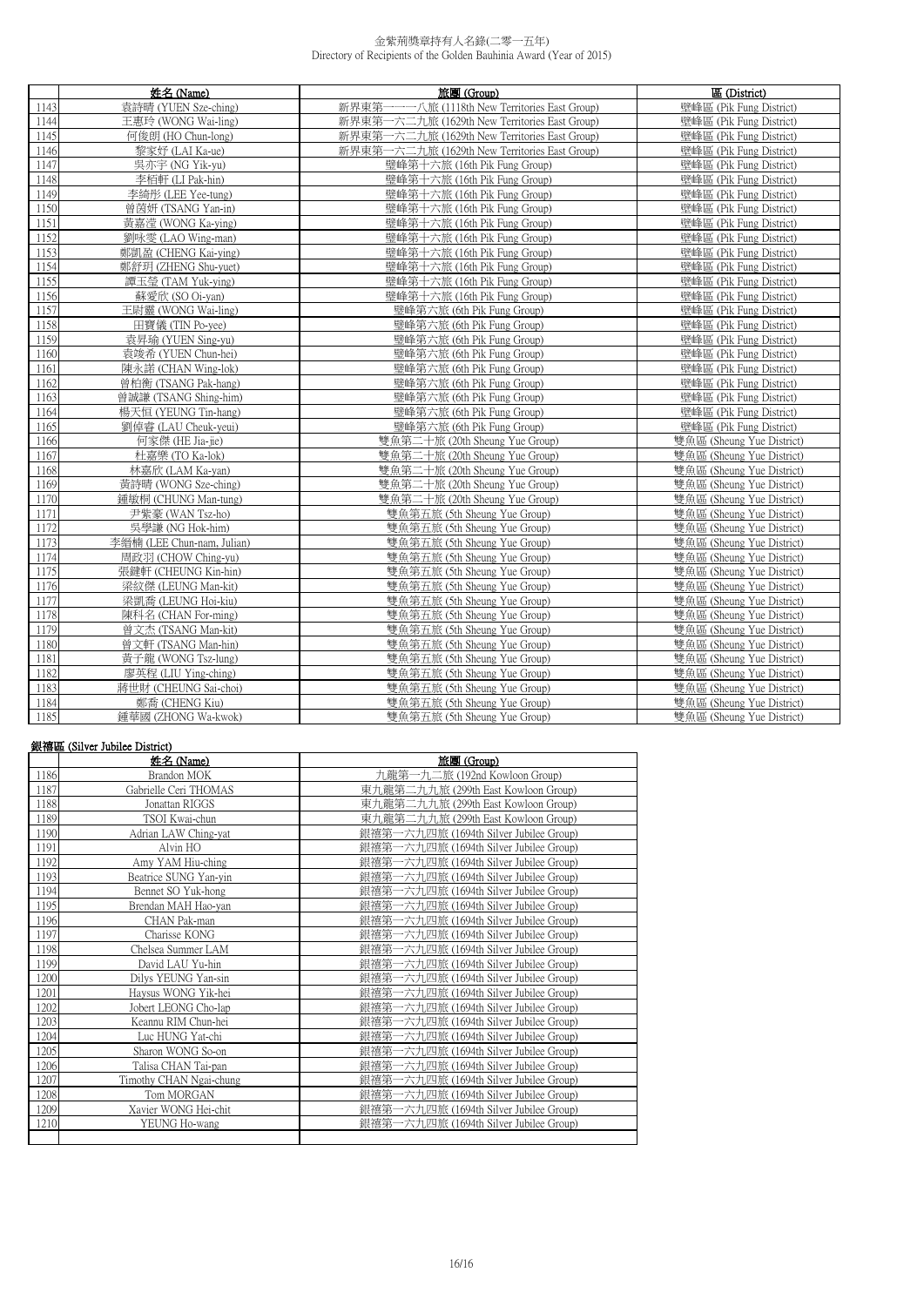# 金紫荊獎章持有人名錄(二零一五年)
Directory of Recipients of the Golden Bauhinia Award (Year of 2015)

| | 姓名 (Name) | 旅團 (Group) | 區 (District) |
|---|---|---|---|
| 1143 | 袁詩晴 (YUEN Sze-ching) | 新界東第一一一八旅 (1118th New Territories East Group) | 璧峰區 (Pik Fung District) |
| 1144 | 王惠玲 (WONG Wai-ling) | 新界東第一六二九旅 (1629th New Territories East Group) | 璧峰區 (Pik Fung District) |
| 1145 | 何俊朗 (HO Chun-long) | 新界東第一六二九旅 (1629th New Territories East Group) | 璧峰區 (Pik Fung District) |
| 1146 | 黎家妤 (LAI Ka-ue) | 新界東第一六二九旅 (1629th New Territories East Group) | 璧峰區 (Pik Fung District) |
| 1147 | 吳亦宇 (NG Yik-yu) | 璧峰第十六旅 (16th Pik Fung Group) | 璧峰區 (Pik Fung District) |
| 1148 | 李栢軒 (LI Pak-hin) | 璧峰第十六旅 (16th Pik Fung Group) | 璧峰區 (Pik Fung District) |
| 1149 | 李綺彤 (LEE Yee-tung) | 璧峰第十六旅 (16th Pik Fung Group) | 璧峰區 (Pik Fung District) |
| 1150 | 曾茵妍 (TSANG Yan-in) | 璧峰第十六旅 (16th Pik Fung Group) | 璧峰區 (Pik Fung District) |
| 1151 | 黃嘉瀅 (WONG Ka-ying) | 璧峰第十六旅 (16th Pik Fung Group) | 璧峰區 (Pik Fung District) |
| 1152 | 劉咏雯 (LAO Wing-man) | 璧峰第十六旅 (16th Pik Fung Group) | 璧峰區 (Pik Fung District) |
| 1153 | 鄭凱盈 (CHENG Kai-ying) | 璧峰第十六旅 (16th Pik Fung Group) | 璧峰區 (Pik Fung District) |
| 1154 | 鄭舒玥 (ZHENG Shu-yuet) | 璧峰第十六旅 (16th Pik Fung Group) | 璧峰區 (Pik Fung District) |
| 1155 | 譚玉瑩 (TAM Yuk-ying) | 璧峰第十六旅 (16th Pik Fung Group) | 璧峰區 (Pik Fung District) |
| 1156 | 蘇愛欣 (SO Oi-yan) | 璧峰第十六旅 (16th Pik Fung Group) | 璧峰區 (Pik Fung District) |
| 1157 | 王尉靈 (WONG Wai-ling) | 璧峰第六旅 (6th Pik Fung Group) | 璧峰區 (Pik Fung District) |
| 1158 | 田寶儀 (TIN Po-yee) | 璧峰第六旅 (6th Pik Fung Group) | 璧峰區 (Pik Fung District) |
| 1159 | 袁昇瑜 (YUEN Sing-yu) | 璧峰第六旅 (6th Pik Fung Group) | 璧峰區 (Pik Fung District) |
| 1160 | 袁竣希 (YUEN Chun-hei) | 璧峰第六旅 (6th Pik Fung Group) | 璧峰區 (Pik Fung District) |
| 1161 | 陳永諾 (CHAN Wing-lok) | 璧峰第六旅 (6th Pik Fung Group) | 璧峰區 (Pik Fung District) |
| 1162 | 曾柏衡 (TSANG Pak-hang) | 璧峰第六旅 (6th Pik Fung Group) | 璧峰區 (Pik Fung District) |
| 1163 | 曾誠謙 (TSANG Shing-him) | 璧峰第六旅 (6th Pik Fung Group) | 璧峰區 (Pik Fung District) |
| 1164 | 楊天恒 (YEUNG Tin-hang) | 璧峰第六旅 (6th Pik Fung Group) | 璧峰區 (Pik Fung District) |
| 1165 | 劉倬睿 (LAU Cheuk-yeui) | 璧峰第六旅 (6th Pik Fung Group) | 璧峰區 (Pik Fung District) |
| 1166 | 何家傑 (HE Jia-jie) | 雙魚第二十旅 (20th Sheung Yue Group) | 雙魚區 (Sheung Yue District) |
| 1167 | 杜嘉樂 (TO Ka-lok) | 雙魚第二十旅 (20th Sheung Yue Group) | 雙魚區 (Sheung Yue District) |
| 1168 | 林嘉欣 (LAM Ka-yan) | 雙魚第二十旅 (20th Sheung Yue Group) | 雙魚區 (Sheung Yue District) |
| 1169 | 黃詩晴 (WONG Sze-ching) | 雙魚第二十旅 (20th Sheung Yue Group) | 雙魚區 (Sheung Yue District) |
| 1170 | 鍾敏桐 (CHUNG Man-tung) | 雙魚第二十旅 (20th Sheung Yue Group) | 雙魚區 (Sheung Yue District) |
| 1171 | 尹紫豪 (WAN Tsz-ho) | 雙魚第五旅 (5th Sheung Yue Group) | 雙魚區 (Sheung Yue District) |
| 1172 | 吳學謙 (NG Hok-him) | 雙魚第五旅 (5th Sheung Yue Group) | 雙魚區 (Sheung Yue District) |
| 1173 | 李縉楠 (LEE Chun-nam, Julian) | 雙魚第五旅 (5th Sheung Yue Group) | 雙魚區 (Sheung Yue District) |
| 1174 | 周政羽 (CHOW Ching-yu) | 雙魚第五旅 (5th Sheung Yue Group) | 雙魚區 (Sheung Yue District) |
| 1175 | 張鍵軒 (CHEUNG Kin-hin) | 雙魚第五旅 (5th Sheung Yue Group) | 雙魚區 (Sheung Yue District) |
| 1176 | 梁紋傑 (LEUNG Man-kit) | 雙魚第五旅 (5th Sheung Yue Group) | 雙魚區 (Sheung Yue District) |
| 1177 | 梁凱喬 (LEUNG Hoi-kiu) | 雙魚第五旅 (5th Sheung Yue Group) | 雙魚區 (Sheung Yue District) |
| 1178 | 陳科名 (CHAN For-ming) | 雙魚第五旅 (5th Sheung Yue Group) | 雙魚區 (Sheung Yue District) |
| 1179 | 曾文杰 (TSANG Man-kit) | 雙魚第五旅 (5th Sheung Yue Group) | 雙魚區 (Sheung Yue District) |
| 1180 | 曾文軒 (TSANG Man-hin) | 雙魚第五旅 (5th Sheung Yue Group) | 雙魚區 (Sheung Yue District) |
| 1181 | 黃子龍 (WONG Tsz-lung) | 雙魚第五旅 (5th Sheung Yue Group) | 雙魚區 (Sheung Yue District) |
| 1182 | 廖英程 (LIU Ying-ching) | 雙魚第五旅 (5th Sheung Yue Group) | 雙魚區 (Sheung Yue District) |
| 1183 | 蔣世財 (CHEUNG Sai-choi) | 雙魚第五旅 (5th Sheung Yue Group) | 雙魚區 (Sheung Yue District) |
| 1184 | 鄭喬 (CHENG Kiu) | 雙魚第五旅 (5th Sheung Yue Group) | 雙魚區 (Sheung Yue District) |
| 1185 | 鍾華國 (ZHONG Wa-kwok) | 雙魚第五旅 (5th Sheung Yue Group) | 雙魚區 (Sheung Yue District) |

**銀禧區 (Silver Jubilee District)**

| | 姓名 (Name) | 旅團 (Group) |
|---|---|---|
| 1186 | Brandon MOK | 九龍第一九二旅 (192nd Kowloon Group) |
| 1187 | Gabrielle Ceri THOMAS | 東九龍第二九九旅 (299th East Kowloon Group) |
| 1188 | Jonattan RIGGS | 東九龍第二九九旅 (299th East Kowloon Group) |
| 1189 | TSOI Kwai-chun | 東九龍第二九九旅 (299th East Kowloon Group) |
| 1190 | Adrian LAW Ching-yat | 銀禧第一六九四旅 (1694th Silver Jubilee Group) |
| 1191 | Alvin HO | 銀禧第一六九四旅 (1694th Silver Jubilee Group) |
| 1192 | Amy YAM Hiu-ching | 銀禧第一六九四旅 (1694th Silver Jubilee Group) |
| 1193 | Beatrice SUNG Yan-yin | 銀禧第一六九四旅 (1694th Silver Jubilee Group) |
| 1194 | Bennet SO Yuk-hong | 銀禧第一六九四旅 (1694th Silver Jubilee Group) |
| 1195 | Brendan MAH Hao-yan | 銀禧第一六九四旅 (1694th Silver Jubilee Group) |
| 1196 | CHAN Pak-man | 銀禧第一六九四旅 (1694th Silver Jubilee Group) |
| 1197 | Charisse KONG | 銀禧第一六九四旅 (1694th Silver Jubilee Group) |
| 1198 | Chelsea Summer LAM | 銀禧第一六九四旅 (1694th Silver Jubilee Group) |
| 1199 | David LAU Yu-hin | 銀禧第一六九四旅 (1694th Silver Jubilee Group) |
| 1200 | Dilys YEUNG Yan-sin | 銀禧第一六九四旅 (1694th Silver Jubilee Group) |
| 1201 | Haysus WONG Yik-hei | 銀禧第一六九四旅 (1694th Silver Jubilee Group) |
| 1202 | Jobert LEONG Cho-lap | 銀禧第一六九四旅 (1694th Silver Jubilee Group) |
| 1203 | Keannu RIM Chun-hei | 銀禧第一六九四旅 (1694th Silver Jubilee Group) |
| 1204 | Luc HUNG Yat-chi | 銀禧第一六九四旅 (1694th Silver Jubilee Group) |
| 1205 | Sharon WONG So-on | 銀禧第一六九四旅 (1694th Silver Jubilee Group) |
| 1206 | Talisa CHAN Tai-pan | 銀禧第一六九四旅 (1694th Silver Jubilee Group) |
| 1207 | Timothy CHAN Ngai-chung | 銀禧第一六九四旅 (1694th Silver Jubilee Group) |
| 1208 | Tom MORGAN | 銀禧第一六九四旅 (1694th Silver Jubilee Group) |
| 1209 | Xavier WONG Hei-chit | 銀禧第一六九四旅 (1694th Silver Jubilee Group) |
| 1210 | YEUNG Ho-wang | 銀禧第一六九四旅 (1694th Silver Jubilee Group) |